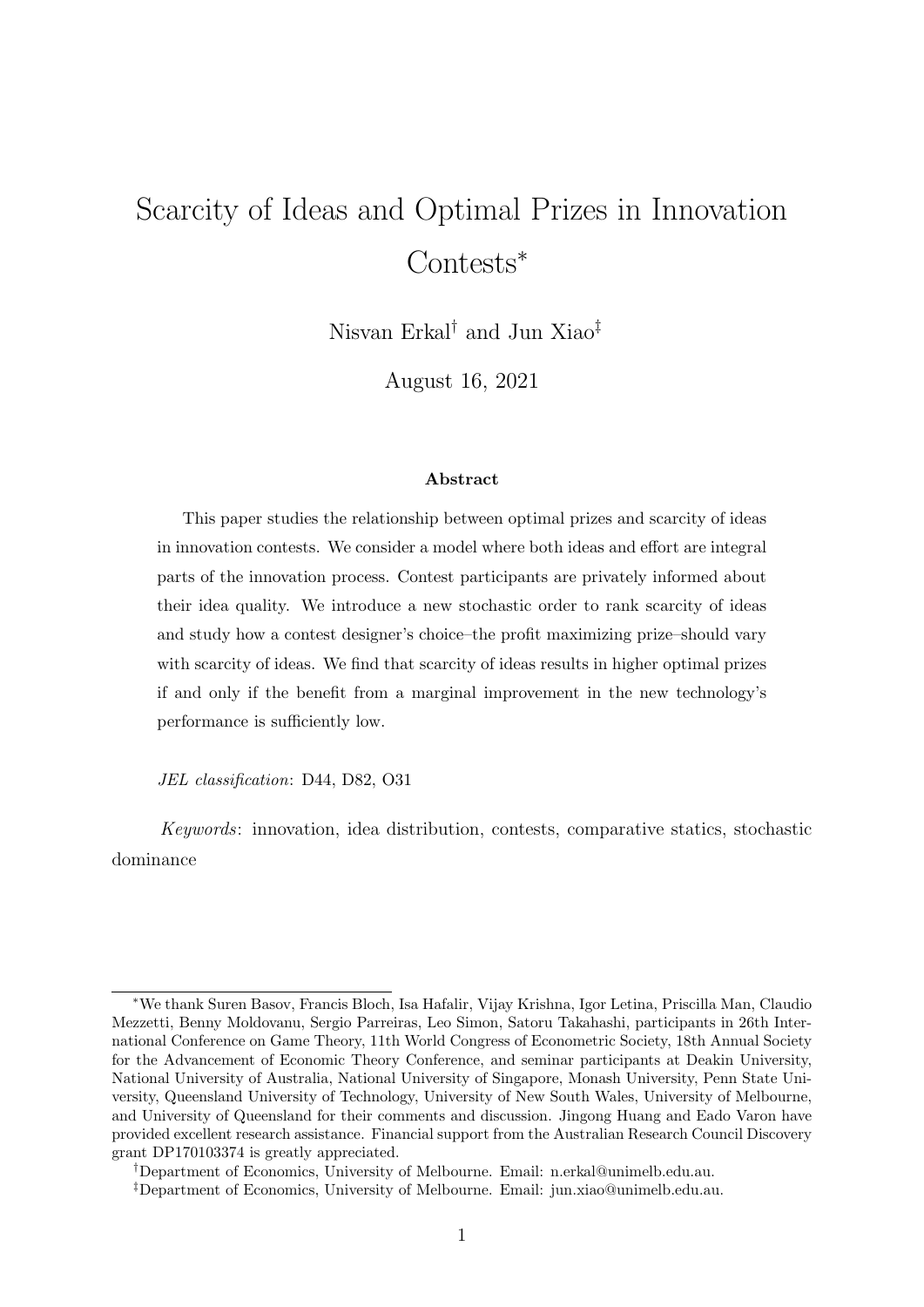# Scarcity of Ideas and Optimal Prizes in Innovation Contests*

Nisvan Erkal[†] and Jun Xiao[‡]

August 16, 2021

### Abstract

This paper studies the relationship between optimal prizes and scarcity of ideas in innovation contests. We consider a model where both ideas and effort are integral parts of the innovation process. Contest participants are privately informed about their idea quality. We introduce a new stochastic order to rank scarcity of ideas and study how a contest designer's choice–the profit maximizing prize–should vary with scarcity of ideas. We find that scarcity of ideas results in higher optimal prizes if and only if the benefit from a marginal improvement in the new technology's performance is sufficiently low.

*JEL classification*: D44, D82, O31

*Keywords*: innovation, idea distribution, contests, comparative statics, stochastic dominance

---

*We thank Suren Basov, Francis Bloch, Isa Hafalir, Vijay Krishna, Igor Letina, Priscilla Man, Claudio Mezzetti, Benny Moldovanu, Sergio Parreiras, Leo Simon, Satoru Takahashi, participants in 26th International Conference on Game Theory, 11th World Congress of Econometric Society, 18th Annual Society for the Advancement of Economic Theory Conference, and seminar participants at Deakin University, National University of Australia, National University of Singapore, Monash University, Penn State University, Queensland University of Technology, University of New South Wales, University of Melbourne, and University of Queensland for their comments and discussion. Jingong Huang and Eado Varon have provided excellent research assistance. Financial support from the Australian Research Council Discovery grant DP170103374 is greatly appreciated.

[†]Department of Economics, University of Melbourne. Email: n.erkal@unimelb.edu.au.

[‡]Department of Economics, University of Melbourne. Email: jun.xiao@unimelb.edu.au.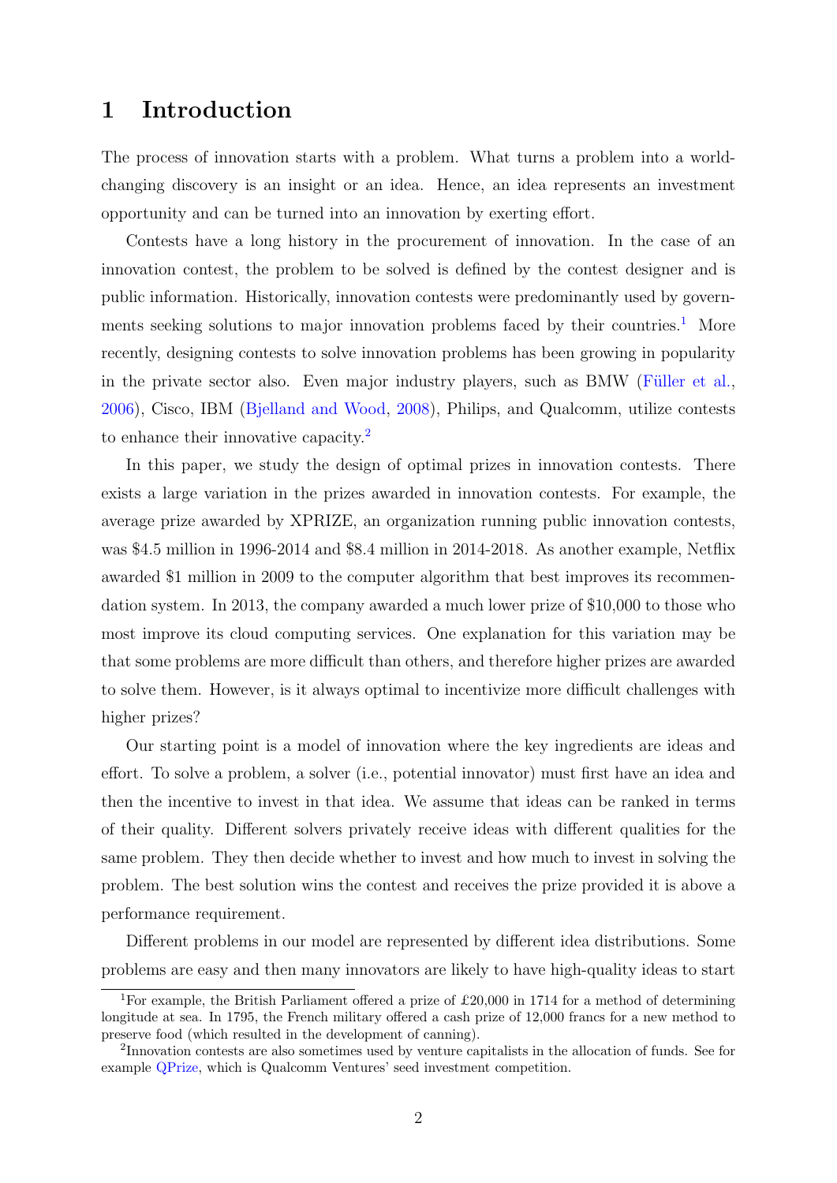# 1 Introduction

The process of innovation starts with a problem. What turns a problem into a world-changing discovery is an insight or an idea. Hence, an idea represents an investment opportunity and can be turned into an innovation by exerting effort.

Contests have a long history in the procurement of innovation. In the case of an innovation contest, the problem to be solved is defined by the contest designer and is public information. Historically, innovation contests were predominantly used by governments seeking solutions to major innovation problems faced by their countries.[1] More recently, designing contests to solve innovation problems has been growing in popularity in the private sector also. Even major industry players, such as BMW (Füller et al., 2006), Cisco, IBM (Bjelland and Wood, 2008), Philips, and Qualcomm, utilize contests to enhance their innovative capacity.[2]

In this paper, we study the design of optimal prizes in innovation contests. There exists a large variation in the prizes awarded in innovation contests. For example, the average prize awarded by XPRIZE, an organization running public innovation contests, was $4.5 million in 1996-2014 and $8.4 million in 2014-2018. As another example, Netflix awarded $1 million in 2009 to the computer algorithm that best improves its recommendation system. In 2013, the company awarded a much lower prize of $10,000 to those who most improve its cloud computing services. One explanation for this variation may be that some problems are more difficult than others, and therefore higher prizes are awarded to solve them. However, is it always optimal to incentivize more difficult challenges with higher prizes?

Our starting point is a model of innovation where the key ingredients are ideas and effort. To solve a problem, a solver (i.e., potential innovator) must first have an idea and then the incentive to invest in that idea. We assume that ideas can be ranked in terms of their quality. Different solvers privately receive ideas with different qualities for the same problem. They then decide whether to invest and how much to invest in solving the problem. The best solution wins the contest and receives the prize provided it is above a performance requirement.

Different problems in our model are represented by different idea distributions. Some problems are easy and then many innovators are likely to have high-quality ideas to start

[1] For example, the British Parliament offered a prize of £20,000 in 1714 for a method of determining longitude at sea. In 1795, the French military offered a cash prize of 12,000 francs for a new method to preserve food (which resulted in the development of canning).

[2] Innovation contests are also sometimes used by venture capitalists in the allocation of funds. See for example QPrize, which is Qualcomm Ventures' seed investment competition.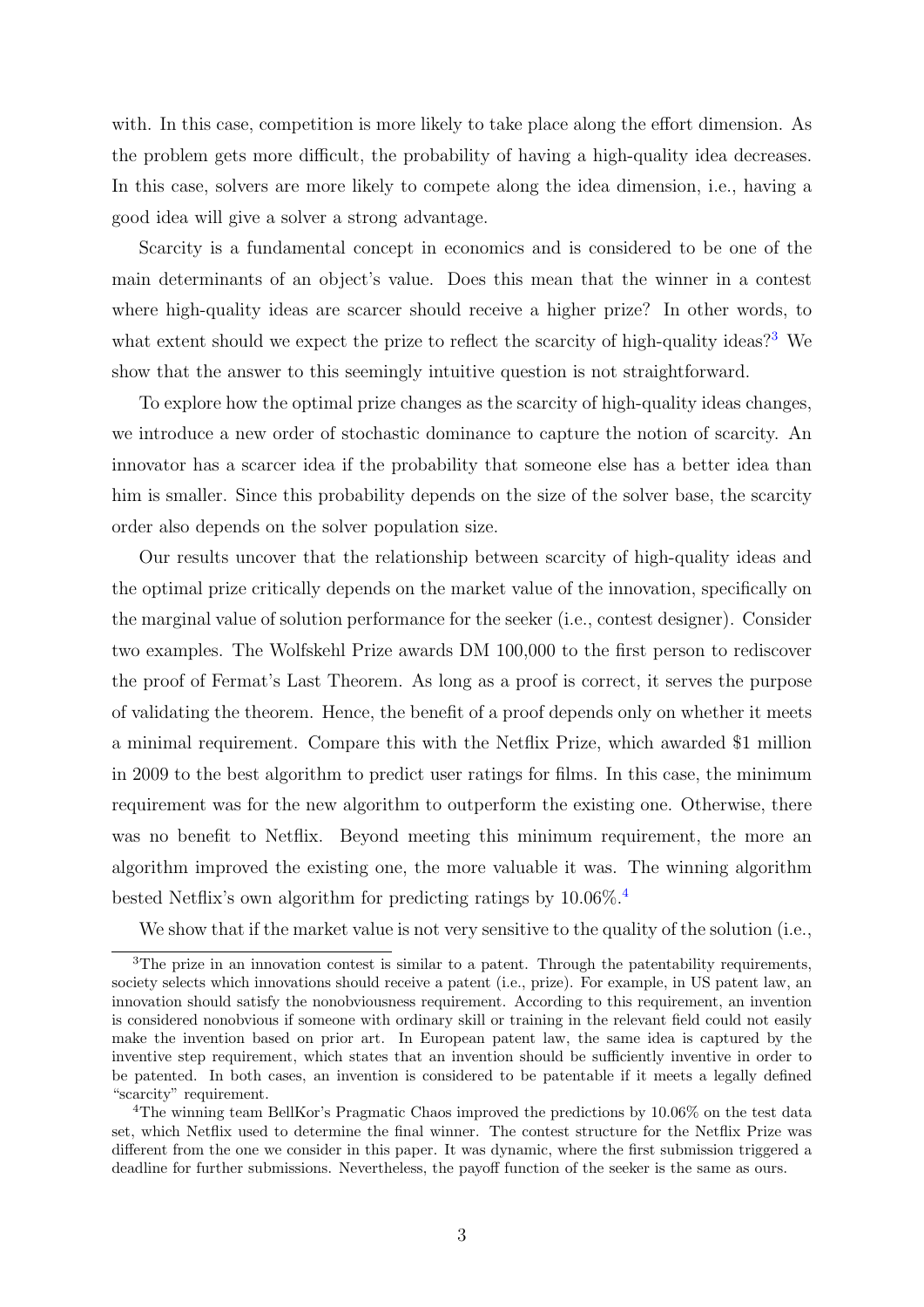with. In this case, competition is more likely to take place along the effort dimension. As the problem gets more difficult, the probability of having a high-quality idea decreases. In this case, solvers are more likely to compete along the idea dimension, i.e., having a good idea will give a solver a strong advantage.

Scarcity is a fundamental concept in economics and is considered to be one of the main determinants of an object's value. Does this mean that the winner in a contest where high-quality ideas are scarcer should receive a higher prize? In other words, to what extent should we expect the prize to reflect the scarcity of high-quality ideas?[3] We show that the answer to this seemingly intuitive question is not straightforward.

To explore how the optimal prize changes as the scarcity of high-quality ideas changes, we introduce a new order of stochastic dominance to capture the notion of scarcity. An innovator has a scarcer idea if the probability that someone else has a better idea than him is smaller. Since this probability depends on the size of the solver base, the scarcity order also depends on the solver population size.

Our results uncover that the relationship between scarcity of high-quality ideas and the optimal prize critically depends on the market value of the innovation, specifically on the marginal value of solution performance for the seeker (i.e., contest designer). Consider two examples. The Wolfskehl Prize awards DM 100,000 to the first person to rediscover the proof of Fermat's Last Theorem. As long as a proof is correct, it serves the purpose of validating the theorem. Hence, the benefit of a proof depends only on whether it meets a minimal requirement. Compare this with the Netflix Prize, which awarded \$1 million in 2009 to the best algorithm to predict user ratings for films. In this case, the minimum requirement was for the new algorithm to outperform the existing one. Otherwise, there was no benefit to Netflix. Beyond meeting this minimum requirement, the more an algorithm improved the existing one, the more valuable it was. The winning algorithm bested Netflix's own algorithm for predicting ratings by 10.06%.[4]

We show that if the market value is not very sensitive to the quality of the solution (i.e.,

[3]The prize in an innovation contest is similar to a patent. Through the patentability requirements, society selects which innovations should receive a patent (i.e., prize). For example, in US patent law, an innovation should satisfy the nonobviousness requirement. According to this requirement, an invention is considered nonobvious if someone with ordinary skill or training in the relevant field could not easily make the invention based on prior art. In European patent law, the same idea is captured by the inventive step requirement, which states that an invention should be sufficiently inventive in order to be patented. In both cases, an invention is considered to be patentable if it meets a legally defined "scarcity" requirement.

[4]The winning team BellKor's Pragmatic Chaos improved the predictions by 10.06% on the test data set, which Netflix used to determine the final winner. The contest structure for the Netflix Prize was different from the one we consider in this paper. It was dynamic, where the first submission triggered a deadline for further submissions. Nevertheless, the payoff function of the seeker is the same as ours.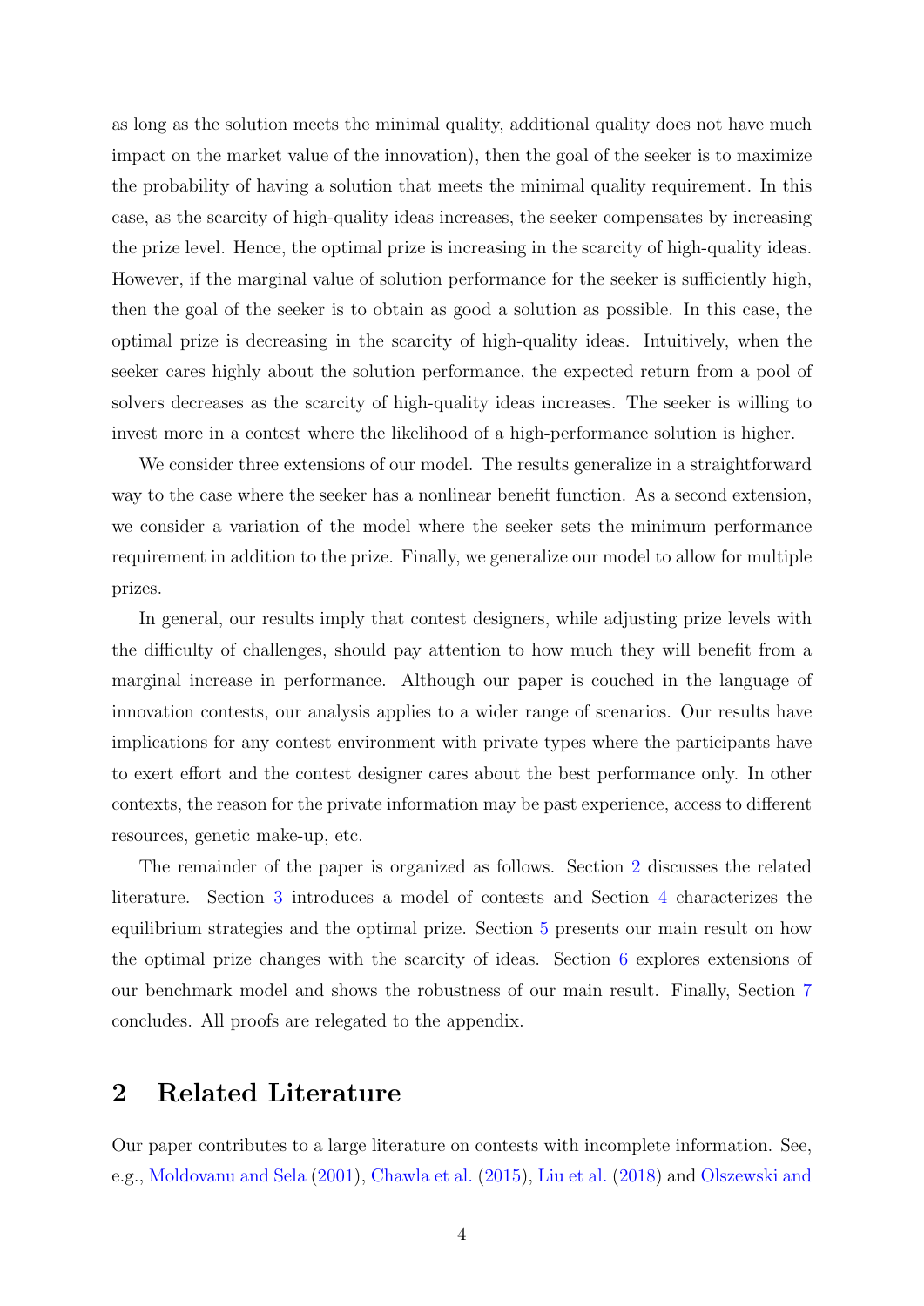as long as the solution meets the minimal quality, additional quality does not have much impact on the market value of the innovation), then the goal of the seeker is to maximize the probability of having a solution that meets the minimal quality requirement. In this case, as the scarcity of high-quality ideas increases, the seeker compensates by increasing the prize level. Hence, the optimal prize is increasing in the scarcity of high-quality ideas. However, if the marginal value of solution performance for the seeker is sufficiently high, then the goal of the seeker is to obtain as good a solution as possible. In this case, the optimal prize is decreasing in the scarcity of high-quality ideas. Intuitively, when the seeker cares highly about the solution performance, the expected return from a pool of solvers decreases as the scarcity of high-quality ideas increases. The seeker is willing to invest more in a contest where the likelihood of a high-performance solution is higher.

We consider three extensions of our model. The results generalize in a straightforward way to the case where the seeker has a nonlinear benefit function. As a second extension, we consider a variation of the model where the seeker sets the minimum performance requirement in addition to the prize. Finally, we generalize our model to allow for multiple prizes.

In general, our results imply that contest designers, while adjusting prize levels with the difficulty of challenges, should pay attention to how much they will benefit from a marginal increase in performance. Although our paper is couched in the language of innovation contests, our analysis applies to a wider range of scenarios. Our results have implications for any contest environment with private types where the participants have to exert effort and the contest designer cares about the best performance only. In other contexts, the reason for the private information may be past experience, access to different resources, genetic make-up, etc.

The remainder of the paper is organized as follows. Section 2 discusses the related literature. Section 3 introduces a model of contests and Section 4 characterizes the equilibrium strategies and the optimal prize. Section 5 presents our main result on how the optimal prize changes with the scarcity of ideas. Section 6 explores extensions of our benchmark model and shows the robustness of our main result. Finally, Section 7 concludes. All proofs are relegated to the appendix.

## 2 Related Literature

Our paper contributes to a large literature on contests with incomplete information. See, e.g., Moldovanu and Sela (2001), Chawla et al. (2015), Liu et al. (2018) and Olszewski and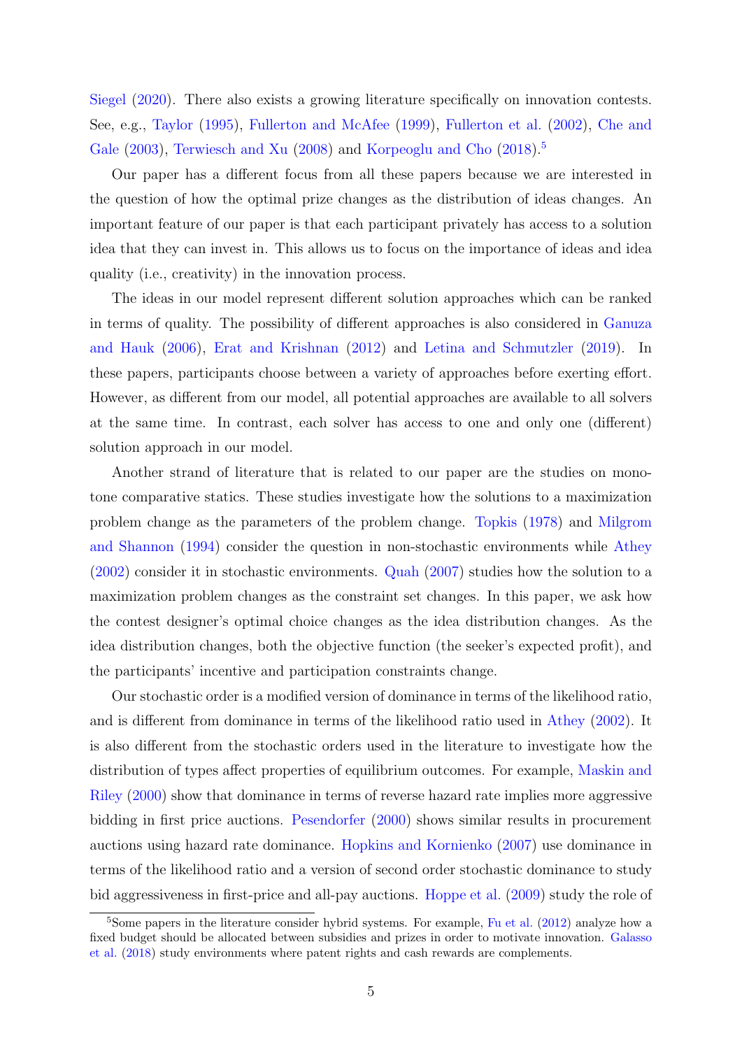Siegel (2020). There also exists a growing literature specifically on innovation contests. See, e.g., Taylor (1995), Fullerton and McAfee (1999), Fullerton et al. (2002), Che and Gale (2003), Terwiesch and Xu (2008) and Korpeoglu and Cho (2018).[5]

Our paper has a different focus from all these papers because we are interested in the question of how the optimal prize changes as the distribution of ideas changes. An important feature of our paper is that each participant privately has access to a solution idea that they can invest in. This allows us to focus on the importance of ideas and idea quality (i.e., creativity) in the innovation process.

The ideas in our model represent different solution approaches which can be ranked in terms of quality. The possibility of different approaches is also considered in Ganuza and Hauk (2006), Erat and Krishnan (2012) and Letina and Schmutzler (2019). In these papers, participants choose between a variety of approaches before exerting effort. However, as different from our model, all potential approaches are available to all solvers at the same time. In contrast, each solver has access to one and only one (different) solution approach in our model.

Another strand of literature that is related to our paper are the studies on monotone comparative statics. These studies investigate how the solutions to a maximization problem change as the parameters of the problem change. Topkis (1978) and Milgrom and Shannon (1994) consider the question in non-stochastic environments while Athey (2002) consider it in stochastic environments. Quah (2007) studies how the solution to a maximization problem changes as the constraint set changes. In this paper, we ask how the contest designer's optimal choice changes as the idea distribution changes. As the idea distribution changes, both the objective function (the seeker's expected profit), and the participants' incentive and participation constraints change.

Our stochastic order is a modified version of dominance in terms of the likelihood ratio, and is different from dominance in terms of the likelihood ratio used in Athey (2002). It is also different from the stochastic orders used in the literature to investigate how the distribution of types affect properties of equilibrium outcomes. For example, Maskin and Riley (2000) show that dominance in terms of reverse hazard rate implies more aggressive bidding in first price auctions. Pesendorfer (2000) shows similar results in procurement auctions using hazard rate dominance. Hopkins and Kornienko (2007) use dominance in terms of the likelihood ratio and a version of second order stochastic dominance to study bid aggressiveness in first-price and all-pay auctions. Hoppe et al. (2009) study the role of

[5] Some papers in the literature consider hybrid systems. For example, Fu et al. (2012) analyze how a fixed budget should be allocated between subsidies and prizes in order to motivate innovation. Galasso et al. (2018) study environments where patent rights and cash rewards are complements.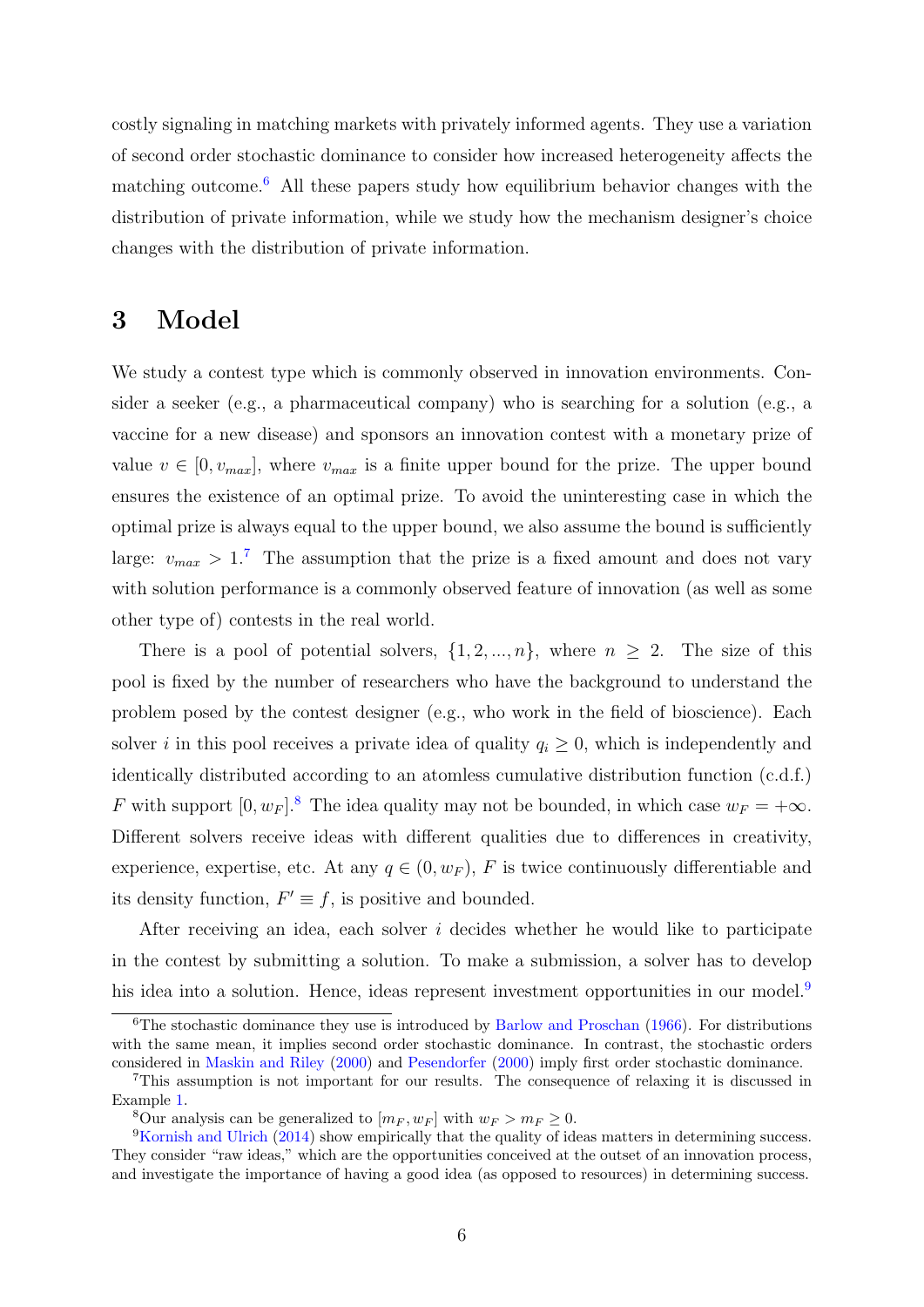costly signaling in matching markets with privately informed agents. They use a variation of second order stochastic dominance to consider how increased heterogeneity affects the matching outcome.[6] All these papers study how equilibrium behavior changes with the distribution of private information, while we study how the mechanism designer's choice changes with the distribution of private information.

# 3 Model

We study a contest type which is commonly observed in innovation environments. Consider a seeker (e.g., a pharmaceutical company) who is searching for a solution (e.g., a vaccine for a new disease) and sponsors an innovation contest with a monetary prize of value $v \in [0, v_{max}]$, where $v_{max}$ is a finite upper bound for the prize. The upper bound ensures the existence of an optimal prize. To avoid the uninteresting case in which the optimal prize is always equal to the upper bound, we also assume the bound is sufficiently large: $v_{max} > 1$.[7] The assumption that the prize is a fixed amount and does not vary with solution performance is a commonly observed feature of innovation (as well as some other type of) contests in the real world.

There is a pool of potential solvers, $\{1, 2, ..., n\}$, where $n \geq 2$. The size of this pool is fixed by the number of researchers who have the background to understand the problem posed by the contest designer (e.g., who work in the field of bioscience). Each solver $i$ in this pool receives a private idea of quality $q_i \geq 0$, which is independently and identically distributed according to an atomless cumulative distribution function (c.d.f.) $F$ with support $[0, w_F]$.[8] The idea quality may not be bounded, in which case $w_F = +\infty$. Different solvers receive ideas with different qualities due to differences in creativity, experience, expertise, etc. At any $q \in (0, w_F)$, $F$ is twice continuously differentiable and its density function, $F' \equiv f$, is positive and bounded.

After receiving an idea, each solver $i$ decides whether he would like to participate in the contest by submitting a solution. To make a submission, a solver has to develop his idea into a solution. Hence, ideas represent investment opportunities in our model.[9]

---

[6] The stochastic dominance they use is introduced by Barlow and Proschan (1966). For distributions with the same mean, it implies second order stochastic dominance. In contrast, the stochastic orders considered in Maskin and Riley (2000) and Pesendorfer (2000) imply first order stochastic dominance.

[7] This assumption is not important for our results. The consequence of relaxing it is discussed in Example 1.

[8] Our analysis can be generalized to $[m_F, w_F]$ with $w_F > m_F \geq 0$.

[9] Kornish and Ulrich (2014) show empirically that the quality of ideas matters in determining success. They consider "raw ideas," which are the opportunities conceived at the outset of an innovation process, and investigate the importance of having a good idea (as opposed to resources) in determining success.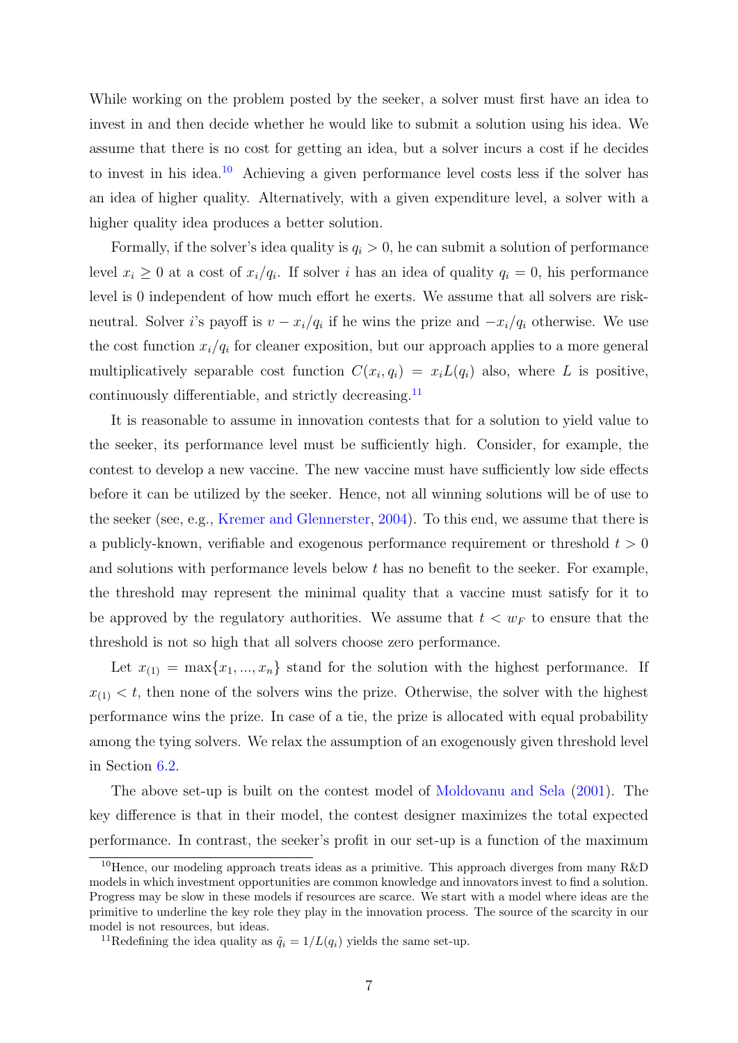While working on the problem posted by the seeker, a solver must first have an idea to invest in and then decide whether he would like to submit a solution using his idea. We assume that there is no cost for getting an idea, but a solver incurs a cost if he decides to invest in his idea.[10] Achieving a given performance level costs less if the solver has an idea of higher quality. Alternatively, with a given expenditure level, a solver with a higher quality idea produces a better solution.

Formally, if the solver's idea quality is $q_i > 0$, he can submit a solution of performance level $x_i \geq 0$ at a cost of $x_i/q_i$. If solver $i$ has an idea of quality $q_i = 0$, his performance level is 0 independent of how much effort he exerts. We assume that all solvers are risk-neutral. Solver $i$'s payoff is $v - x_i/q_i$ if he wins the prize and $-x_i/q_i$ otherwise. We use the cost function $x_i/q_i$ for cleaner exposition, but our approach applies to a more general multiplicatively separable cost function $C(x_i, q_i) = x_i L(q_i)$ also, where $L$ is positive, continuously differentiable, and strictly decreasing.[11]

It is reasonable to assume in innovation contests that for a solution to yield value to the seeker, its performance level must be sufficiently high. Consider, for example, the contest to develop a new vaccine. The new vaccine must have sufficiently low side effects before it can be utilized by the seeker. Hence, not all winning solutions will be of use to the seeker (see, e.g., Kremer and Glennerster, 2004). To this end, we assume that there is a publicly-known, verifiable and exogenous performance requirement or threshold $t > 0$ and solutions with performance levels below $t$ has no benefit to the seeker. For example, the threshold may represent the minimal quality that a vaccine must satisfy for it to be approved by the regulatory authorities. We assume that $t < w_F$ to ensure that the threshold is not so high that all solvers choose zero performance.

Let $x_{(1)} = \max\{x_1, ..., x_n\}$ stand for the solution with the highest performance. If $x_{(1)} < t$, then none of the solvers wins the prize. Otherwise, the solver with the highest performance wins the prize. In case of a tie, the prize is allocated with equal probability among the tying solvers. We relax the assumption of an exogenously given threshold level in Section 6.2.

The above set-up is built on the contest model of Moldovanu and Sela (2001). The key difference is that in their model, the contest designer maximizes the total expected performance. In contrast, the seeker's profit in our set-up is a function of the maximum

[10] Hence, our modeling approach treats ideas as a primitive. This approach diverges from many R&D models in which investment opportunities are common knowledge and innovators invest to find a solution. Progress may be slow in these models if resources are scarce. We start with a model where ideas are the primitive to underline the key role they play in the innovation process. The source of the scarcity in our model is not resources, but ideas.

[11] Redefining the idea quality as $\tilde{q}_i = 1/L(q_i)$ yields the same set-up.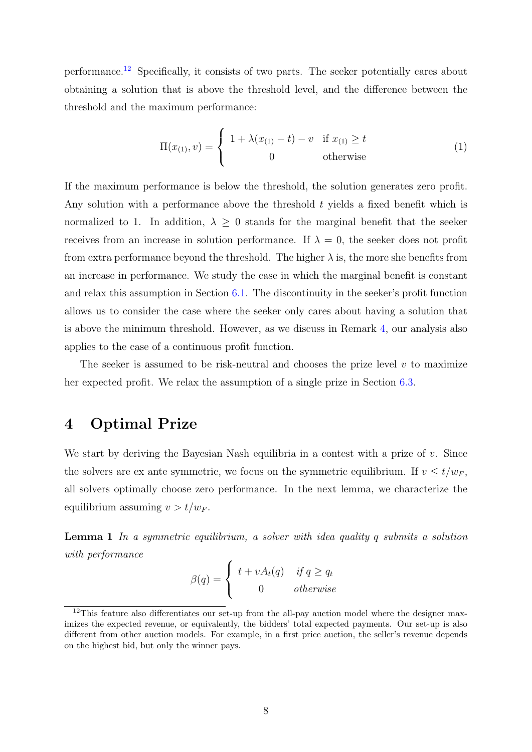performance.[12] Specifically, it consists of two parts. The seeker potentially cares about obtaining a solution that is above the threshold level, and the difference between the threshold and the maximum performance:

$$\Pi(x_{(1)}, v) = \begin{cases} 1 + \lambda(x_{(1)} - t) - v & \text{if } x_{(1)} \geq t \\ 0 & \text{otherwise} \end{cases} \tag{1}$$

If the maximum performance is below the threshold, the solution generates zero profit. Any solution with a performance above the threshold $t$ yields a fixed benefit which is normalized to 1. In addition, $\lambda \geq 0$ stands for the marginal benefit that the seeker receives from an increase in solution performance. If $\lambda = 0$, the seeker does not profit from extra performance beyond the threshold. The higher $\lambda$ is, the more she benefits from an increase in performance. We study the case in which the marginal benefit is constant and relax this assumption in Section 6.1. The discontinuity in the seeker's profit function allows us to consider the case where the seeker only cares about having a solution that is above the minimum threshold. However, as we discuss in Remark 4, our analysis also applies to the case of a continuous profit function.

The seeker is assumed to be risk-neutral and chooses the prize level $v$ to maximize her expected profit. We relax the assumption of a single prize in Section 6.3.

# 4 Optimal Prize

We start by deriving the Bayesian Nash equilibria in a contest with a prize of $v$. Since the solvers are ex ante symmetric, we focus on the symmetric equilibrium. If $v \leq t/w_F$, all solvers optimally choose zero performance. In the next lemma, we characterize the equilibrium assuming $v > t/w_F$.

**Lemma 1** *In a symmetric equilibrium, a solver with idea quality $q$ submits a solution with performance*

$$\beta(q) = \begin{cases} t + vA_t(q) & \text{if } q \geq q_t \\ 0 & \text{otherwise} \end{cases}$$

[12] This feature also differentiates our set-up from the all-pay auction model where the designer maximizes the expected revenue, or equivalently, the bidders' total expected payments. Our set-up is also different from other auction models. For example, in a first price auction, the seller's revenue depends on the highest bid, but only the winner pays.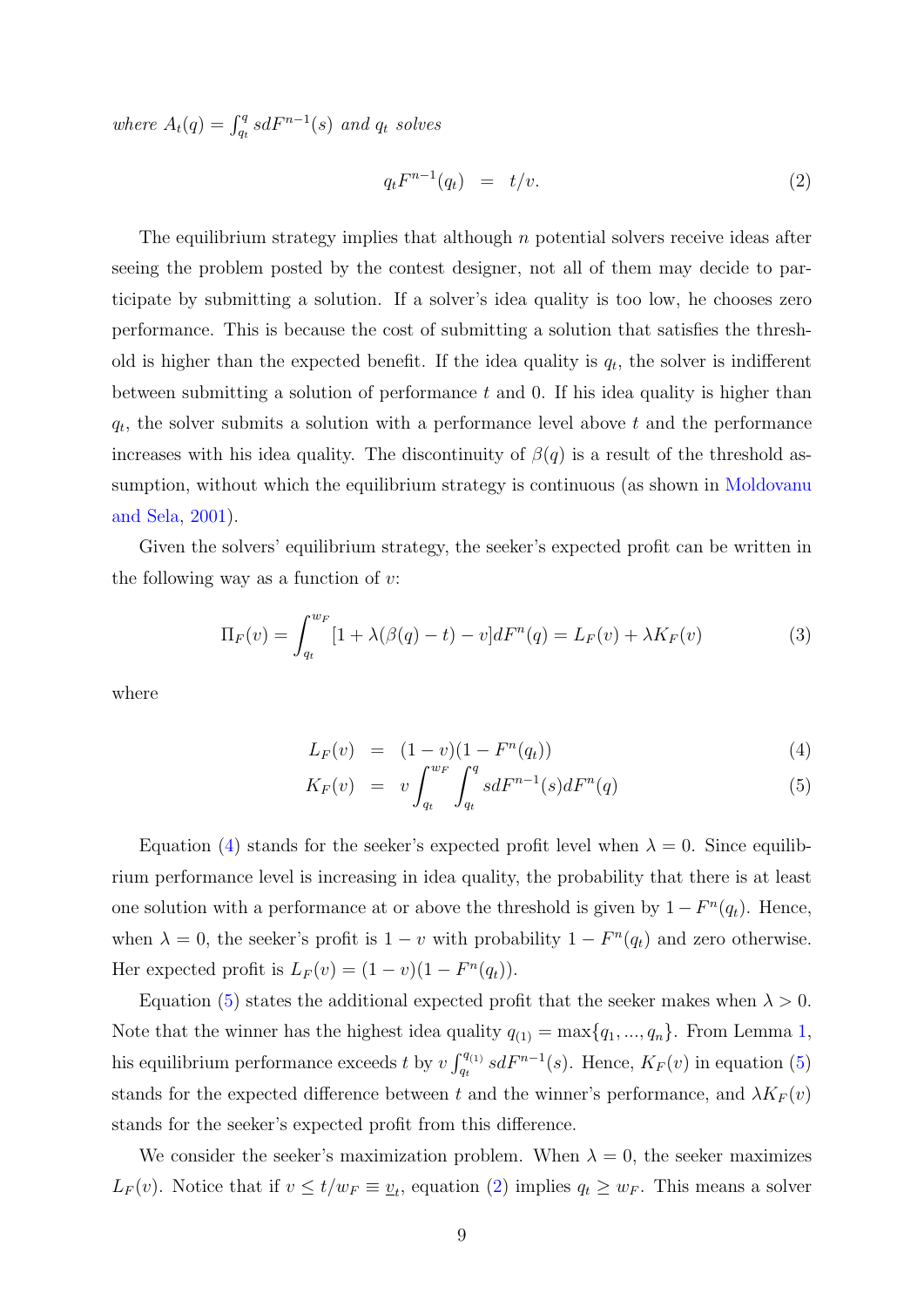*where* $A_t(q) = \int_{q_t}^{q} s dF^{n-1}(s)$ *and* $q_t$ *solves*

$$q_t F^{n-1}(q_t) \quad = \quad t/v. \tag{2}$$

The equilibrium strategy implies that although $n$ potential solvers receive ideas after seeing the problem posted by the contest designer, not all of them may decide to participate by submitting a solution. If a solver's idea quality is too low, he chooses zero performance. This is because the cost of submitting a solution that satisfies the threshold is higher than the expected benefit. If the idea quality is $q_t$, the solver is indifferent between submitting a solution of performance $t$ and 0. If his idea quality is higher than $q_t$, the solver submits a solution with a performance level above $t$ and the performance increases with his idea quality. The discontinuity of $\beta(q)$ is a result of the threshold assumption, without which the equilibrium strategy is continuous (as shown in Moldovanu and Sela, 2001).

Given the solvers' equilibrium strategy, the seeker's expected profit can be written in the following way as a function of $v$:

$$\Pi_F(v) = \int_{q_t}^{w_F} [1 + \lambda(\beta(q) - t) - v] dF^n(q) = L_F(v) + \lambda K_F(v) \tag{3}$$

where

$$L_F(v) \quad = \quad (1 - v)(1 - F^n(q_t)) \tag{4}$$

$$K_F(v) \quad = \quad v \int_{q_t}^{w_F} \int_{q_t}^{q} s dF^{n-1}(s) dF^n(q) \tag{5}$$

Equation (4) stands for the seeker's expected profit level when $\lambda = 0$. Since equilibrium performance level is increasing in idea quality, the probability that there is at least one solution with a performance at or above the threshold is given by $1 - F^n(q_t)$. Hence, when $\lambda = 0$, the seeker's profit is $1 - v$ with probability $1 - F^n(q_t)$ and zero otherwise. Her expected profit is $L_F(v) = (1 - v)(1 - F^n(q_t))$.

Equation (5) states the additional expected profit that the seeker makes when $\lambda > 0$. Note that the winner has the highest idea quality $q_{(1)} = \max\{q_1, ..., q_n\}$. From Lemma 1, his equilibrium performance exceeds $t$ by $v \int_{q_t}^{q_{(1)}} s dF^{n-1}(s)$. Hence, $K_F(v)$ in equation (5) stands for the expected difference between $t$ and the winner's performance, and $\lambda K_F(v)$ stands for the seeker's expected profit from this difference.

We consider the seeker's maximization problem. When $\lambda = 0$, the seeker maximizes $L_F(v)$. Notice that if $v \leq t/w_F \equiv \underline{v}_t$, equation (2) implies $q_t \geq w_F$. This means a solver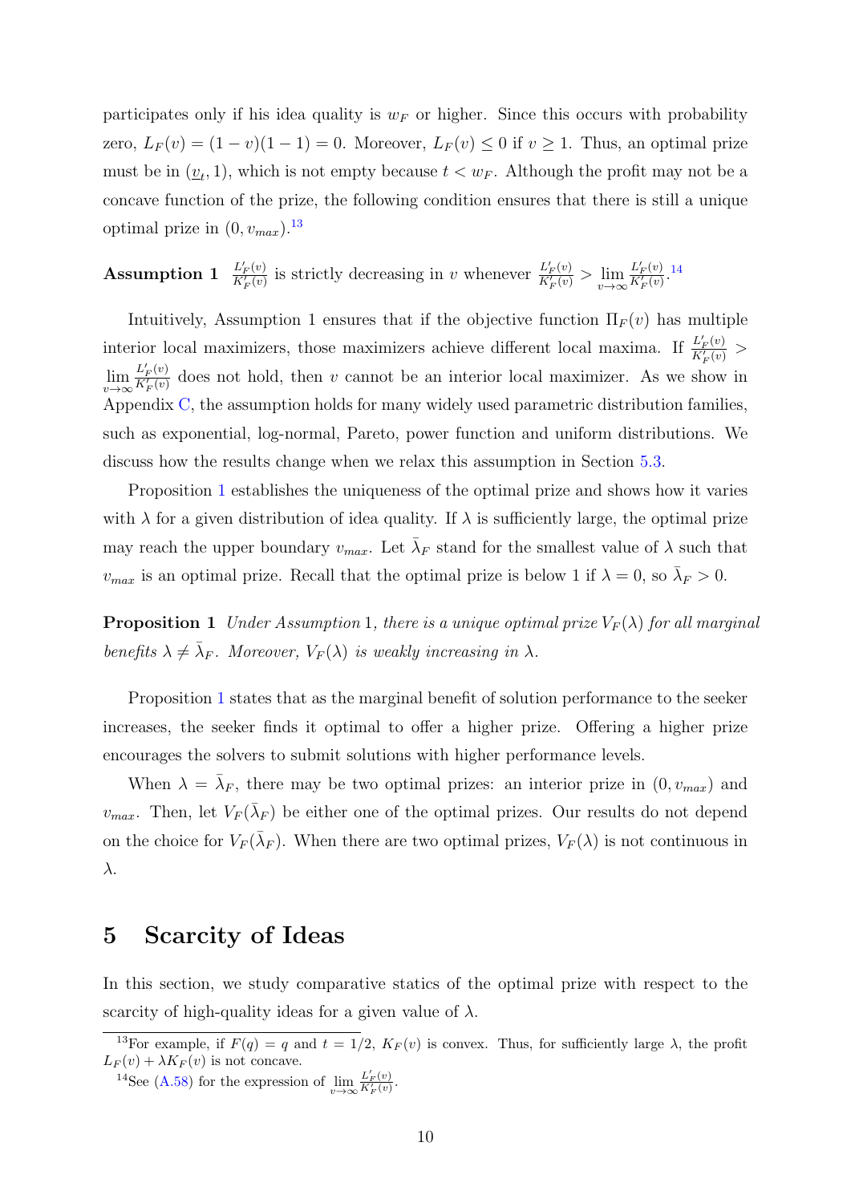participates only if his idea quality is $w_F$ or higher. Since this occurs with probability zero, $L_F(v) = (1-v)(1-1) = 0$. Moreover, $L_F(v) \leq 0$ if $v \geq 1$. Thus, an optimal prize must be in $(\underline{v}_t, 1)$, which is not empty because $t < w_F$. Although the profit may not be a concave function of the prize, the following condition ensures that there is still a unique optimal prize in $(0, v_{max})$.[13]

**Assumption 1** $\frac{L_F'(v)}{K_F'(v)}$ *is strictly decreasing in* $v$ *whenever* $\frac{L_F'(v)}{K_F'(v)} > \lim_{v\to\infty} \frac{L_F'(v)}{K_F'(v)}$.[14]

Intuitively, Assumption 1 ensures that if the objective function $\Pi_F(v)$ has multiple interior local maximizers, those maximizers achieve different local maxima. If $\frac{L_F'(v)}{K_F'(v)} > \lim_{v\to\infty} \frac{L_F'(v)}{K_F'(v)}$ does not hold, then $v$ cannot be an interior local maximizer. As we show in Appendix C, the assumption holds for many widely used parametric distribution families, such as exponential, log-normal, Pareto, power function and uniform distributions. We discuss how the results change when we relax this assumption in Section 5.3.

Proposition 1 establishes the uniqueness of the optimal prize and shows how it varies with $\lambda$ for a given distribution of idea quality. If $\lambda$ is sufficiently large, the optimal prize may reach the upper boundary $v_{max}$. Let $\bar{\lambda}_F$ stand for the smallest value of $\lambda$ such that $v_{max}$ is an optimal prize. Recall that the optimal prize is below 1 if $\lambda = 0$, so $\bar{\lambda}_F > 0$.

**Proposition 1** *Under Assumption* 1*, there is a unique optimal prize* $V_F(\lambda)$ *for all marginal benefits* $\lambda \neq \bar{\lambda}_F$*. Moreover,* $V_F(\lambda)$ *is weakly increasing in* $\lambda$*.*

Proposition 1 states that as the marginal benefit of solution performance to the seeker increases, the seeker finds it optimal to offer a higher prize. Offering a higher prize encourages the solvers to submit solutions with higher performance levels.

When $\lambda = \bar{\lambda}_F$, there may be two optimal prizes: an interior prize in $(0, v_{max})$ and $v_{max}$. Then, let $V_F(\bar{\lambda}_F)$ be either one of the optimal prizes. Our results do not depend on the choice for $V_F(\bar{\lambda}_F)$. When there are two optimal prizes, $V_F(\lambda)$ is not continuous in $\lambda$.

# 5 Scarcity of Ideas

In this section, we study comparative statics of the optimal prize with respect to the scarcity of high-quality ideas for a given value of $\lambda$.

---

[13] For example, if $F(q) = q$ and $t = 1/2$, $K_F(v)$ is convex. Thus, for sufficiently large $\lambda$, the profit $L_F(v) + \lambda K_F(v)$ is not concave.

[14] See (A.58) for the expression of $\lim_{v\to\infty} \frac{L_F'(v)}{K_F'(v)}$.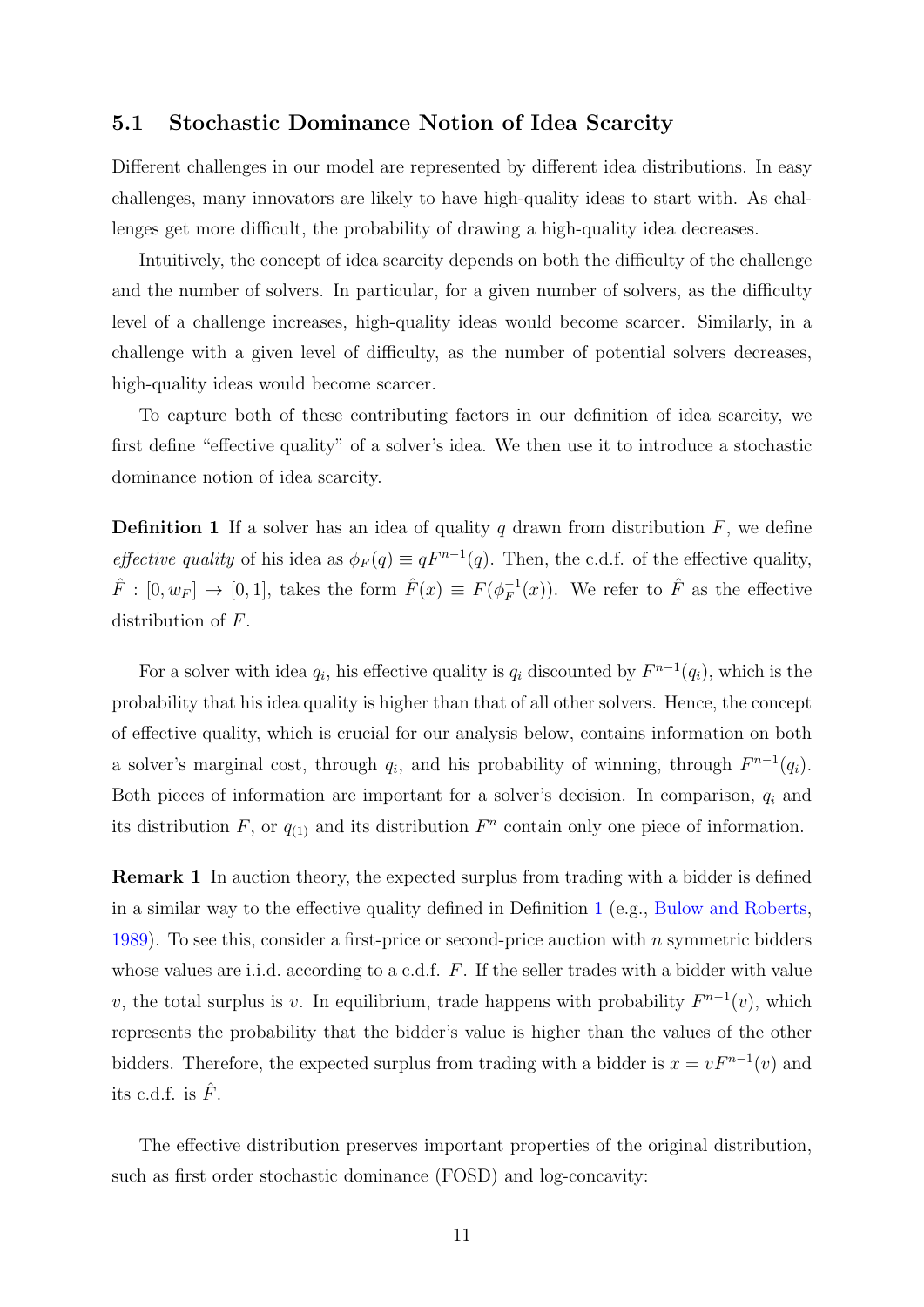### 5.1 Stochastic Dominance Notion of Idea Scarcity

Different challenges in our model are represented by different idea distributions. In easy challenges, many innovators are likely to have high-quality ideas to start with. As challenges get more difficult, the probability of drawing a high-quality idea decreases.

Intuitively, the concept of idea scarcity depends on both the difficulty of the challenge and the number of solvers. In particular, for a given number of solvers, as the difficulty level of a challenge increases, high-quality ideas would become scarcer. Similarly, in a challenge with a given level of difficulty, as the number of potential solvers decreases, high-quality ideas would become scarcer.

To capture both of these contributing factors in our definition of idea scarcity, we first define "effective quality" of a solver's idea. We then use it to introduce a stochastic dominance notion of idea scarcity.

**Definition 1** If a solver has an idea of quality $q$ drawn from distribution $F$, we define *effective quality* of his idea as $\phi_F(q) \equiv qF^{n-1}(q)$. Then, the c.d.f. of the effective quality, $\hat{F} : [0, w_F] \to [0, 1]$, takes the form $\hat{F}(x) \equiv F(\phi_F^{-1}(x))$. We refer to $\hat{F}$ as the effective distribution of $F$.

For a solver with idea $q_i$, his effective quality is $q_i$ discounted by $F^{n-1}(q_i)$, which is the probability that his idea quality is higher than that of all other solvers. Hence, the concept of effective quality, which is crucial for our analysis below, contains information on both a solver's marginal cost, through $q_i$, and his probability of winning, through $F^{n-1}(q_i)$. Both pieces of information are important for a solver's decision. In comparison, $q_i$ and its distribution $F$, or $q_{(1)}$ and its distribution $F^n$ contain only one piece of information.

**Remark 1** In auction theory, the expected surplus from trading with a bidder is defined in a similar way to the effective quality defined in Definition 1 (e.g., Bulow and Roberts, 1989). To see this, consider a first-price or second-price auction with $n$ symmetric bidders whose values are i.i.d. according to a c.d.f. $F$. If the seller trades with a bidder with value $v$, the total surplus is $v$. In equilibrium, trade happens with probability $F^{n-1}(v)$, which represents the probability that the bidder's value is higher than the values of the other bidders. Therefore, the expected surplus from trading with a bidder is $x = vF^{n-1}(v)$ and its c.d.f. is $\hat{F}$.

The effective distribution preserves important properties of the original distribution, such as first order stochastic dominance (FOSD) and log-concavity: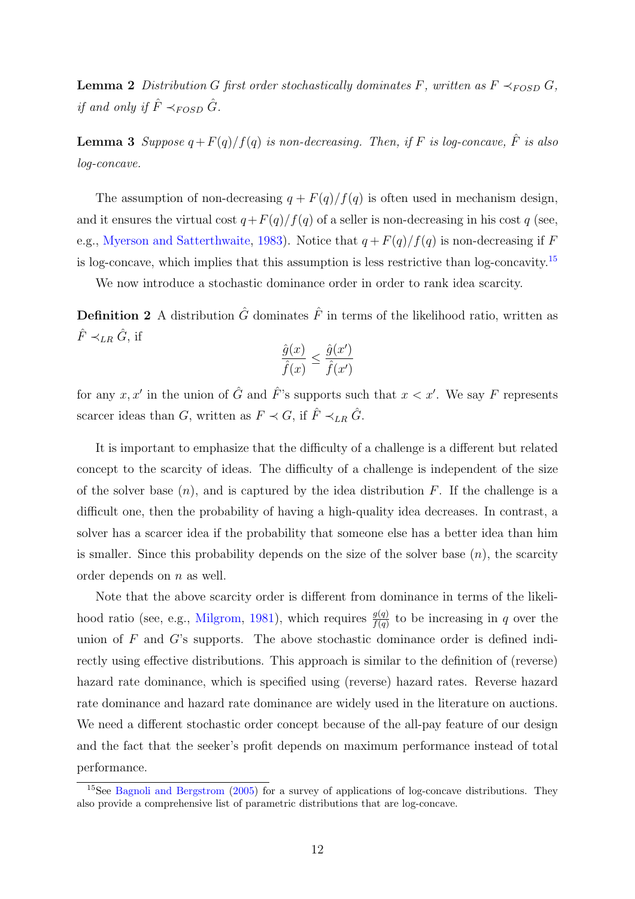**Lemma 2** *Distribution $G$ first order stochastically dominates $F$, written as $F \prec_{FOSD} G$, if and only if $\hat{F} \prec_{FOSD} \hat{G}$.*

**Lemma 3** *Suppose $q + F(q)/f(q)$ is non-decreasing. Then, if $F$ is log-concave, $\hat{F}$ is also log-concave.*

The assumption of non-decreasing $q + F(q)/f(q)$ is often used in mechanism design, and it ensures the virtual cost $q + F(q)/f(q)$ of a seller is non-decreasing in his cost $q$ (see, e.g., Myerson and Satterthwaite, 1983). Notice that $q + F(q)/f(q)$ is non-decreasing if $F$ is log-concave, which implies that this assumption is less restrictive than log-concavity.[15]

We now introduce a stochastic dominance order in order to rank idea scarcity.

**Definition 2** A distribution $\hat{G}$ dominates $\hat{F}$ in terms of the likelihood ratio, written as $\hat{F} \prec_{LR} \hat{G}$, if

$$\frac{\hat{g}(x)}{\hat{f}(x)} \leq \frac{\hat{g}(x')}{\hat{f}(x')}$$

for any $x, x'$ in the union of $\hat{G}$ and $\hat{F}$'s supports such that $x < x'$. We say $F$ represents scarcer ideas than $G$, written as $F \prec G$, if $\hat{F} \prec_{LR} \hat{G}$.

It is important to emphasize that the difficulty of a challenge is a different but related concept to the scarcity of ideas. The difficulty of a challenge is independent of the size of the solver base ($n$), and is captured by the idea distribution $F$. If the challenge is a difficult one, then the probability of having a high-quality idea decreases. In contrast, a solver has a scarcer idea if the probability that someone else has a better idea than him is smaller. Since this probability depends on the size of the solver base ($n$), the scarcity order depends on $n$ as well.

Note that the above scarcity order is different from dominance in terms of the likelihood ratio (see, e.g., Milgrom, 1981), which requires $\frac{g(q)}{f(q)}$ to be increasing in $q$ over the union of $F$ and $G$'s supports. The above stochastic dominance order is defined indirectly using effective distributions. This approach is similar to the definition of (reverse) hazard rate dominance, which is specified using (reverse) hazard rates. Reverse hazard rate dominance and hazard rate dominance are widely used in the literature on auctions. We need a different stochastic order concept because of the all-pay feature of our design and the fact that the seeker's profit depends on maximum performance instead of total performance.

[15] See Bagnoli and Bergstrom (2005) for a survey of applications of log-concave distributions. They also provide a comprehensive list of parametric distributions that are log-concave.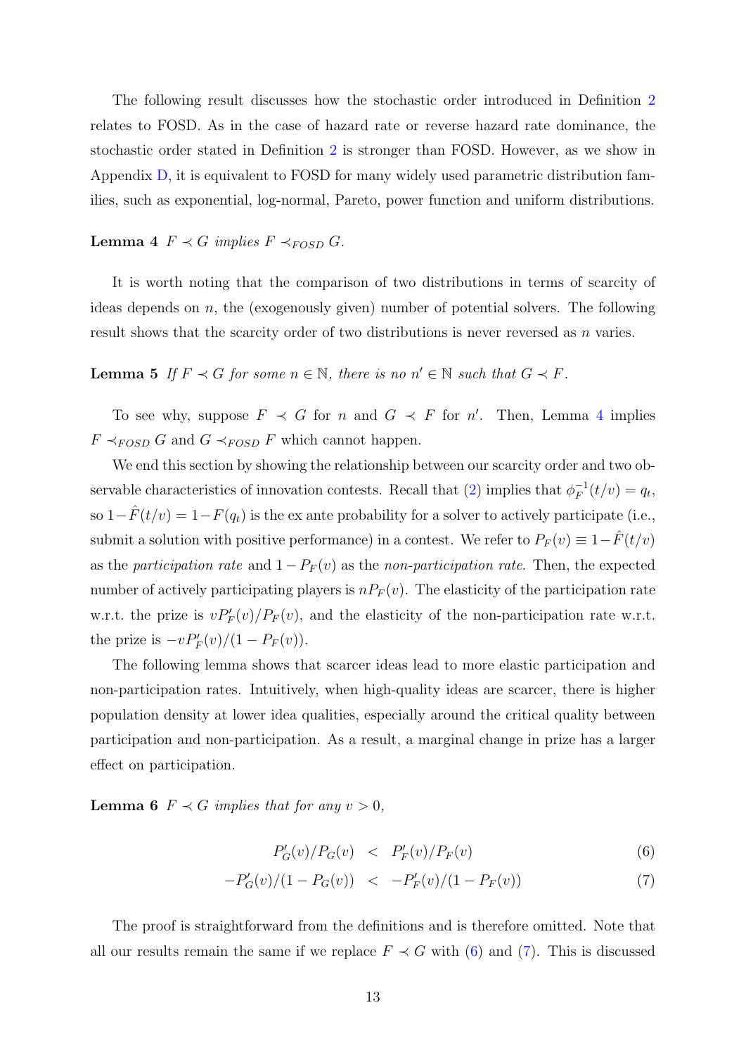The following result discusses how the stochastic order introduced in Definition 2 relates to FOSD. As in the case of hazard rate or reverse hazard rate dominance, the stochastic order stated in Definition 2 is stronger than FOSD. However, as we show in Appendix D, it is equivalent to FOSD for many widely used parametric distribution families, such as exponential, log-normal, Pareto, power function and uniform distributions.

**Lemma 4** *$F \prec G$ implies $F \prec_{FOSD} G$.*

It is worth noting that the comparison of two distributions in terms of scarcity of ideas depends on $n$, the (exogenously given) number of potential solvers. The following result shows that the scarcity order of two distributions is never reversed as $n$ varies.

**Lemma 5** *If $F \prec G$ for some $n \in \mathbb{N}$, there is no $n' \in \mathbb{N}$ such that $G \prec F$.*

To see why, suppose $F \prec G$ for $n$ and $G \prec F$ for $n'$. Then, Lemma 4 implies $F \prec_{FOSD} G$ and $G \prec_{FOSD} F$ which cannot happen.

We end this section by showing the relationship between our scarcity order and two observable characteristics of innovation contests. Recall that (2) implies that $\phi_F^{-1}(t/v) = q_t$, so $1-\hat{F}(t/v) = 1-F(q_t)$ is the ex ante probability for a solver to actively participate (i.e., submit a solution with positive performance) in a contest. We refer to $P_F(v) \equiv 1-\hat{F}(t/v)$ as the *participation rate* and $1-P_F(v)$ as the *non-participation rate*. Then, the expected number of actively participating players is $nP_F(v)$. The elasticity of the participation rate w.r.t. the prize is $vP_F'(v)/P_F(v)$, and the elasticity of the non-participation rate w.r.t. the prize is $-vP_F'(v)/(1-P_F(v))$.

The following lemma shows that scarcer ideas lead to more elastic participation and non-participation rates. Intuitively, when high-quality ideas are scarcer, there is higher population density at lower idea qualities, especially around the critical quality between participation and non-participation. As a result, a marginal change in prize has a larger effect on participation.

**Lemma 6** *$F \prec G$ implies that for any $v > 0$,*

$$P_G'(v)/P_G(v) \quad < \quad P_F'(v)/P_F(v) \tag{6}$$

$$-P_G'(v)/(1-P_G(v)) \quad < \quad -P_F'(v)/(1-P_F(v)) \tag{7}$$

The proof is straightforward from the definitions and is therefore omitted. Note that all our results remain the same if we replace $F \prec G$ with (6) and (7). This is discussed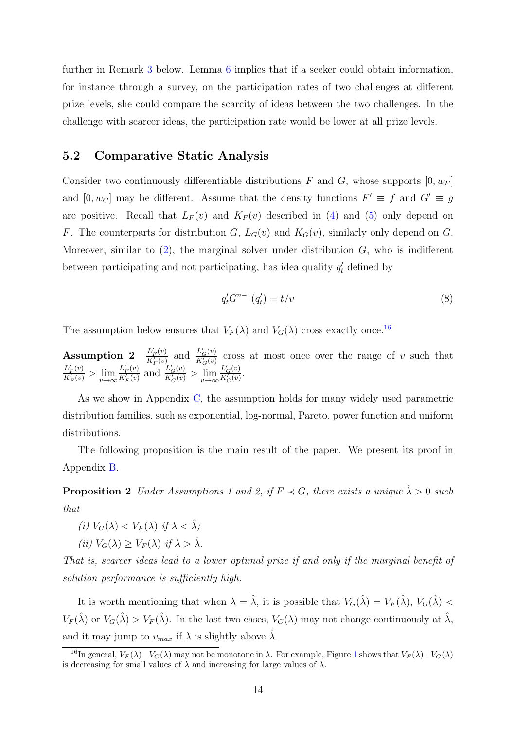further in Remark 3 below. Lemma 6 implies that if a seeker could obtain information, for instance through a survey, on the participation rates of two challenges at different prize levels, she could compare the scarcity of ideas between the two challenges. In the challenge with scarcer ideas, the participation rate would be lower at all prize levels.

## 5.2 Comparative Static Analysis

Consider two continuously differentiable distributions $F$ and $G$, whose supports $[0, w_F]$ and $[0, w_G]$ may be different. Assume that the density functions $F' \equiv f$ and $G' \equiv g$ are positive. Recall that $L_F(v)$ and $K_F(v)$ described in (4) and (5) only depend on $F$. The counterparts for distribution $G$, $L_G(v)$ and $K_G(v)$, similarly only depend on $G$. Moreover, similar to (2), the marginal solver under distribution $G$, who is indifferent between participating and not participating, has idea quality $q'_t$ defined by

$$q'_t G^{n-1}(q'_t) = t/v \tag{8}$$

The assumption below ensures that $V_F(\lambda)$ and $V_G(\lambda)$ cross exactly once.[16]

**Assumption 2** $\frac{L'_F(v)}{K'_F(v)}$ and $\frac{L'_G(v)}{K'_G(v)}$ cross at most once over the range of $v$ such that $\frac{L'_F(v)}{K'_F(v)} > \lim_{v\to\infty} \frac{L'_F(v)}{K'_F(v)}$ and $\frac{L'_G(v)}{K'_G(v)} > \lim_{v\to\infty} \frac{L'_G(v)}{K'_G(v)}$.

As we show in Appendix C, the assumption holds for many widely used parametric distribution families, such as exponential, log-normal, Pareto, power function and uniform distributions.

The following proposition is the main result of the paper. We present its proof in Appendix B.

**Proposition 2** *Under Assumptions 1 and 2, if $F \prec G$, there exists a unique $\hat{\lambda} > 0$ such that*

*(i) $V_G(\lambda) < V_F(\lambda)$ if $\lambda < \hat{\lambda}$;*

*(ii) $V_G(\lambda) \geq V_F(\lambda)$ if $\lambda > \hat{\lambda}$.*

*That is, scarcer ideas lead to a lower optimal prize if and only if the marginal benefit of solution performance is sufficiently high.*

It is worth mentioning that when $\lambda = \hat{\lambda}$, it is possible that $V_G(\hat{\lambda}) = V_F(\hat{\lambda})$, $V_G(\hat{\lambda}) < V_F(\hat{\lambda})$ or $V_G(\hat{\lambda}) > V_F(\hat{\lambda})$. In the last two cases, $V_G(\lambda)$ may not change continuously at $\hat{\lambda}$, and it may jump to $v_{max}$ if $\lambda$ is slightly above $\hat{\lambda}$.

[16] In general, $V_F(\lambda) - V_G(\lambda)$ may not be monotone in $\lambda$. For example, Figure 1 shows that $V_F(\lambda) - V_G(\lambda)$ is decreasing for small values of $\lambda$ and increasing for large values of $\lambda$.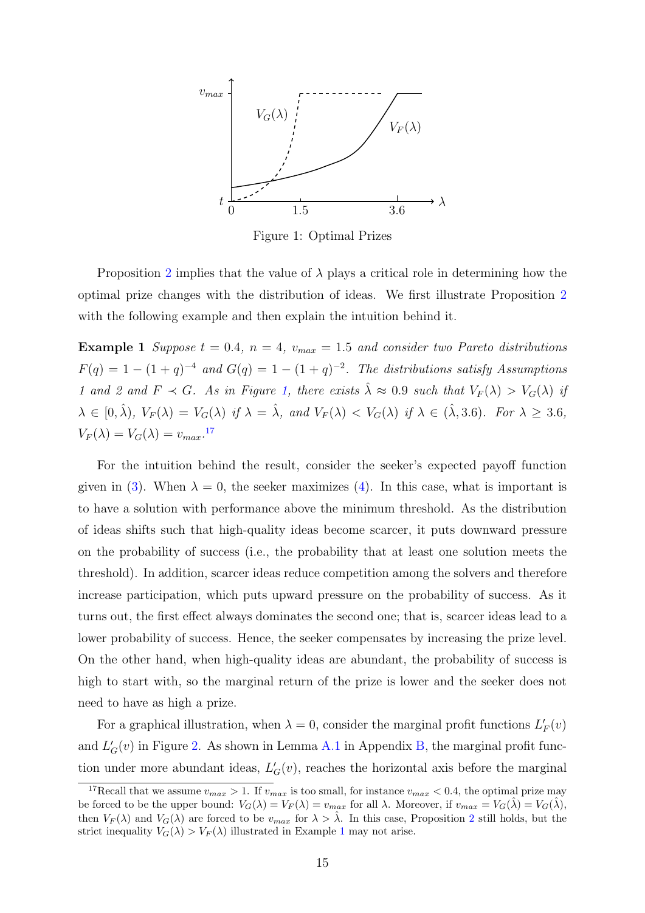Figure 1: Optimal Prizes

Proposition 2 implies that the value of $\lambda$ plays a critical role in determining how the optimal prize changes with the distribution of ideas. We first illustrate Proposition 2 with the following example and then explain the intuition behind it.

**Example 1** *Suppose $t = 0.4$, $n = 4$, $v_{max} = 1.5$ and consider two Pareto distributions $F(q) = 1 - (1+q)^{-4}$ and $G(q) = 1 - (1+q)^{-2}$. The distributions satisfy Assumptions 1 and 2 and $F \prec G$. As in Figure 1, there exists $\hat{\lambda} \approx 0.9$ such that $V_F(\lambda) > V_G(\lambda)$ if $\lambda \in [0, \hat{\lambda})$, $V_F(\lambda) = V_G(\lambda)$ if $\lambda = \hat{\lambda}$, and $V_F(\lambda) < V_G(\lambda)$ if $\lambda \in (\hat{\lambda}, 3.6)$. For $\lambda \geq 3.6$, $V_F(\lambda) = V_G(\lambda) = v_{max}$.*[17]

For the intuition behind the result, consider the seeker's expected payoff function given in (3). When $\lambda = 0$, the seeker maximizes (4). In this case, what is important is to have a solution with performance above the minimum threshold. As the distribution of ideas shifts such that high-quality ideas become scarcer, it puts downward pressure on the probability of success (i.e., the probability that at least one solution meets the threshold). In addition, scarcer ideas reduce competition among the solvers and therefore increase participation, which puts upward pressure on the probability of success. As it turns out, the first effect always dominates the second one; that is, scarcer ideas lead to a lower probability of success. Hence, the seeker compensates by increasing the prize level. On the other hand, when high-quality ideas are abundant, the probability of success is high to start with, so the marginal return of the prize is lower and the seeker does not need to have as high a prize.

For a graphical illustration, when $\lambda = 0$, consider the marginal profit functions $L'_F(v)$ and $L'_G(v)$ in Figure 2. As shown in Lemma A.1 in Appendix B, the marginal profit function under more abundant ideas, $L'_G(v)$, reaches the horizontal axis before the marginal

[17] Recall that we assume $v_{max} > 1$. If $v_{max}$ is too small, for instance $v_{max} < 0.4$, the optimal prize may be forced to be the upper bound: $V_G(\lambda) = V_F(\lambda) = v_{max}$ for all $\lambda$. Moreover, if $v_{max} = V_G(\hat{\lambda}) = V_G(\hat{\lambda})$, then $V_F(\lambda)$ and $V_G(\lambda)$ are forced to be $v_{max}$ for $\lambda > \hat{\lambda}$. In this case, Proposition 2 still holds, but the strict inequality $V_G(\lambda) > V_F(\lambda)$ illustrated in Example 1 may not arise.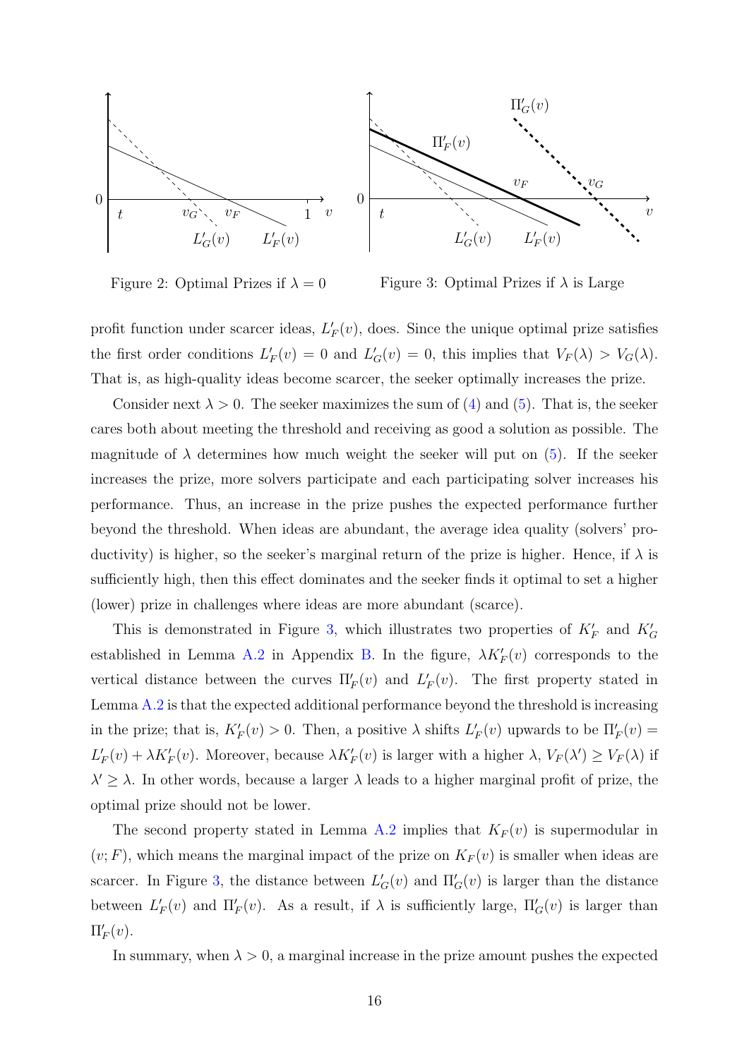Figure 2: Optimal Prizes if $\lambda = 0$

Figure 3: Optimal Prizes if $\lambda$ is Large

profit function under scarcer ideas, $L'_F(v)$, does. Since the unique optimal prize satisfies the first order conditions $L'_F(v) = 0$ and $L'_G(v) = 0$, this implies that $V_F(\lambda) > V_G(\lambda)$. That is, as high-quality ideas become scarcer, the seeker optimally increases the prize.

Consider next $\lambda > 0$. The seeker maximizes the sum of (4) and (5). That is, the seeker cares both about meeting the threshold and receiving as good a solution as possible. The magnitude of $\lambda$ determines how much weight the seeker will put on (5). If the seeker increases the prize, more solvers participate and each participating solver increases his performance. Thus, an increase in the prize pushes the expected performance further beyond the threshold. When ideas are abundant, the average idea quality (solvers' productivity) is higher, so the seeker's marginal return of the prize is higher. Hence, if $\lambda$ is sufficiently high, then this effect dominates and the seeker finds it optimal to set a higher (lower) prize in challenges where ideas are more abundant (scarce).

This is demonstrated in Figure 3, which illustrates two properties of $K'_F$ and $K'_G$ established in Lemma A.2 in Appendix B. In the figure, $\lambda K'_F(v)$ corresponds to the vertical distance between the curves $\Pi'_F(v)$ and $L'_F(v)$. The first property stated in Lemma A.2 is that the expected additional performance beyond the threshold is increasing in the prize; that is, $K'_F(v) > 0$. Then, a positive $\lambda$ shifts $L'_F(v)$ upwards to be $\Pi'_F(v) = L'_F(v) + \lambda K'_F(v)$. Moreover, because $\lambda K'_F(v)$ is larger with a higher $\lambda$, $V_F(\lambda') \geq V_F(\lambda)$ if $\lambda' \geq \lambda$. In other words, because a larger $\lambda$ leads to a higher marginal profit of prize, the optimal prize should not be lower.

The second property stated in Lemma A.2 implies that $K_F(v)$ is supermodular in $(v; F)$, which means the marginal impact of the prize on $K_F(v)$ is smaller when ideas are scarcer. In Figure 3, the distance between $L'_G(v)$ and $\Pi'_G(v)$ is larger than the distance between $L'_F(v)$ and $\Pi'_F(v)$. As a result, if $\lambda$ is sufficiently large, $\Pi'_G(v)$ is larger than $\Pi'_F(v)$.

In summary, when $\lambda > 0$, a marginal increase in the prize amount pushes the expected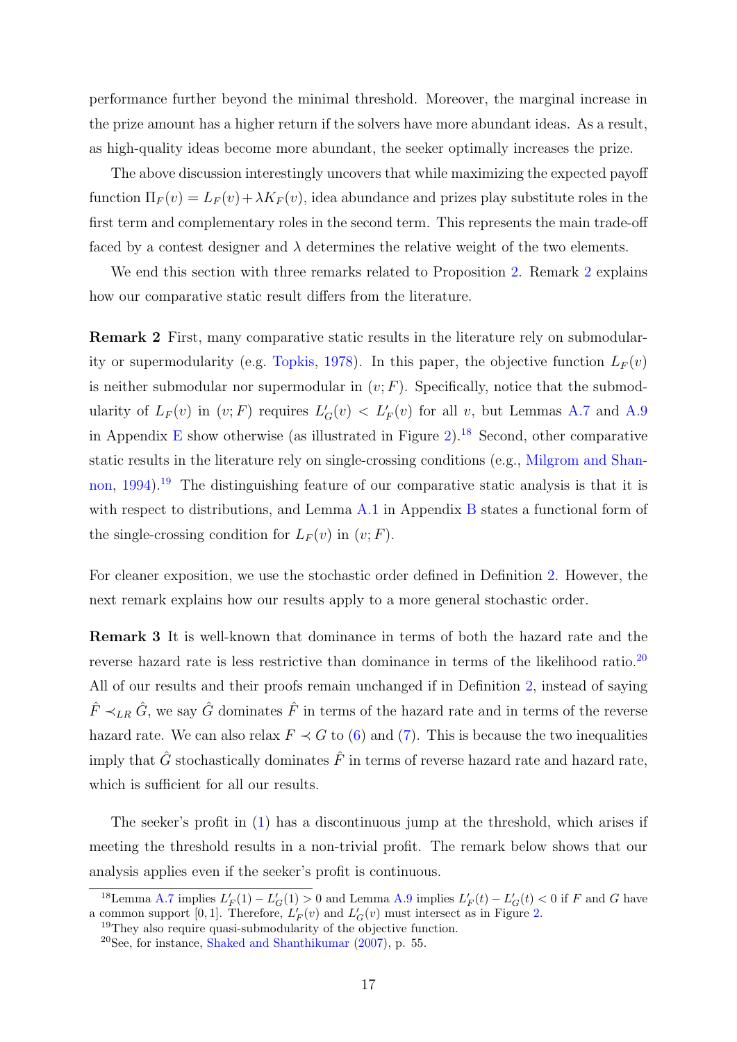performance further beyond the minimal threshold. Moreover, the marginal increase in the prize amount has a higher return if the solvers have more abundant ideas. As a result, as high-quality ideas become more abundant, the seeker optimally increases the prize.

The above discussion interestingly uncovers that while maximizing the expected payoff function $\Pi_F(v) = L_F(v) + \lambda K_F(v)$, idea abundance and prizes play substitute roles in the first term and complementary roles in the second term. This represents the main trade-off faced by a contest designer and $\lambda$ determines the relative weight of the two elements.

We end this section with three remarks related to Proposition 2. Remark 2 explains how our comparative static result differs from the literature.

**Remark 2** First, many comparative static results in the literature rely on submodularity or supermodularity (e.g. Topkis, 1978). In this paper, the objective function $L_F(v)$ is neither submodular nor supermodular in $(v; F)$. Specifically, notice that the submodularity of $L_F(v)$ in $(v; F)$ requires $L'_G(v) < L'_F(v)$ for all $v$, but Lemmas A.7 and A.9 in Appendix E show otherwise (as illustrated in Figure 2).[18] Second, other comparative static results in the literature rely on single-crossing conditions (e.g., Milgrom and Shannon, 1994).[19] The distinguishing feature of our comparative static analysis is that it is with respect to distributions, and Lemma A.1 in Appendix B states a functional form of the single-crossing condition for $L_F(v)$ in $(v; F)$.

For cleaner exposition, we use the stochastic order defined in Definition 2. However, the next remark explains how our results apply to a more general stochastic order.

**Remark 3** It is well-known that dominance in terms of both the hazard rate and the reverse hazard rate is less restrictive than dominance in terms of the likelihood ratio.[20] All of our results and their proofs remain unchanged if in Definition 2, instead of saying $\hat{F} \prec_{LR} \hat{G}$, we say $\hat{G}$ dominates $\hat{F}$ in terms of the hazard rate and in terms of the reverse hazard rate. We can also relax $F \prec G$ to (6) and (7). This is because the two inequalities imply that $\hat{G}$ stochastically dominates $\hat{F}$ in terms of reverse hazard rate and hazard rate, which is sufficient for all our results.

The seeker's profit in (1) has a discontinuous jump at the threshold, which arises if meeting the threshold results in a non-trivial profit. The remark below shows that our analysis applies even if the seeker's profit is continuous.

[18] Lemma A.7 implies $L'_F(1) - L'_G(1) > 0$ and Lemma A.9 implies $L'_F(t) - L'_G(t) < 0$ if $F$ and $G$ have a common support $[0, 1]$. Therefore, $L'_F(v)$ and $L'_G(v)$ must intersect as in Figure 2.

[19] They also require quasi-submodularity of the objective function.

[20] See, for instance, Shaked and Shanthikumar (2007), p. 55.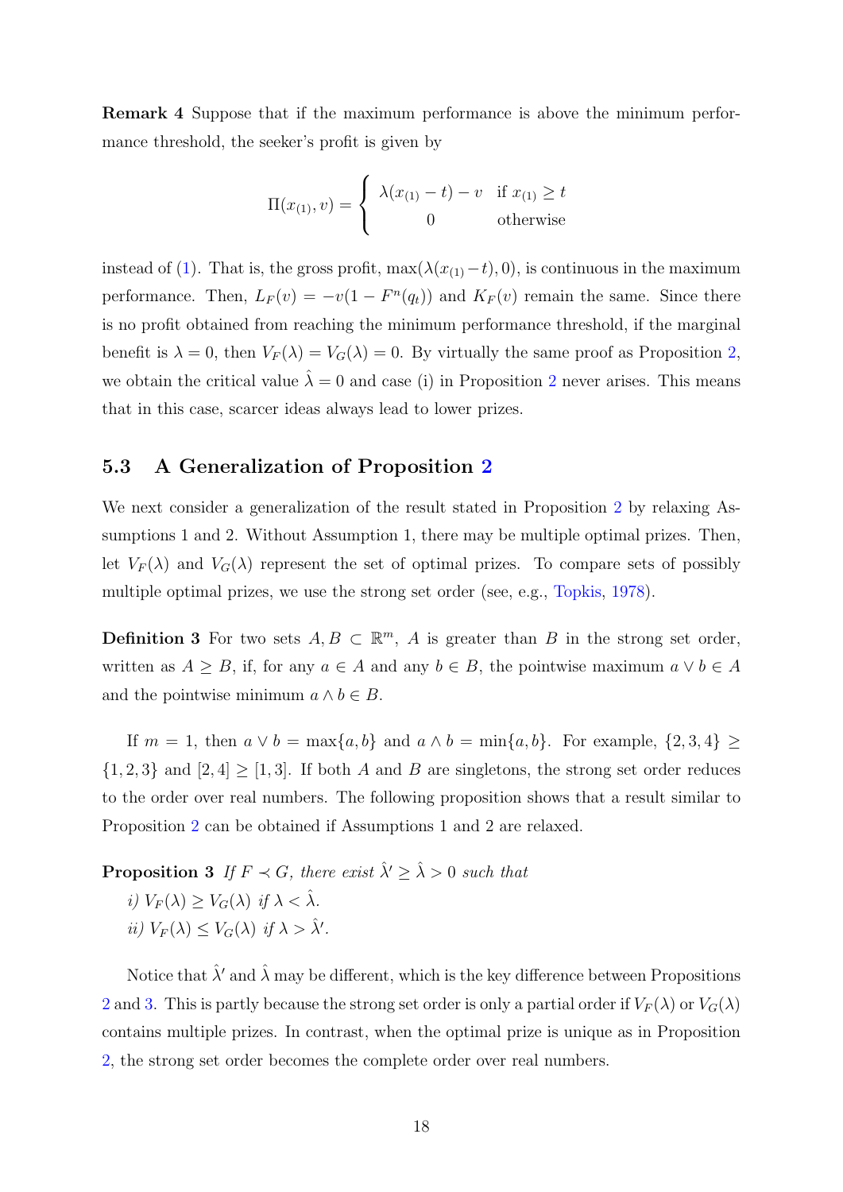**Remark 4** Suppose that if the maximum performance is above the minimum performance threshold, the seeker's profit is given by

$$\Pi(x_{(1)}, v) = \begin{cases} \lambda(x_{(1)} - t) - v & \text{if } x_{(1)} \geq t \\ 0 & \text{otherwise} \end{cases}$$

instead of (1). That is, the gross profit, $\max(\lambda(x_{(1)} - t), 0)$, is continuous in the maximum performance. Then, $L_F(v) = -v(1 - F^n(q_t))$ and $K_F(v)$ remain the same. Since there is no profit obtained from reaching the minimum performance threshold, if the marginal benefit is $\lambda = 0$, then $V_F(\lambda) = V_G(\lambda) = 0$. By virtually the same proof as Proposition 2, we obtain the critical value $\hat{\lambda} = 0$ and case (i) in Proposition 2 never arises. This means that in this case, scarcer ideas always lead to lower prizes.

### 5.3 A Generalization of Proposition 2

We next consider a generalization of the result stated in Proposition 2 by relaxing Assumptions 1 and 2. Without Assumption 1, there may be multiple optimal prizes. Then, let $V_F(\lambda)$ and $V_G(\lambda)$ represent the set of optimal prizes. To compare sets of possibly multiple optimal prizes, we use the strong set order (see, e.g., Topkis, 1978).

**Definition 3** For two sets $A, B \subset \mathbb{R}^m$, $A$ is greater than $B$ in the strong set order, written as $A \geq B$, if, for any $a \in A$ and any $b \in B$, the pointwise maximum $a \vee b \in A$ and the pointwise minimum $a \wedge b \in B$.

If $m = 1$, then $a \vee b = \max\{a, b\}$ and $a \wedge b = \min\{a, b\}$. For example, $\{2, 3, 4\} \geq \{1, 2, 3\}$ and $[2, 4] \geq [1, 3]$. If both $A$ and $B$ are singletons, the strong set order reduces to the order over real numbers. The following proposition shows that a result similar to Proposition 2 can be obtained if Assumptions 1 and 2 are relaxed.

**Proposition 3** *If $F \prec G$, there exist $\hat{\lambda}' \geq \hat{\lambda} > 0$ such that*

*i) $V_F(\lambda) \geq V_G(\lambda)$ if $\lambda < \hat{\lambda}$.*

*ii) $V_F(\lambda) \leq V_G(\lambda)$ if $\lambda > \hat{\lambda}'$.*

Notice that $\hat{\lambda}'$ and $\hat{\lambda}$ may be different, which is the key difference between Propositions 2 and 3. This is partly because the strong set order is only a partial order if $V_F(\lambda)$ or $V_G(\lambda)$ contains multiple prizes. In contrast, when the optimal prize is unique as in Proposition 2, the strong set order becomes the complete order over real numbers.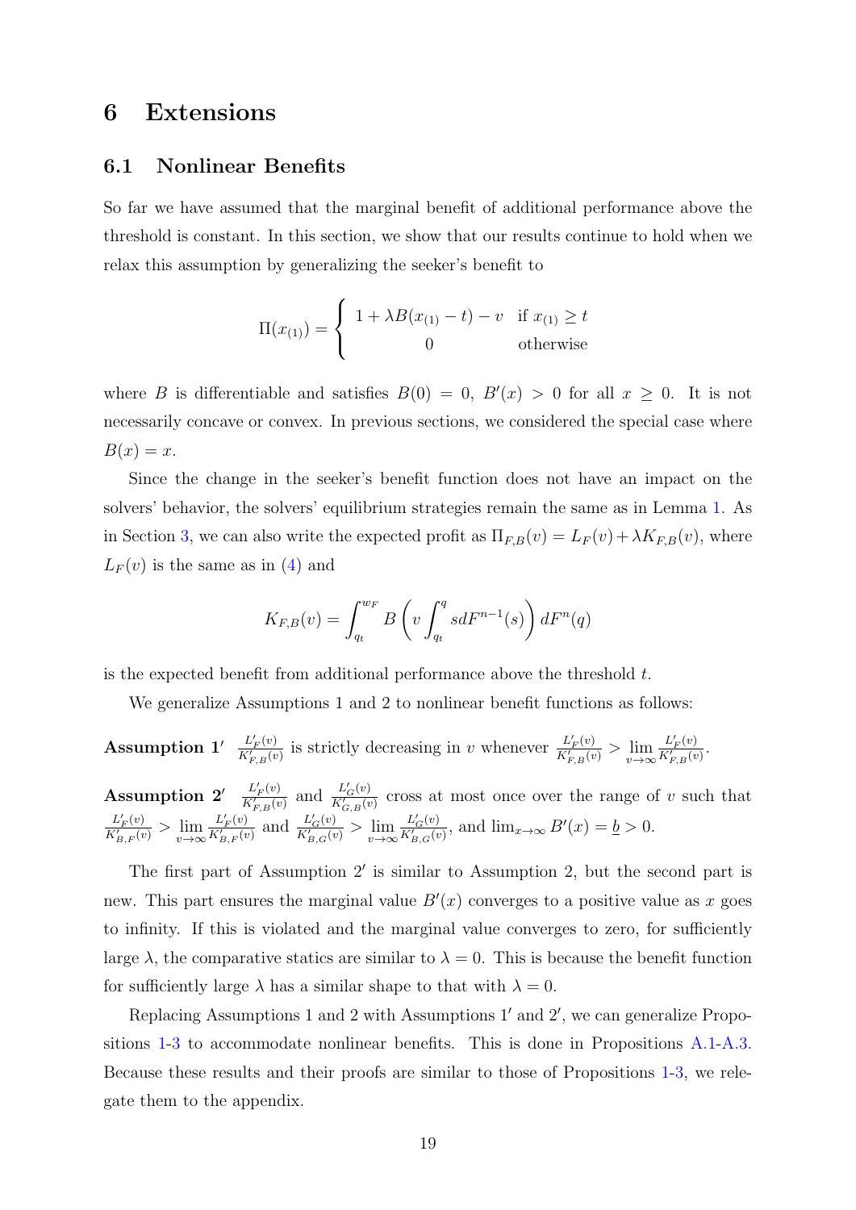# 6 Extensions

## 6.1 Nonlinear Benefits

So far we have assumed that the marginal benefit of additional performance above the threshold is constant. In this section, we show that our results continue to hold when we relax this assumption by generalizing the seeker's benefit to

$$\Pi(x_{(1)}) = \begin{cases} 1 + \lambda B(x_{(1)} - t) - v & \text{if } x_{(1)} \geq t \\ 0 & \text{otherwise} \end{cases}$$

where $B$ is differentiable and satisfies $B(0) = 0$, $B'(x) > 0$ for all $x \geq 0$. It is not necessarily concave or convex. In previous sections, we considered the special case where $B(x) = x$.

Since the change in the seeker's benefit function does not have an impact on the solvers' behavior, the solvers' equilibrium strategies remain the same as in Lemma 1. As in Section 3, we can also write the expected profit as $\Pi_{F,B}(v) = L_F(v) + \lambda K_{F,B}(v)$, where $L_F(v)$ is the same as in (4) and

$$K_{F,B}(v) = \int_{q_t}^{w_F} B\left(v \int_{q_t}^{q} s dF^{n-1}(s)\right) dF^n(q)$$

is the expected benefit from additional performance above the threshold $t$.

We generalize Assumptions 1 and 2 to nonlinear benefit functions as follows:

**Assumption 1′** $\frac{L'_F(v)}{K'_{F,B}(v)}$ is strictly decreasing in $v$ whenever $\frac{L'_F(v)}{K'_{F,B}(v)} > \lim_{v \to \infty} \frac{L'_F(v)}{K'_{F,B}(v)}$.

**Assumption 2′** $\frac{L'_F(v)}{K'_{F,B}(v)}$ and $\frac{L'_G(v)}{K'_{G,B}(v)}$ cross at most once over the range of $v$ such that $\frac{L'_F(v)}{K'_{B,F}(v)} > \lim_{v \to \infty} \frac{L'_F(v)}{K'_{B,F}(v)}$ and $\frac{L'_G(v)}{K'_{B,G}(v)} > \lim_{v \to \infty} \frac{L'_G(v)}{K'_{B,G}(v)}$, and $\lim_{x \to \infty} B'(x) = \underline{b} > 0$.

The first part of Assumption 2′ is similar to Assumption 2, but the second part is new. This part ensures the marginal value $B'(x)$ converges to a positive value as $x$ goes to infinity. If this is violated and the marginal value converges to zero, for sufficiently large $\lambda$, the comparative statics are similar to $\lambda = 0$. This is because the benefit function for sufficiently large $\lambda$ has a similar shape to that with $\lambda = 0$.

Replacing Assumptions 1 and 2 with Assumptions 1′ and 2′, we can generalize Propositions 1-3 to accommodate nonlinear benefits. This is done in Propositions A.1-A.3. Because these results and their proofs are similar to those of Propositions 1-3, we relegate them to the appendix.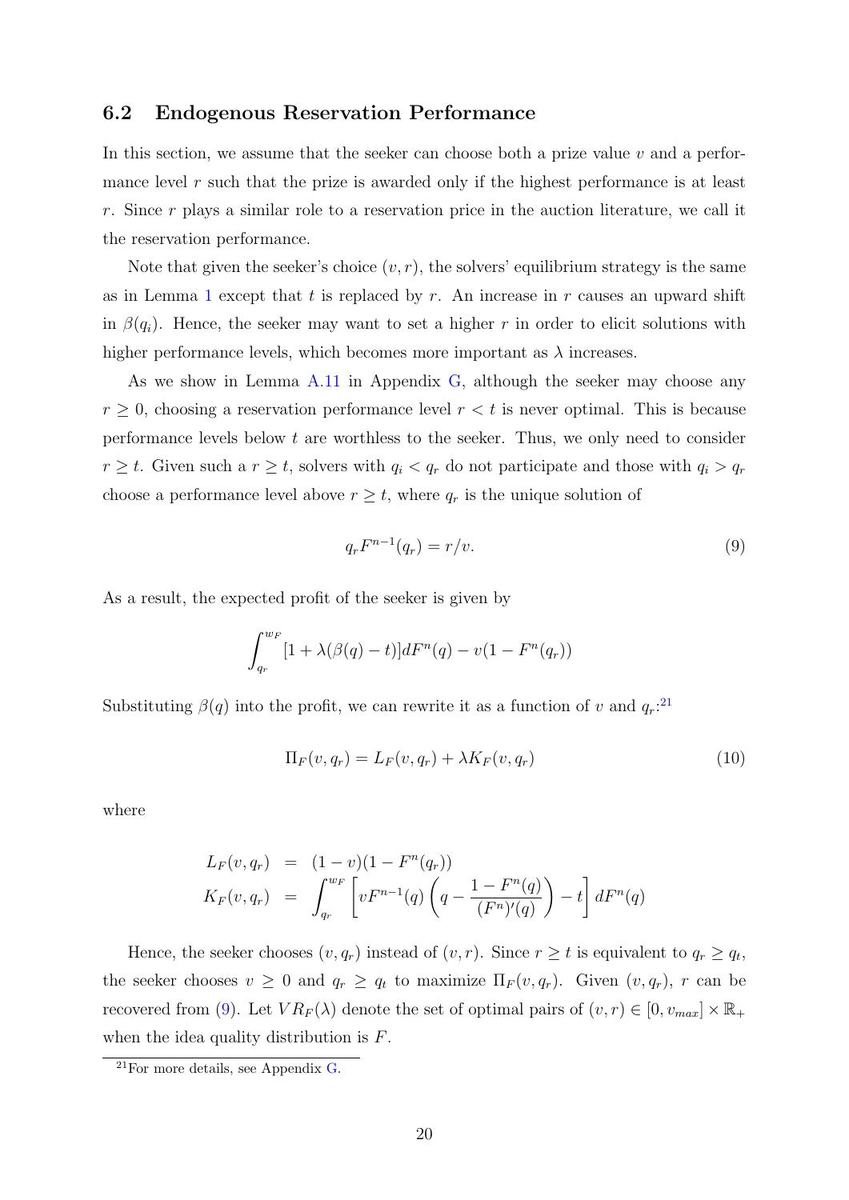### 6.2 Endogenous Reservation Performance

In this section, we assume that the seeker can choose both a prize value $v$ and a performance level $r$ such that the prize is awarded only if the highest performance is at least $r$. Since $r$ plays a similar role to a reservation price in the auction literature, we call it the reservation performance.

Note that given the seeker's choice $(v, r)$, the solvers' equilibrium strategy is the same as in Lemma 1 except that $t$ is replaced by $r$. An increase in $r$ causes an upward shift in $\beta(q_i)$. Hence, the seeker may want to set a higher $r$ in order to elicit solutions with higher performance levels, which becomes more important as $\lambda$ increases.

As we show in Lemma A.11 in Appendix G, although the seeker may choose any $r \geq 0$, choosing a reservation performance level $r < t$ is never optimal. This is because performance levels below $t$ are worthless to the seeker. Thus, we only need to consider $r \geq t$. Given such a $r \geq t$, solvers with $q_i < q_r$ do not participate and those with $q_i > q_r$ choose a performance level above $r \geq t$, where $q_r$ is the unique solution of

$$q_r F^{n-1}(q_r) = r/v. \tag{9}$$

As a result, the expected profit of the seeker is given by

$$\int_{q_r}^{w_F} [1 + \lambda(\beta(q) - t)] dF^n(q) - v(1 - F^n(q_r))$$

Substituting $\beta(q)$ into the profit, we can rewrite it as a function of $v$ and $q_r$:[21]

$$\Pi_F(v, q_r) = L_F(v, q_r) + \lambda K_F(v, q_r) \tag{10}$$

where

$$\begin{aligned} L_F(v, q_r) &= (1 - v)(1 - F^n(q_r)) \\ K_F(v, q_r) &= \int_{q_r}^{w_F} \left[ v F^{n-1}(q) \left( q - \frac{1 - F^n(q)}{(F^n)'(q)} \right) - t \right] dF^n(q) \end{aligned}$$

Hence, the seeker chooses $(v, q_r)$ instead of $(v, r)$. Since $r \geq t$ is equivalent to $q_r \geq q_t$, the seeker chooses $v \geq 0$ and $q_r \geq q_t$ to maximize $\Pi_F(v, q_r)$. Given $(v, q_r)$, $r$ can be recovered from (9). Let $VR_F(\lambda)$ denote the set of optimal pairs of $(v, r) \in [0, v_{max}] \times \mathbb{R}_+$ when the idea quality distribution is $F$.

[21]For more details, see Appendix G.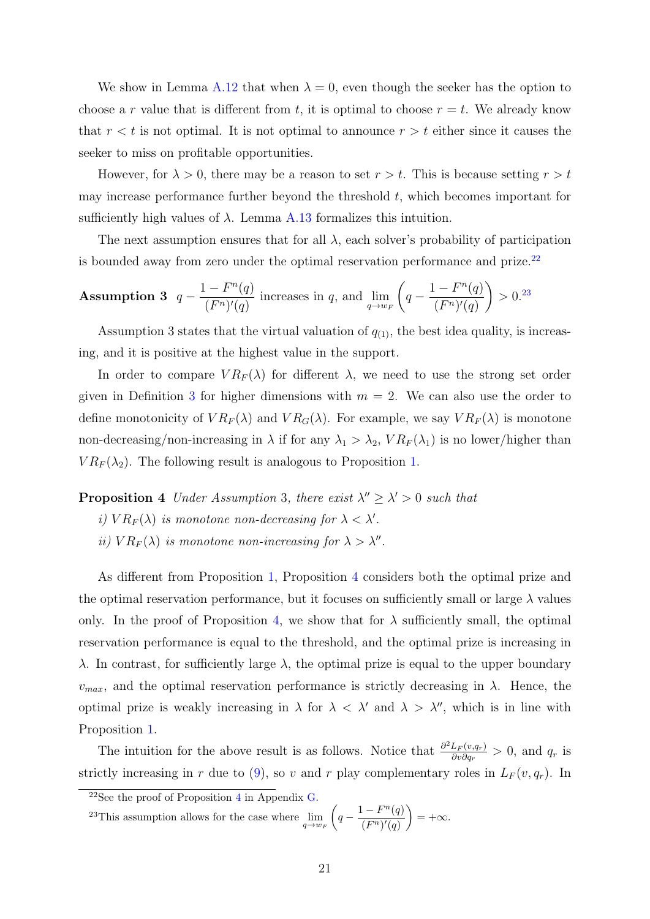We show in Lemma A.12 that when $\lambda = 0$, even though the seeker has the option to choose a $r$ value that is different from $t$, it is optimal to choose $r = t$. We already know that $r < t$ is not optimal. It is not optimal to announce $r > t$ either since it causes the seeker to miss on profitable opportunities.

However, for $\lambda > 0$, there may be a reason to set $r > t$. This is because setting $r > t$ may increase performance further beyond the threshold $t$, which becomes important for sufficiently high values of $\lambda$. Lemma A.13 formalizes this intuition.

The next assumption ensures that for all $\lambda$, each solver's probability of participation is bounded away from zero under the optimal reservation performance and prize.[22]

**Assumption 3** $q - \dfrac{1 - F^n(q)}{(F^n)'(q)}$ *increases in* $q$*, and* $\lim_{q \to w_F} \left( q - \dfrac{1 - F^n(q)}{(F^n)'(q)} \right) > 0$.[23]

Assumption 3 states that the virtual valuation of $q_{(1)}$, the best idea quality, is increasing, and it is positive at the highest value in the support.

In order to compare $VR_F(\lambda)$ for different $\lambda$, we need to use the strong set order given in Definition 3 for higher dimensions with $m = 2$. We can also use the order to define monotonicity of $VR_F(\lambda)$ and $VR_G(\lambda)$. For example, we say $VR_F(\lambda)$ is monotone non-decreasing/non-increasing in $\lambda$ if for any $\lambda_1 > \lambda_2$, $VR_F(\lambda_1)$ is no lower/higher than $VR_F(\lambda_2)$. The following result is analogous to Proposition 1.

**Proposition 4** *Under Assumption 3, there exist $\lambda'' \geq \lambda' > 0$ such that*

*i) $VR_F(\lambda)$ is monotone non-decreasing for $\lambda < \lambda'$.*

*ii) $VR_F(\lambda)$ is monotone non-increasing for $\lambda > \lambda''$.*

As different from Proposition 1, Proposition 4 considers both the optimal prize and the optimal reservation performance, but it focuses on sufficiently small or large $\lambda$ values only. In the proof of Proposition 4, we show that for $\lambda$ sufficiently small, the optimal reservation performance is equal to the threshold, and the optimal prize is increasing in $\lambda$. In contrast, for sufficiently large $\lambda$, the optimal prize is equal to the upper boundary $v_{max}$, and the optimal reservation performance is strictly decreasing in $\lambda$. Hence, the optimal prize is weakly increasing in $\lambda$ for $\lambda < \lambda'$ and $\lambda > \lambda''$, which is in line with Proposition 1.

The intuition for the above result is as follows. Notice that $\frac{\partial^2 L_F(v, q_r)}{\partial v \partial q_r} > 0$, and $q_r$ is strictly increasing in $r$ due to (9), so $v$ and $r$ play complementary roles in $L_F(v, q_r)$. In

[22] See the proof of Proposition 4 in Appendix G.

[23] This assumption allows for the case where $\lim_{q \to w_F} \left( q - \dfrac{1 - F^n(q)}{(F^n)'(q)} \right) = +\infty$.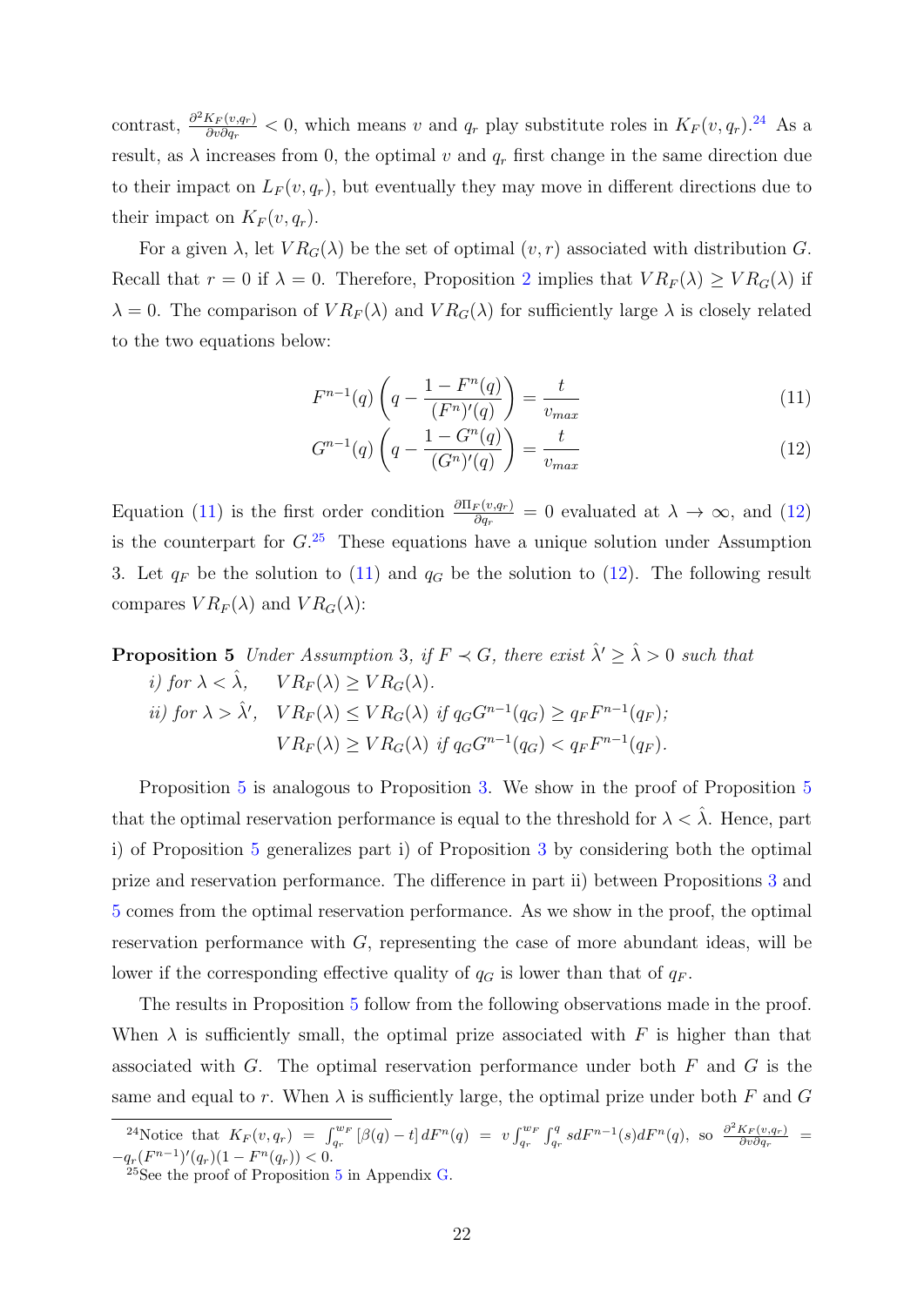contrast, $\frac{\partial^2 K_F(v,q_r)}{\partial v \partial q_r} < 0$, which means $v$ and $q_r$ play substitute roles in $K_F(v, q_r)$.[24] As a result, as $\lambda$ increases from 0, the optimal $v$ and $q_r$ first change in the same direction due to their impact on $L_F(v, q_r)$, but eventually they may move in different directions due to their impact on $K_F(v, q_r)$.

For a given $\lambda$, let $VR_G(\lambda)$ be the set of optimal $(v, r)$ associated with distribution $G$. Recall that $r = 0$ if $\lambda = 0$. Therefore, Proposition 2 implies that $VR_F(\lambda) \geq VR_G(\lambda)$ if $\lambda = 0$. The comparison of $VR_F(\lambda)$ and $VR_G(\lambda)$ for sufficiently large $\lambda$ is closely related to the two equations below:

$$F^{n-1}(q)\left(q - \frac{1 - F^n(q)}{(F^n)'(q)}\right) = \frac{t}{v_{max}} \tag{11}$$

$$G^{n-1}(q)\left(q - \frac{1 - G^n(q)}{(G^n)'(q)}\right) = \frac{t}{v_{max}} \tag{12}$$

Equation (11) is the first order condition $\frac{\partial \Pi_F(v,q_r)}{\partial q_r} = 0$ evaluated at $\lambda \to \infty$, and (12) is the counterpart for $G$.[25] These equations have a unique solution under Assumption 3. Let $q_F$ be the solution to (11) and $q_G$ be the solution to (12). The following result compares $VR_F(\lambda)$ and $VR_G(\lambda)$:

**Proposition 5** *Under Assumption 3, if $F \prec G$, there exist $\hat{\lambda}' \geq \hat{\lambda} > 0$ such that*

*i) for $\lambda < \hat{\lambda}$, $\quad VR_F(\lambda) \geq VR_G(\lambda)$.*

*ii) for $\lambda > \hat{\lambda}'$, $\quad VR_F(\lambda) \leq VR_G(\lambda)$ if $q_G G^{n-1}(q_G) \geq q_F F^{n-1}(q_F)$;*

*$\quad VR_F(\lambda) \geq VR_G(\lambda)$ if $q_G G^{n-1}(q_G) < q_F F^{n-1}(q_F)$.*

Proposition 5 is analogous to Proposition 3. We show in the proof of Proposition 5 that the optimal reservation performance is equal to the threshold for $\lambda < \hat{\lambda}$. Hence, part i) of Proposition 5 generalizes part i) of Proposition 3 by considering both the optimal prize and reservation performance. The difference in part ii) between Propositions 3 and 5 comes from the optimal reservation performance. As we show in the proof, the optimal reservation performance with $G$, representing the case of more abundant ideas, will be lower if the corresponding effective quality of $q_G$ is lower than that of $q_F$.

The results in Proposition 5 follow from the following observations made in the proof. When $\lambda$ is sufficiently small, the optimal prize associated with $F$ is higher than that associated with $G$. The optimal reservation performance under both $F$ and $G$ is the same and equal to $r$. When $\lambda$ is sufficiently large, the optimal prize under both $F$ and $G$

[24] Notice that $K_F(v, q_r) = \int_{q_r}^{w_F} [\beta(q) - t]\, dF^n(q) = v \int_{q_r}^{w_F} \int_{q_r}^{q} s dF^{n-1}(s) dF^n(q)$, so $\frac{\partial^2 K_F(v,q_r)}{\partial v \partial q_r} = -q_r (F^{n-1})'(q_r)(1 - F^n(q_r)) < 0$.

[25] See the proof of Proposition 5 in Appendix G.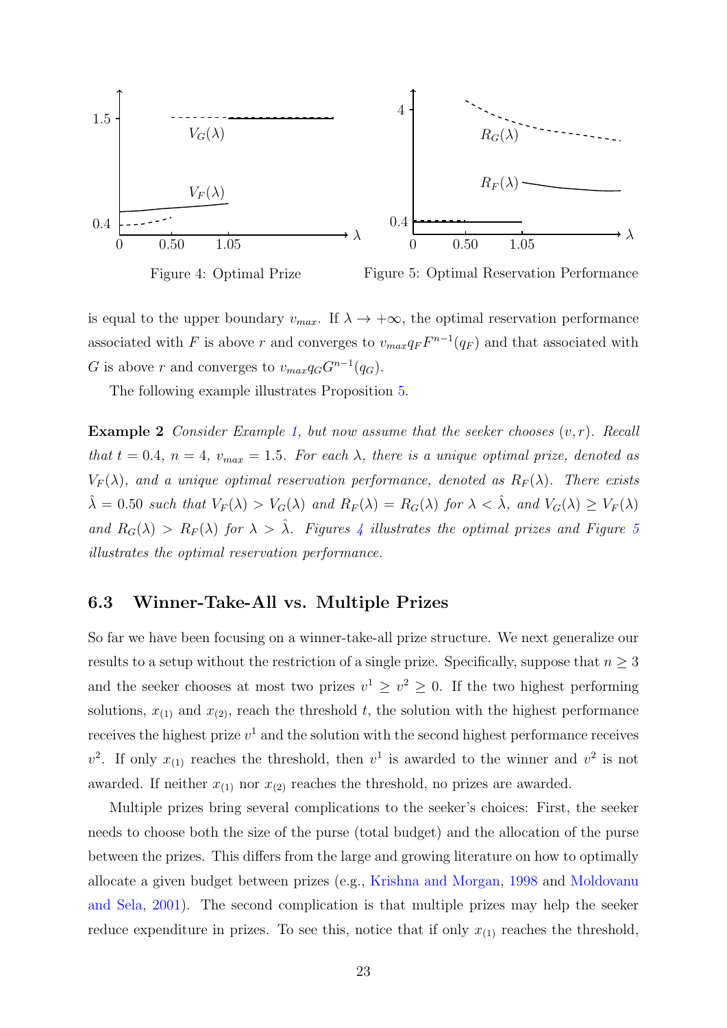Figure 4: Optimal Prize

Figure 5: Optimal Reservation Performance

is equal to the upper boundary $v_{max}$. If $\lambda \to +\infty$, the optimal reservation performance associated with $F$ is above $r$ and converges to $v_{max} q_F F^{n-1}(q_F)$ and that associated with $G$ is above $r$ and converges to $v_{max} q_G G^{n-1}(q_G)$.

The following example illustrates Proposition 5.

**Example 2** *Consider Example 1, but now assume that the seeker chooses $(v, r)$. Recall that $t = 0.4$, $n = 4$, $v_{max} = 1.5$. For each $\lambda$, there is a unique optimal prize, denoted as $V_F(\lambda)$, and a unique optimal reservation performance, denoted as $R_F(\lambda)$. There exists $\hat{\lambda} = 0.50$ such that $V_F(\lambda) > V_G(\lambda)$ and $R_F(\lambda) = R_G(\lambda)$ for $\lambda < \hat{\lambda}$, and $V_G(\lambda) \geq V_F(\lambda)$ and $R_G(\lambda) > R_F(\lambda)$ for $\lambda > \hat{\lambda}$. Figures 4 illustrates the optimal prizes and Figure 5 illustrates the optimal reservation performance.*

### 6.3 Winner-Take-All vs. Multiple Prizes

So far we have been focusing on a winner-take-all prize structure. We next generalize our results to a setup without the restriction of a single prize. Specifically, suppose that $n \geq 3$ and the seeker chooses at most two prizes $v^1 \geq v^2 \geq 0$. If the two highest performing solutions, $x_{(1)}$ and $x_{(2)}$, reach the threshold $t$, the solution with the highest performance receives the highest prize $v^1$ and the solution with the second highest performance receives $v^2$. If only $x_{(1)}$ reaches the threshold, then $v^1$ is awarded to the winner and $v^2$ is not awarded. If neither $x_{(1)}$ nor $x_{(2)}$ reaches the threshold, no prizes are awarded.

Multiple prizes bring several complications to the seeker's choices: First, the seeker needs to choose both the size of the purse (total budget) and the allocation of the purse between the prizes. This differs from the large and growing literature on how to optimally allocate a given budget between prizes (e.g., Krishna and Morgan, 1998 and Moldovanu and Sela, 2001). The second complication is that multiple prizes may help the seeker reduce expenditure in prizes. To see this, notice that if only $x_{(1)}$ reaches the threshold,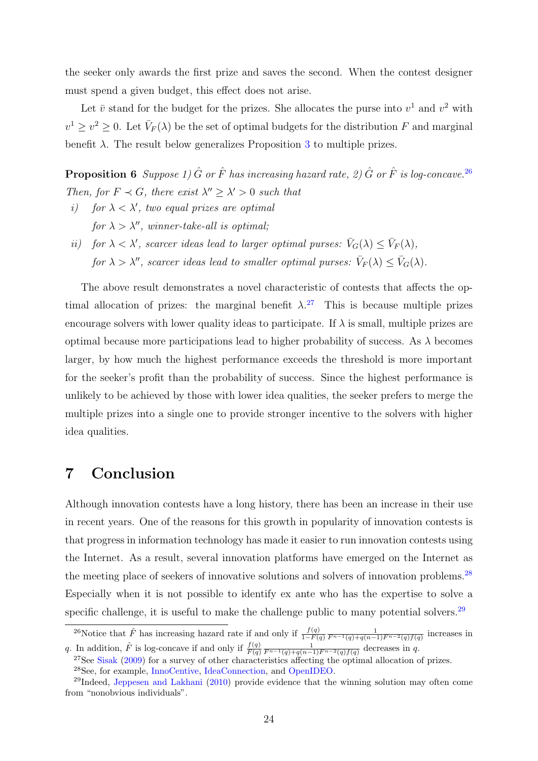the seeker only awards the first prize and saves the second. When the contest designer must spend a given budget, this effect does not arise.

Let $\bar{v}$ stand for the budget for the prizes. She allocates the purse into $v^1$ and $v^2$ with $v^1 \geq v^2 \geq 0$. Let $\bar{V}_F(\lambda)$ be the set of optimal budgets for the distribution $F$ and marginal benefit $\lambda$. The result below generalizes Proposition 3 to multiple prizes.

**Proposition 6** *Suppose 1) $\hat{G}$ or $\hat{F}$ has increasing hazard rate, 2) $\hat{G}$ or $\hat{F}$ is log-concave.*[26] *Then, for $F \prec G$, there exist $\lambda'' \geq \lambda' > 0$ such that*

*i) for $\lambda < \lambda'$, two equal prizes are optimal*
*for $\lambda > \lambda''$, winner-take-all is optimal;*

*ii) for $\lambda < \lambda'$, scarcer ideas lead to larger optimal purses: $\bar{V}_G(\lambda) \leq \bar{V}_F(\lambda)$,*
*for $\lambda > \lambda''$, scarcer ideas lead to smaller optimal purses: $\bar{V}_F(\lambda) \leq \bar{V}_G(\lambda)$.*

The above result demonstrates a novel characteristic of contests that affects the optimal allocation of prizes: the marginal benefit $\lambda$.[27] This is because multiple prizes encourage solvers with lower quality ideas to participate. If $\lambda$ is small, multiple prizes are optimal because more participations lead to higher probability of success. As $\lambda$ becomes larger, by how much the highest performance exceeds the threshold is more important for the seeker's profit than the probability of success. Since the highest performance is unlikely to be achieved by those with lower idea qualities, the seeker prefers to merge the multiple prizes into a single one to provide stronger incentive to the solvers with higher idea qualities.

# 7 Conclusion

Although innovation contests have a long history, there has been an increase in their use in recent years. One of the reasons for this growth in popularity of innovation contests is that progress in information technology has made it easier to run innovation contests using the Internet. As a result, several innovation platforms have emerged on the Internet as the meeting place of seekers of innovative solutions and solvers of innovation problems.[28] Especially when it is not possible to identify ex ante who has the expertise to solve a specific challenge, it is useful to make the challenge public to many potential solvers.[29]

---

[26] Notice that $\hat{F}$ has increasing hazard rate if and only if $\frac{f(q)}{1-F(q)} \frac{1}{F^{n-1}(q)+q(n-1)F^{n-2}(q)f(q)}$ increases in $q$. In addition, $\hat{F}$ is log-concave if and only if $\frac{f(q)}{F(q)} \frac{1}{F^{n-1}(q)+q(n-1)F^{n-2}(q)f(q)}$ decreases in $q$.

[27] See Sisak (2009) for a survey of other characteristics affecting the optimal allocation of prizes.

[28] See, for example, InnoCentive, IdeaConnection, and OpenIDEO.

[29] Indeed, Jeppesen and Lakhani (2010) provide evidence that the winning solution may often come from "nonobvious individuals".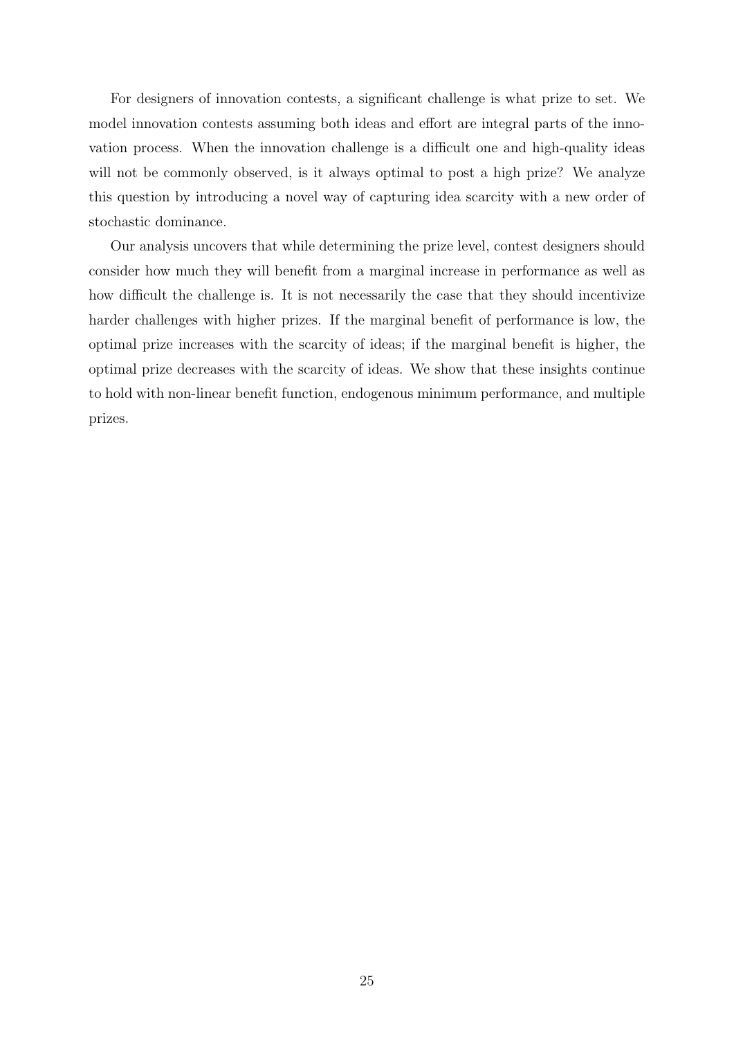For designers of innovation contests, a significant challenge is what prize to set. We model innovation contests assuming both ideas and effort are integral parts of the innovation process. When the innovation challenge is a difficult one and high-quality ideas will not be commonly observed, is it always optimal to post a high prize? We analyze this question by introducing a novel way of capturing idea scarcity with a new order of stochastic dominance.

Our analysis uncovers that while determining the prize level, contest designers should consider how much they will benefit from a marginal increase in performance as well as how difficult the challenge is. It is not necessarily the case that they should incentivize harder challenges with higher prizes. If the marginal benefit of performance is low, the optimal prize increases with the scarcity of ideas; if the marginal benefit is higher, the optimal prize decreases with the scarcity of ideas. We show that these insights continue to hold with non-linear benefit function, endogenous minimum performance, and multiple prizes.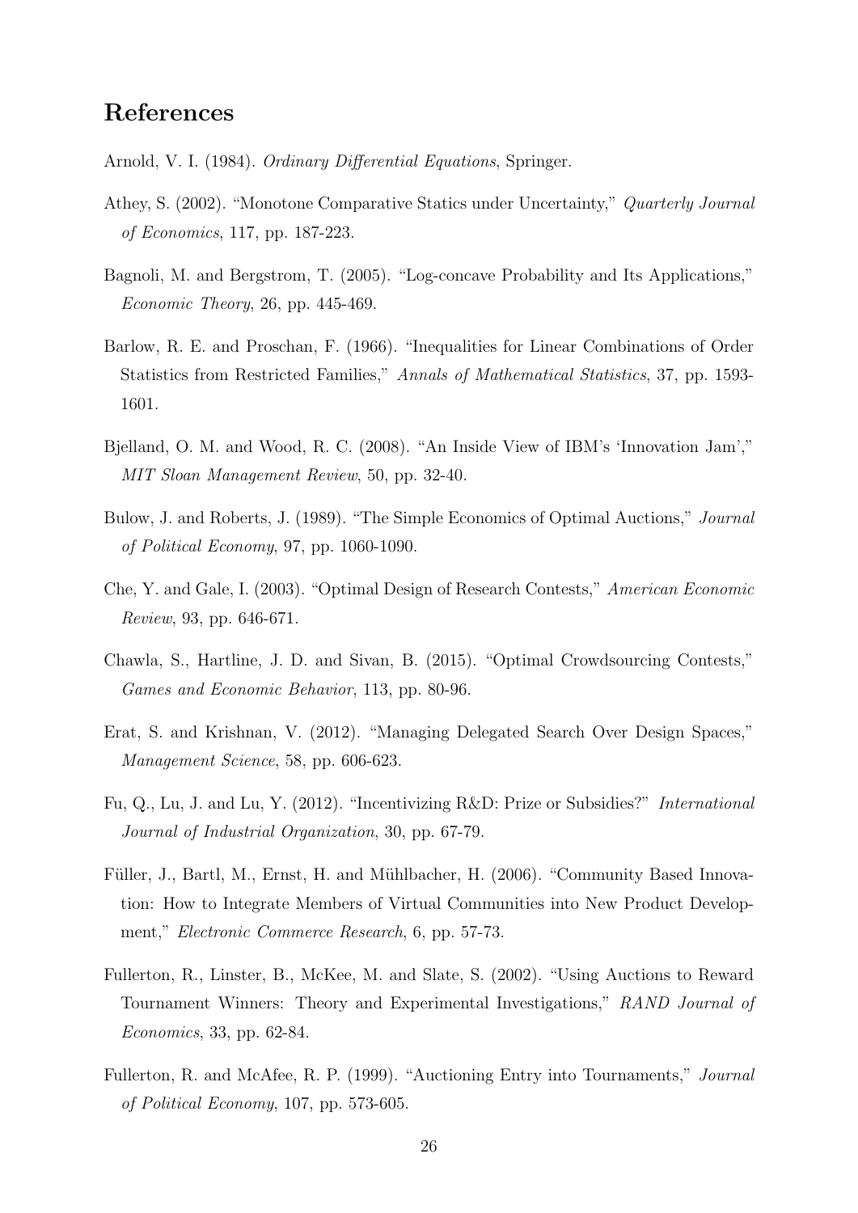# References

Arnold, V. I. (1984). *Ordinary Differential Equations*, Springer.

Athey, S. (2002). "Monotone Comparative Statics under Uncertainty," *Quarterly Journal of Economics*, 117, pp. 187-223.

Bagnoli, M. and Bergstrom, T. (2005). "Log-concave Probability and Its Applications," *Economic Theory*, 26, pp. 445-469.

Barlow, R. E. and Proschan, F. (1966). "Inequalities for Linear Combinations of Order Statistics from Restricted Families," *Annals of Mathematical Statistics*, 37, pp. 1593-1601.

Bjelland, O. M. and Wood, R. C. (2008). "An Inside View of IBM's 'Innovation Jam'," *MIT Sloan Management Review*, 50, pp. 32-40.

Bulow, J. and Roberts, J. (1989). "The Simple Economics of Optimal Auctions," *Journal of Political Economy*, 97, pp. 1060-1090.

Che, Y. and Gale, I. (2003). "Optimal Design of Research Contests," *American Economic Review*, 93, pp. 646-671.

Chawla, S., Hartline, J. D. and Sivan, B. (2015). "Optimal Crowdsourcing Contests," *Games and Economic Behavior*, 113, pp. 80-96.

Erat, S. and Krishnan, V. (2012). "Managing Delegated Search Over Design Spaces," *Management Science*, 58, pp. 606-623.

Fu, Q., Lu, J. and Lu, Y. (2012). "Incentivizing R&D: Prize or Subsidies?" *International Journal of Industrial Organization*, 30, pp. 67-79.

Füller, J., Bartl, M., Ernst, H. and Mühlbacher, H. (2006). "Community Based Innovation: How to Integrate Members of Virtual Communities into New Product Development," *Electronic Commerce Research*, 6, pp. 57-73.

Fullerton, R., Linster, B., McKee, M. and Slate, S. (2002). "Using Auctions to Reward Tournament Winners: Theory and Experimental Investigations," *RAND Journal of Economics*, 33, pp. 62-84.

Fullerton, R. and McAfee, R. P. (1999). "Auctioning Entry into Tournaments," *Journal of Political Economy*, 107, pp. 573-605.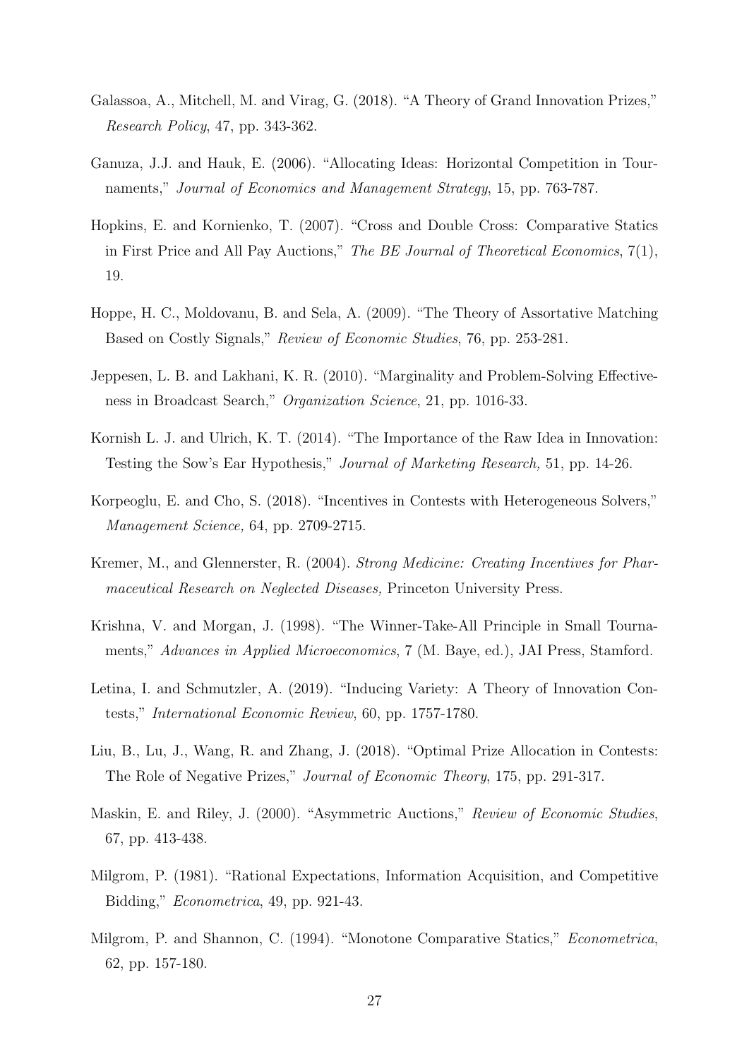Galassoa, A., Mitchell, M. and Virag, G. (2018). "A Theory of Grand Innovation Prizes," *Research Policy*, 47, pp. 343-362.

Ganuza, J.J. and Hauk, E. (2006). "Allocating Ideas: Horizontal Competition in Tournaments," *Journal of Economics and Management Strategy*, 15, pp. 763-787.

Hopkins, E. and Kornienko, T. (2007). "Cross and Double Cross: Comparative Statics in First Price and All Pay Auctions," *The BE Journal of Theoretical Economics*, 7(1), 19.

Hoppe, H. C., Moldovanu, B. and Sela, A. (2009). "The Theory of Assortative Matching Based on Costly Signals," *Review of Economic Studies*, 76, pp. 253-281.

Jeppesen, L. B. and Lakhani, K. R. (2010). "Marginality and Problem-Solving Effectiveness in Broadcast Search," *Organization Science*, 21, pp. 1016-33.

Kornish L. J. and Ulrich, K. T. (2014). "The Importance of the Raw Idea in Innovation: Testing the Sow's Ear Hypothesis," *Journal of Marketing Research,* 51, pp. 14-26.

Korpeoglu, E. and Cho, S. (2018). "Incentives in Contests with Heterogeneous Solvers," *Management Science,* 64, pp. 2709-2715.

Kremer, M., and Glennerster, R. (2004). *Strong Medicine: Creating Incentives for Pharmaceutical Research on Neglected Diseases,* Princeton University Press.

Krishna, V. and Morgan, J. (1998). "The Winner-Take-All Principle in Small Tournaments," *Advances in Applied Microeconomics*, 7 (M. Baye, ed.), JAI Press, Stamford.

Letina, I. and Schmutzler, A. (2019). "Inducing Variety: A Theory of Innovation Contests," *International Economic Review*, 60, pp. 1757-1780.

Liu, B., Lu, J., Wang, R. and Zhang, J. (2018). "Optimal Prize Allocation in Contests: The Role of Negative Prizes," *Journal of Economic Theory*, 175, pp. 291-317.

Maskin, E. and Riley, J. (2000). "Asymmetric Auctions," *Review of Economic Studies*, 67, pp. 413-438.

Milgrom, P. (1981). "Rational Expectations, Information Acquisition, and Competitive Bidding," *Econometrica*, 49, pp. 921-43.

Milgrom, P. and Shannon, C. (1994). "Monotone Comparative Statics," *Econometrica*, 62, pp. 157-180.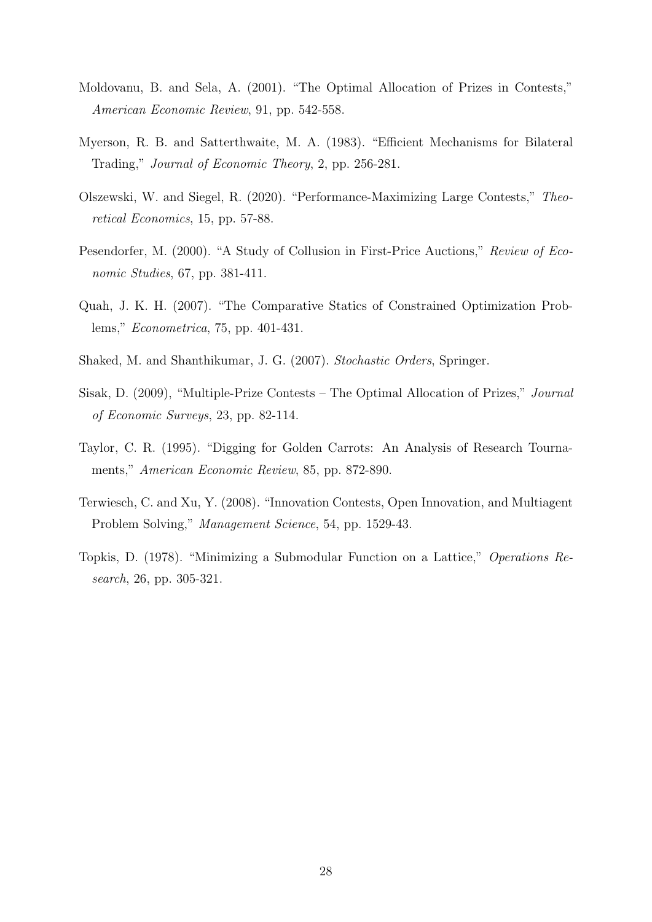Moldovanu, B. and Sela, A. (2001). "The Optimal Allocation of Prizes in Contests," *American Economic Review*, 91, pp. 542-558.

Myerson, R. B. and Satterthwaite, M. A. (1983). "Efficient Mechanisms for Bilateral Trading," *Journal of Economic Theory*, 2, pp. 256-281.

Olszewski, W. and Siegel, R. (2020). "Performance-Maximizing Large Contests," *Theoretical Economics*, 15, pp. 57-88.

Pesendorfer, M. (2000). "A Study of Collusion in First-Price Auctions," *Review of Economic Studies*, 67, pp. 381-411.

Quah, J. K. H. (2007). "The Comparative Statics of Constrained Optimization Problems," *Econometrica*, 75, pp. 401-431.

Shaked, M. and Shanthikumar, J. G. (2007). *Stochastic Orders*, Springer.

Sisak, D. (2009), "Multiple-Prize Contests – The Optimal Allocation of Prizes," *Journal of Economic Surveys*, 23, pp. 82-114.

Taylor, C. R. (1995). "Digging for Golden Carrots: An Analysis of Research Tournaments," *American Economic Review*, 85, pp. 872-890.

Terwiesch, C. and Xu, Y. (2008). "Innovation Contests, Open Innovation, and Multiagent Problem Solving," *Management Science*, 54, pp. 1529-43.

Topkis, D. (1978). "Minimizing a Submodular Function on a Lattice," *Operations Research*, 26, pp. 305-321.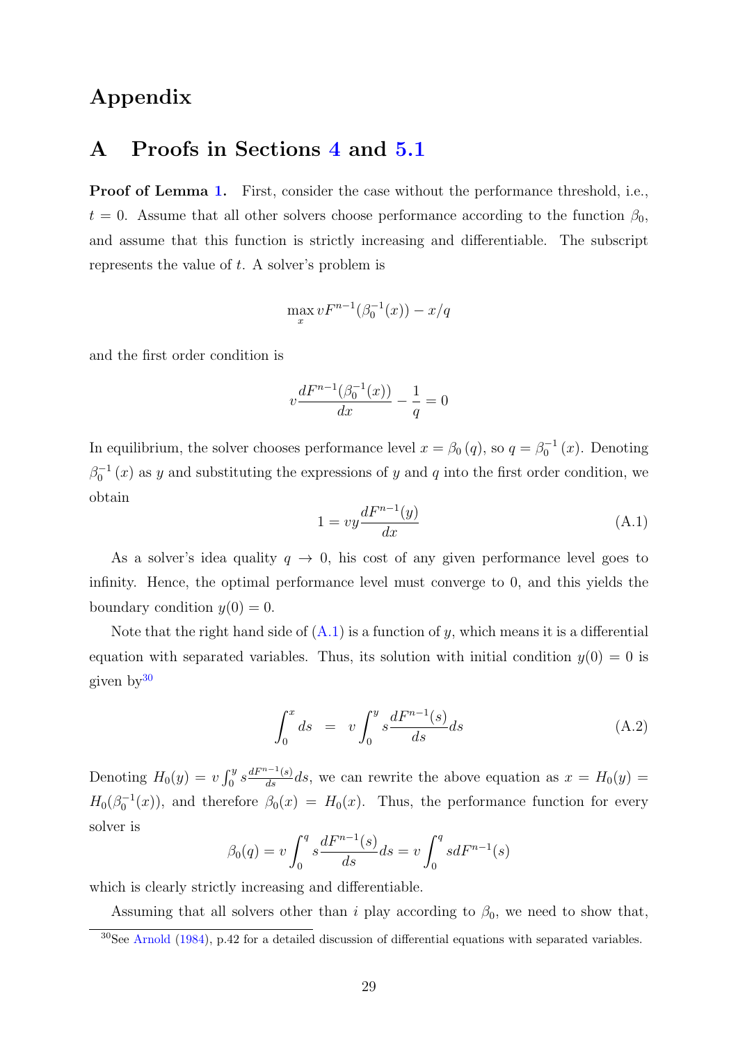# Appendix

## A Proofs in Sections 4 and 5.1

**Proof of Lemma 1.** First, consider the case without the performance threshold, i.e., $t = 0$. Assume that all other solvers choose performance according to the function $\beta_0$, and assume that this function is strictly increasing and differentiable. The subscript represents the value of $t$. A solver's problem is

$$\max_{x} vF^{n-1}(\beta_0^{-1}(x)) - x/q$$

and the first order condition is

$$v\frac{dF^{n-1}(\beta_0^{-1}(x))}{dx} - \frac{1}{q} = 0$$

In equilibrium, the solver chooses performance level $x = \beta_0(q)$, so $q = \beta_0^{-1}(x)$. Denoting $\beta_0^{-1}(x)$ as $y$ and substituting the expressions of $y$ and $q$ into the first order condition, we obtain

$$1 = vy\frac{dF^{n-1}(y)}{dx} \tag{A.1}$$

As a solver's idea quality $q \to 0$, his cost of any given performance level goes to infinity. Hence, the optimal performance level must converge to 0, and this yields the boundary condition $y(0) = 0$.

Note that the right hand side of (A.1) is a function of $y$, which means it is a differential equation with separated variables. Thus, its solution with initial condition $y(0) = 0$ is given by[30]

$$\int_0^x ds \;\; = \;\; v\int_0^y s\frac{dF^{n-1}(s)}{ds}ds \tag{A.2}$$

Denoting $H_0(y) = v\int_0^y s\frac{dF^{n-1}(s)}{ds}ds$, we can rewrite the above equation as $x = H_0(y) = H_0(\beta_0^{-1}(x))$, and therefore $\beta_0(x) = H_0(x)$. Thus, the performance function for every solver is

$$\beta_0(q) = v\int_0^q s\frac{dF^{n-1}(s)}{ds}ds = v\int_0^q s dF^{n-1}(s)$$

which is clearly strictly increasing and differentiable.

Assuming that all solvers other than $i$ play according to $\beta_0$, we need to show that,

[30]See Arnold (1984), p.42 for a detailed discussion of differential equations with separated variables.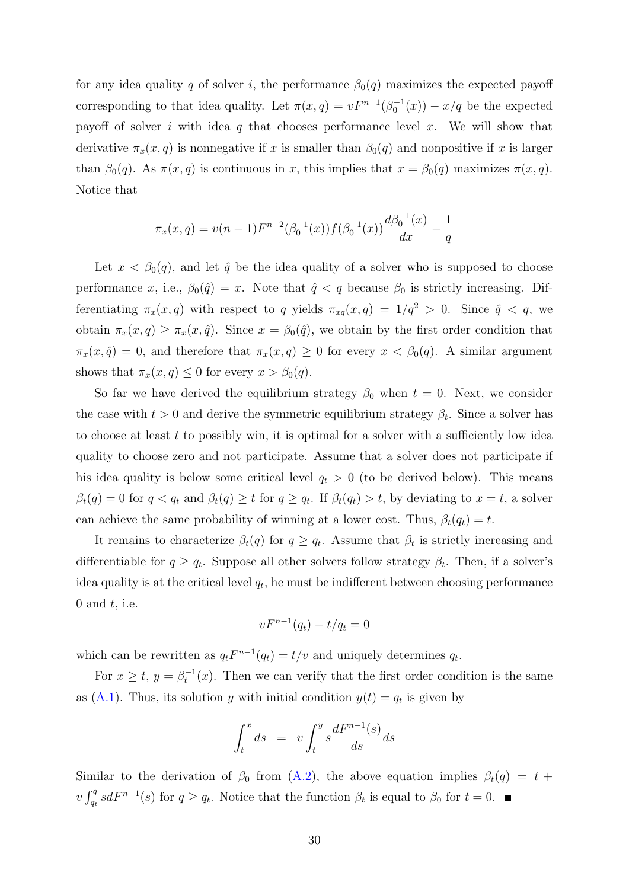for any idea quality $q$ of solver $i$, the performance $\beta_0(q)$ maximizes the expected payoff corresponding to that idea quality. Let $\pi(x,q) = vF^{n-1}(\beta_0^{-1}(x)) - x/q$ be the expected payoff of solver $i$ with idea $q$ that chooses performance level $x$. We will show that derivative $\pi_x(x,q)$ is nonnegative if $x$ is smaller than $\beta_0(q)$ and nonpositive if $x$ is larger than $\beta_0(q)$. As $\pi(x,q)$ is continuous in $x$, this implies that $x = \beta_0(q)$ maximizes $\pi(x,q)$. Notice that

$$\pi_x(x,q) = v(n-1)F^{n-2}(\beta_0^{-1}(x))f(\beta_0^{-1}(x))\frac{d\beta_0^{-1}(x)}{dx} - \frac{1}{q}$$

Let $x < \beta_0(q)$, and let $\hat{q}$ be the idea quality of a solver who is supposed to choose performance $x$, i.e., $\beta_0(\hat{q}) = x$. Note that $\hat{q} < q$ because $\beta_0$ is strictly increasing. Differentiating $\pi_x(x,q)$ with respect to $q$ yields $\pi_{xq}(x,q) = 1/q^2 > 0$. Since $\hat{q} < q$, we obtain $\pi_x(x,q) \geq \pi_x(x,\hat{q})$. Since $x = \beta_0(\hat{q})$, we obtain by the first order condition that $\pi_x(x,\hat{q}) = 0$, and therefore that $\pi_x(x,q) \geq 0$ for every $x < \beta_0(q)$. A similar argument shows that $\pi_x(x,q) \leq 0$ for every $x > \beta_0(q)$.

So far we have derived the equilibrium strategy $\beta_0$ when $t = 0$. Next, we consider the case with $t > 0$ and derive the symmetric equilibrium strategy $\beta_t$. Since a solver has to choose at least $t$ to possibly win, it is optimal for a solver with a sufficiently low idea quality to choose zero and not participate. Assume that a solver does not participate if his idea quality is below some critical level $q_t > 0$ (to be derived below). This means $\beta_t(q) = 0$ for $q < q_t$ and $\beta_t(q) \geq t$ for $q \geq q_t$. If $\beta_t(q_t) > t$, by deviating to $x = t$, a solver can achieve the same probability of winning at a lower cost. Thus, $\beta_t(q_t) = t$.

It remains to characterize $\beta_t(q)$ for $q \geq q_t$. Assume that $\beta_t$ is strictly increasing and differentiable for $q \geq q_t$. Suppose all other solvers follow strategy $\beta_t$. Then, if a solver's idea quality is at the critical level $q_t$, he must be indifferent between choosing performance 0 and $t$, i.e.

$$vF^{n-1}(q_t) - t/q_t = 0$$

which can be rewritten as $q_t F^{n-1}(q_t) = t/v$ and uniquely determines $q_t$.

For $x \geq t$, $y = \beta_t^{-1}(x)$. Then we can verify that the first order condition is the same as (A.1). Thus, its solution $y$ with initial condition $y(t) = q_t$ is given by

$$\int_t^x ds \;\; = \;\; v\int_t^y s\frac{dF^{n-1}(s)}{ds}ds$$

Similar to the derivation of $\beta_0$ from (A.2), the above equation implies $\beta_t(q) = t + v\int_{q_t}^q s dF^{n-1}(s)$ for $q \geq q_t$. Notice that the function $\beta_t$ is equal to $\beta_0$ for $t = 0$. ∎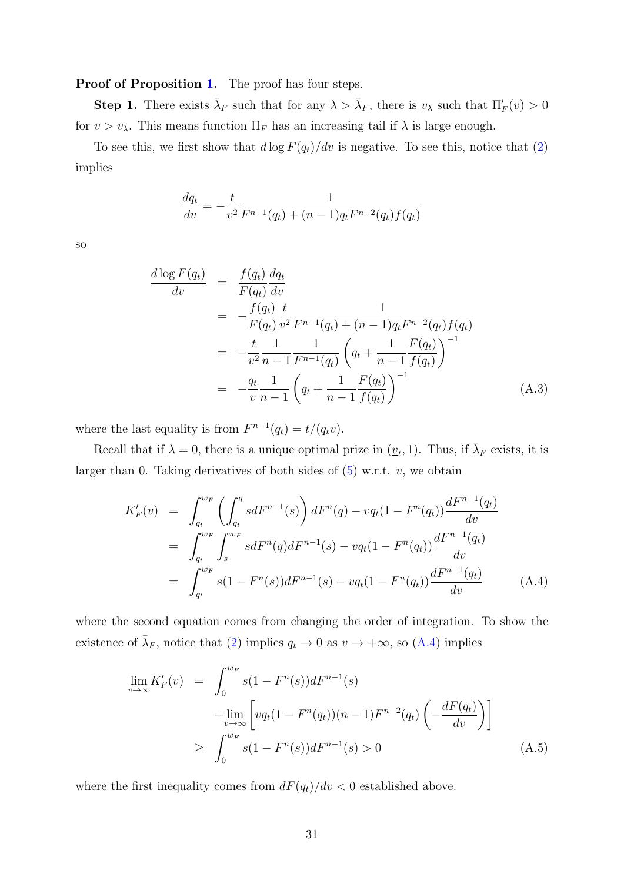**Proof of Proposition 1.** The proof has four steps.

**Step 1.** There exists $\bar{\lambda}_F$ such that for any $\lambda > \bar{\lambda}_F$, there is $v_\lambda$ such that $\Pi'_F(v) > 0$ for $v > v_\lambda$. This means function $\Pi_F$ has an increasing tail if $\lambda$ is large enough.

To see this, we first show that $d \log F(q_t)/dv$ is negative. To see this, notice that (2) implies

$$\frac{dq_t}{dv} = -\frac{t}{v^2} \frac{1}{F^{n-1}(q_t) + (n-1)q_t F^{n-2}(q_t) f(q_t)}$$

so

$$\begin{aligned}
\frac{d \log F(q_t)}{dv} &= \frac{f(q_t)}{F(q_t)} \frac{dq_t}{dv} \\
&= -\frac{f(q_t)}{F(q_t)} \frac{t}{v^2} \frac{1}{F^{n-1}(q_t) + (n-1)q_t F^{n-2}(q_t) f(q_t)} \\
&= -\frac{t}{v^2} \frac{1}{n-1} \frac{1}{F^{n-1}(q_t)} \left( q_t + \frac{1}{n-1} \frac{F(q_t)}{f(q_t)} \right)^{-1} \\
&= -\frac{q_t}{v} \frac{1}{n-1} \left( q_t + \frac{1}{n-1} \frac{F(q_t)}{f(q_t)} \right)^{-1} \qquad \text{(A.3)}
\end{aligned}$$

where the last equality is from $F^{n-1}(q_t) = t/(q_t v)$.

Recall that if $\lambda = 0$, there is a unique optimal prize in $(\underline{v}_t, 1)$. Thus, if $\bar{\lambda}_F$ exists, it is larger than 0. Taking derivatives of both sides of (5) w.r.t. $v$, we obtain

$$\begin{aligned}
K'_F(v) &= \int_{q_t}^{w_F} \left( \int_{q_t}^{q} s dF^{n-1}(s) \right) dF^n(q) - v q_t (1 - F^n(q_t)) \frac{dF^{n-1}(q_t)}{dv} \\
&= \int_{q_t}^{w_F} \int_{s}^{w_F} s dF^n(q) dF^{n-1}(s) - v q_t (1 - F^n(q_t)) \frac{dF^{n-1}(q_t)}{dv} \\
&= \int_{q_t}^{w_F} s(1 - F^n(s)) dF^{n-1}(s) - v q_t (1 - F^n(q_t)) \frac{dF^{n-1}(q_t)}{dv} \qquad \text{(A.4)}
\end{aligned}$$

where the second equation comes from changing the order of integration. To show the existence of $\bar{\lambda}_F$, notice that (2) implies $q_t \to 0$ as $v \to +\infty$, so (A.4) implies

$$\begin{aligned}
\lim_{v \to \infty} K'_F(v) &= \int_0^{w_F} s(1 - F^n(s)) dF^{n-1}(s) \\
&\quad + \lim_{v \to \infty} \left[ v q_t (1 - F^n(q_t))(n-1) F^{n-2}(q_t) \left( -\frac{dF(q_t)}{dv} \right) \right] \\
&\geq \int_0^{w_F} s(1 - F^n(s)) dF^{n-1}(s) > 0 \qquad \text{(A.5)}
\end{aligned}$$

where the first inequality comes from $dF(q_t)/dv < 0$ established above.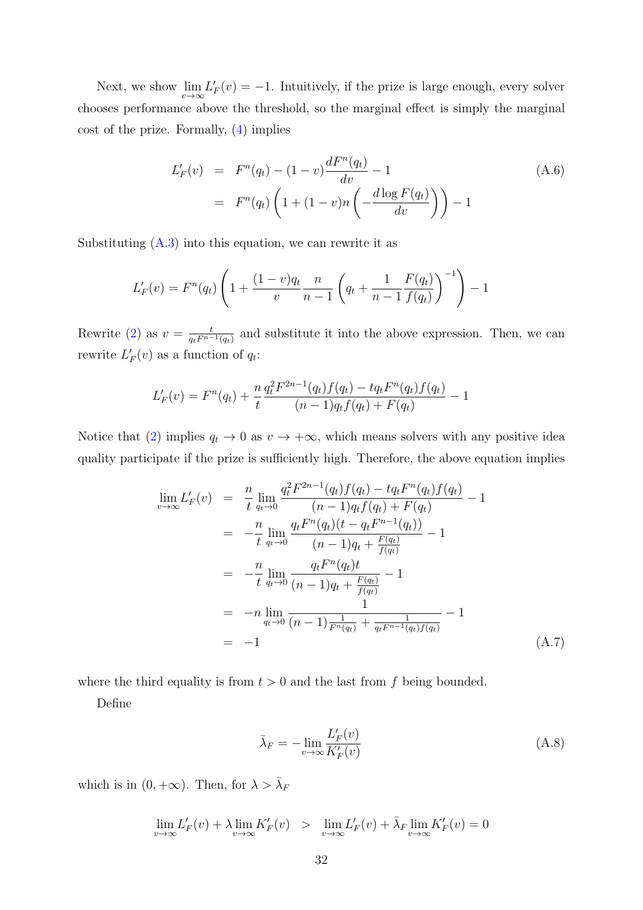Next, we show $\lim_{v\to\infty} L'_F(v) = -1$. Intuitively, if the prize is large enough, every solver chooses performance above the threshold, so the marginal effect is simply the marginal cost of the prize. Formally, (4) implies

$$
\begin{aligned}
L'_F(v) &= F^n(q_t) - (1-v)\frac{dF^n(q_t)}{dv} - 1 \\
&= F^n(q_t)\left(1 + (1-v)n\left(-\frac{d\log F(q_t)}{dv}\right)\right) - 1
\end{aligned} \tag{A.6}
$$

Substituting (A.3) into this equation, we can rewrite it as

$$
L'_F(v) = F^n(q_t)\left(1 + \frac{(1-v)q_t}{v}\frac{n}{n-1}\left(q_t + \frac{1}{n-1}\frac{F(q_t)}{f(q_t)}\right)^{-1}\right) - 1
$$

Rewrite (2) as $v = \frac{t}{q_t F^{n-1}(q_t)}$ and substitute it into the above expression. Then, we can rewrite $L'_F(v)$ as a function of $q_t$:

$$
L'_F(v) = F^n(q_t) + \frac{n}{t}\frac{q_t^2 F^{2n-1}(q_t)f(q_t) - tq_t F^n(q_t)f(q_t)}{(n-1)q_t f(q_t) + F(q_t)} - 1
$$

Notice that (2) implies $q_t \to 0$ as $v \to +\infty$, which means solvers with any positive idea quality participate if the prize is sufficiently high. Therefore, the above equation implies

$$
\begin{aligned}
\lim_{v\to\infty} L'_F(v) &= \frac{n}{t}\lim_{q_t\to 0}\frac{q_t^2 F^{2n-1}(q_t)f(q_t) - tq_t F^n(q_t)f(q_t)}{(n-1)q_t f(q_t) + F(q_t)} - 1 \\
&= -\frac{n}{t}\lim_{q_t\to 0}\frac{q_t F^n(q_t)(t - q_t F^{n-1}(q_t))}{(n-1)q_t + \frac{F(q_t)}{f(q_t)}} - 1 \\
&= -\frac{n}{t}\lim_{q_t\to 0}\frac{q_t F^n(q_t) t}{(n-1)q_t + \frac{F(q_t)}{f(q_t)}} - 1 \\
&= -n\lim_{q_t\to 0}\frac{1}{(n-1)\frac{1}{F^n(q_t)} + \frac{1}{q_t F^{n-1}(q_t)f(q_t)}} - 1 \\
&= -1
\end{aligned} \tag{A.7}
$$

where the third equality is from $t > 0$ and the last from $f$ being bounded.

Define

$$
\bar{\lambda}_F = -\lim_{v\to\infty}\frac{L'_F(v)}{K'_F(v)} \tag{A.8}
$$

which is in $(0, +\infty)$. Then, for $\lambda > \bar{\lambda}_F$

$$
\lim_{v\to\infty} L'_F(v) + \lambda \lim_{v\to\infty} K'_F(v) > \lim_{v\to\infty} L'_F(v) + \bar{\lambda}_F \lim_{v\to\infty} K'_F(v) = 0
$$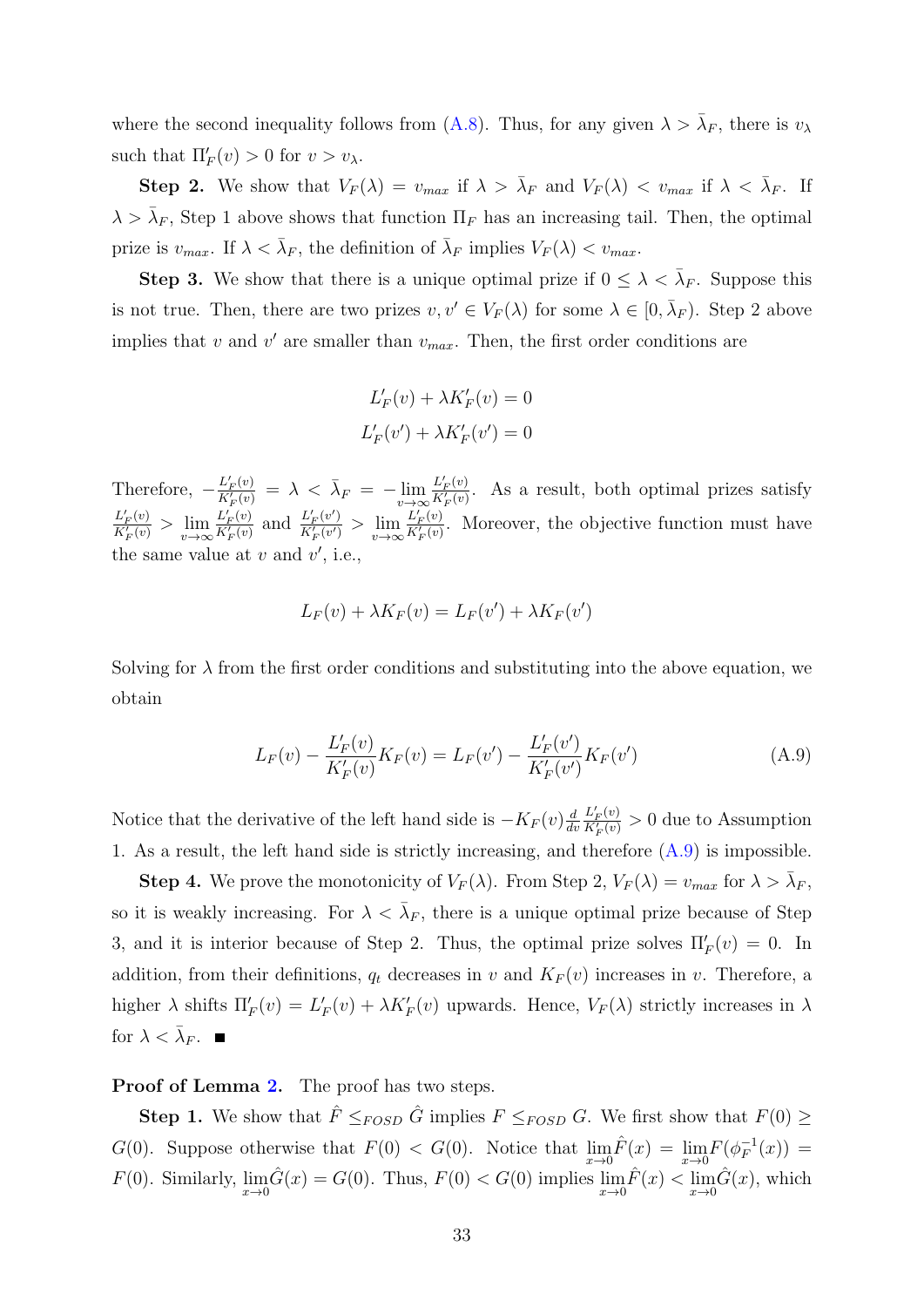where the second inequality follows from (A.8). Thus, for any given $\lambda > \bar{\lambda}_F$, there is $v_\lambda$ such that $\Pi'_F(v) > 0$ for $v > v_\lambda$.

**Step 2.** We show that $V_F(\lambda) = v_{max}$ if $\lambda > \bar{\lambda}_F$ and $V_F(\lambda) < v_{max}$ if $\lambda < \bar{\lambda}_F$. If $\lambda > \bar{\lambda}_F$, Step 1 above shows that function $\Pi_F$ has an increasing tail. Then, the optimal prize is $v_{max}$. If $\lambda < \bar{\lambda}_F$, the definition of $\bar{\lambda}_F$ implies $V_F(\lambda) < v_{max}$.

**Step 3.** We show that there is a unique optimal prize if $0 \leq \lambda < \bar{\lambda}_F$. Suppose this is not true. Then, there are two prizes $v, v' \in V_F(\lambda)$ for some $\lambda \in [0, \bar{\lambda}_F)$. Step 2 above implies that $v$ and $v'$ are smaller than $v_{max}$. Then, the first order conditions are

$$L'_F(v) + \lambda K'_F(v) = 0$$
$$L'_F(v') + \lambda K'_F(v') = 0$$

Therefore, $-\frac{L'_F(v)}{K'_F(v)} = \lambda < \bar{\lambda}_F = -\lim_{v\to\infty} \frac{L'_F(v)}{K'_F(v)}$. As a result, both optimal prizes satisfy $\frac{L'_F(v)}{K'_F(v)} > \lim_{v\to\infty} \frac{L'_F(v)}{K'_F(v)}$ and $\frac{L'_F(v')}{K'_F(v')} > \lim_{v\to\infty} \frac{L'_F(v)}{K'_F(v)}$. Moreover, the objective function must have the same value at $v$ and $v'$, i.e.,

$$L_F(v) + \lambda K_F(v) = L_F(v') + \lambda K_F(v')$$

Solving for $\lambda$ from the first order conditions and substituting into the above equation, we obtain

$$L_F(v) - \frac{L'_F(v)}{K'_F(v)} K_F(v) = L_F(v') - \frac{L'_F(v')}{K'_F(v')} K_F(v') \tag{A.9}$$

Notice that the derivative of the left hand side is $-K_F(v) \frac{d}{dv} \frac{L'_F(v)}{K'_F(v)} > 0$ due to Assumption 1. As a result, the left hand side is strictly increasing, and therefore (A.9) is impossible.

**Step 4.** We prove the monotonicity of $V_F(\lambda)$. From Step 2, $V_F(\lambda) = v_{max}$ for $\lambda > \bar{\lambda}_F$, so it is weakly increasing. For $\lambda < \bar{\lambda}_F$, there is a unique optimal prize because of Step 3, and it is interior because of Step 2. Thus, the optimal prize solves $\Pi'_F(v) = 0$. In addition, from their definitions, $q_t$ decreases in $v$ and $K_F(v)$ increases in $v$. Therefore, a higher $\lambda$ shifts $\Pi'_F(v) = L'_F(v) + \lambda K'_F(v)$ upwards. Hence, $V_F(\lambda)$ strictly increases in $\lambda$ for $\lambda < \bar{\lambda}_F$. ■

**Proof of Lemma 2.** The proof has two steps.

**Step 1.** We show that $\hat{F} \leq_{FOSD} \hat{G}$ implies $F \leq_{FOSD} G$. We first show that $F(0) \geq G(0)$. Suppose otherwise that $F(0) < G(0)$. Notice that $\lim_{x\to 0} \hat{F}(x) = \lim_{x\to 0} F(\phi_F^{-1}(x)) = F(0)$. Similarly, $\lim_{x\to 0} \hat{G}(x) = G(0)$. Thus, $F(0) < G(0)$ implies $\lim_{x\to 0} \hat{F}(x) < \lim_{x\to 0} \hat{G}(x)$, which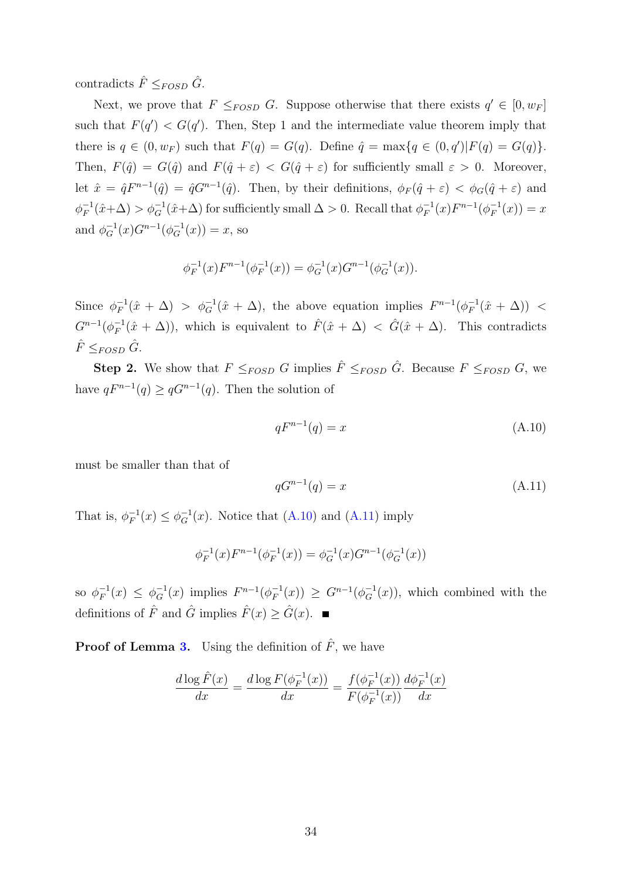contradicts $\hat{F} \leq_{FOSD} \hat{G}$.

Next, we prove that $F \leq_{FOSD} G$. Suppose otherwise that there exists $q' \in [0, w_F]$ such that $F(q') < G(q')$. Then, Step 1 and the intermediate value theorem imply that there is $q \in (0, w_F)$ such that $F(q) = G(q)$. Define $\hat{q} = \max\{q \in (0, q') | F(q) = G(q)\}$. Then, $F(\hat{q}) = G(\hat{q})$ and $F(\hat{q} + \varepsilon) < G(\hat{q} + \varepsilon)$ for sufficiently small $\varepsilon > 0$. Moreover, let $\hat{x} = \hat{q}F^{n-1}(\hat{q}) = \hat{q}G^{n-1}(\hat{q})$. Then, by their definitions, $\phi_F(\hat{q} + \varepsilon) < \phi_G(\hat{q} + \varepsilon)$ and $\phi_F^{-1}(\hat{x}+\Delta) > \phi_G^{-1}(\hat{x}+\Delta)$ for sufficiently small $\Delta > 0$. Recall that $\phi_F^{-1}(x)F^{n-1}(\phi_F^{-1}(x)) = x$ and $\phi_G^{-1}(x)G^{n-1}(\phi_G^{-1}(x)) = x$, so

$$\phi_F^{-1}(x)F^{n-1}(\phi_F^{-1}(x)) = \phi_G^{-1}(x)G^{n-1}(\phi_G^{-1}(x)).$$

Since $\phi_F^{-1}(\hat{x} + \Delta) > \phi_G^{-1}(\hat{x} + \Delta)$, the above equation implies $F^{n-1}(\phi_F^{-1}(\hat{x} + \Delta)) < G^{n-1}(\phi_F^{-1}(\hat{x} + \Delta))$, which is equivalent to $\hat{F}(\hat{x} + \Delta) < \hat{G}(\hat{x} + \Delta)$. This contradicts $\hat{F} \leq_{FOSD} \hat{G}$.

**Step 2.** We show that $F \leq_{FOSD} G$ implies $\hat{F} \leq_{FOSD} \hat{G}$. Because $F \leq_{FOSD} G$, we have $qF^{n-1}(q) \geq qG^{n-1}(q)$. Then the solution of

$$qF^{n-1}(q) = x \tag{A.10}$$

must be smaller than that of

$$qG^{n-1}(q) = x \tag{A.11}$$

That is, $\phi_F^{-1}(x) \leq \phi_G^{-1}(x)$. Notice that (A.10) and (A.11) imply

$$\phi_F^{-1}(x)F^{n-1}(\phi_F^{-1}(x)) = \phi_G^{-1}(x)G^{n-1}(\phi_G^{-1}(x))$$

so $\phi_F^{-1}(x) \leq \phi_G^{-1}(x)$ implies $F^{n-1}(\phi_F^{-1}(x)) \geq G^{n-1}(\phi_G^{-1}(x))$, which combined with the definitions of $\hat{F}$ and $\hat{G}$ implies $\hat{F}(x) \geq \hat{G}(x)$. ∎

**Proof of Lemma 3.** Using the definition of $\hat{F}$, we have

$$\frac{d \log \hat{F}(x)}{dx} = \frac{d \log F(\phi_F^{-1}(x))}{dx} = \frac{f(\phi_F^{-1}(x))}{F(\phi_F^{-1}(x))} \frac{d\phi_F^{-1}(x)}{dx}$$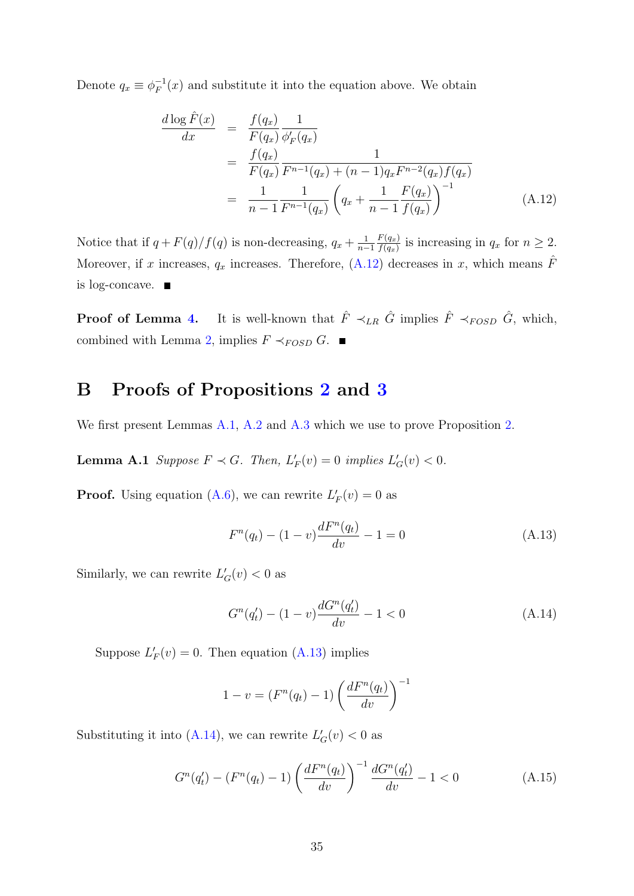Denote $q_x \equiv \phi_F^{-1}(x)$ and substitute it into the equation above. We obtain

$$
\begin{aligned}
\frac{d \log \hat{F}(x)}{dx} &= \frac{f(q_x)}{F(q_x)} \frac{1}{\phi'_F(q_x)} \\
&= \frac{f(q_x)}{F(q_x)} \frac{1}{F^{n-1}(q_x) + (n-1) q_x F^{n-2}(q_x) f(q_x)} \\
&= \frac{1}{n-1} \frac{1}{F^{n-1}(q_x)} \left( q_x + \frac{1}{n-1} \frac{F(q_x)}{f(q_x)} \right)^{-1} \qquad \text{(A.12)}
\end{aligned}
$$

Notice that if $q + F(q)/f(q)$ is non-decreasing, $q_x + \frac{1}{n-1}\frac{F(q_x)}{f(q_x)}$ is increasing in $q_x$ for $n \geq 2$. Moreover, if $x$ increases, $q_x$ increases. Therefore, (A.12) decreases in $x$, which means $\hat{F}$ is log-concave. ■

**Proof of Lemma 4.** It is well-known that $\hat{F} \prec_{LR} \hat{G}$ implies $\hat{F} \prec_{FOSD} \hat{G}$, which, combined with Lemma 2, implies $F \prec_{FOSD} G$. ■

# B Proofs of Propositions 2 and 3

We first present Lemmas A.1, A.2 and A.3 which we use to prove Proposition 2.

**Lemma A.1** *Suppose $F \prec G$. Then, $L'_F(v) = 0$ implies $L'_G(v) < 0$.*

**Proof.** Using equation (A.6), we can rewrite $L'_F(v) = 0$ as

$$
F^n(q_t) - (1-v)\frac{dF^n(q_t)}{dv} - 1 = 0 \qquad \text{(A.13)}
$$

Similarly, we can rewrite $L'_G(v) < 0$ as

$$
G^n(q'_t) - (1-v)\frac{dG^n(q'_t)}{dv} - 1 < 0 \qquad \text{(A.14)}
$$

Suppose $L'_F(v) = 0$. Then equation (A.13) implies

$$
1 - v = (F^n(q_t) - 1)\left(\frac{dF^n(q_t)}{dv}\right)^{-1}
$$

Substituting it into (A.14), we can rewrite $L'_G(v) < 0$ as

$$
G^n(q'_t) - (F^n(q_t) - 1)\left(\frac{dF^n(q_t)}{dv}\right)^{-1}\frac{dG^n(q'_t)}{dv} - 1 < 0 \qquad \text{(A.15)}
$$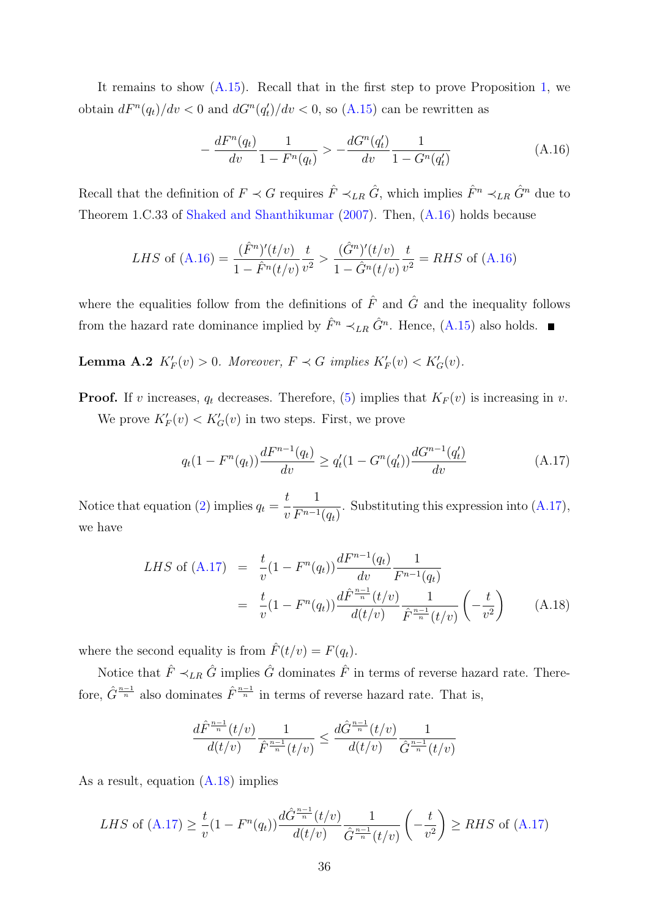It remains to show (A.15). Recall that in the first step to prove Proposition 1, we obtain $dF^n(q_t)/dv < 0$ and $dG^n(q_t')/dv < 0$, so (A.15) can be rewritten as

$$-\frac{dF^n(q_t)}{dv}\frac{1}{1-F^n(q_t)} > -\frac{dG^n(q_t')}{dv}\frac{1}{1-G^n(q_t')} \tag{A.16}$$

Recall that the definition of $F \prec G$ requires $\hat{F} \prec_{LR} \hat{G}$, which implies $\hat{F}^n \prec_{LR} \hat{G}^n$ due to Theorem 1.C.33 of Shaked and Shanthikumar (2007). Then, (A.16) holds because

$$LHS \text{ of (A.16)} = \frac{(\hat{F}^n)'(t/v)}{1-\hat{F}^n(t/v)}\frac{t}{v^2} > \frac{(\hat{G}^n)'(t/v)}{1-\hat{G}^n(t/v)}\frac{t}{v^2} = RHS \text{ of (A.16)}$$

where the equalities follow from the definitions of $\hat{F}$ and $\hat{G}$ and the inequality follows from the hazard rate dominance implied by $\hat{F}^n \prec_{LR} \hat{G}^n$. Hence, (A.15) also holds. ∎

**Lemma A.2** *$K_F'(v) > 0$. Moreover, $F \prec G$ implies $K_F'(v) < K_G'(v)$.*

**Proof.** If $v$ increases, $q_t$ decreases. Therefore, (5) implies that $K_F(v)$ is increasing in $v$.

We prove $K_F'(v) < K_G'(v)$ in two steps. First, we prove

$$q_t(1-F^n(q_t))\frac{dF^{n-1}(q_t)}{dv} \geq q_t'(1-G^n(q_t'))\frac{dG^{n-1}(q_t')}{dv} \tag{A.17}$$

Notice that equation (2) implies $q_t = \frac{t}{v}\frac{1}{F^{n-1}(q_t)}$. Substituting this expression into (A.17), we have

$$\begin{aligned} LHS \text{ of (A.17)} &= \frac{t}{v}(1-F^n(q_t))\frac{dF^{n-1}(q_t)}{dv}\frac{1}{F^{n-1}(q_t)} \\ &= \frac{t}{v}(1-F^n(q_t))\frac{d\hat{F}^{\frac{n-1}{n}}(t/v)}{d(t/v)}\frac{1}{\hat{F}^{\frac{n-1}{n}}(t/v)}\left(-\frac{t}{v^2}\right) \end{aligned} \tag{A.18}$$

where the second equality is from $\hat{F}(t/v) = F(q_t)$.

Notice that $\hat{F} \prec_{LR} \hat{G}$ implies $\hat{G}$ dominates $\hat{F}$ in terms of reverse hazard rate. Therefore, $\hat{G}^{\frac{n-1}{n}}$ also dominates $\hat{F}^{\frac{n-1}{n}}$ in terms of reverse hazard rate. That is,

$$\frac{d\hat{F}^{\frac{n-1}{n}}(t/v)}{d(t/v)}\frac{1}{\hat{F}^{\frac{n-1}{n}}(t/v)} \leq \frac{d\hat{G}^{\frac{n-1}{n}}(t/v)}{d(t/v)}\frac{1}{\hat{G}^{\frac{n-1}{n}}(t/v)}$$

As a result, equation (A.18) implies

$$LHS \text{ of (A.17)} \geq \frac{t}{v}(1-F^n(q_t))\frac{d\hat{G}^{\frac{n-1}{n}}(t/v)}{d(t/v)}\frac{1}{\hat{G}^{\frac{n-1}{n}}(t/v)}\left(-\frac{t}{v^2}\right) \geq RHS \text{ of (A.17)}$$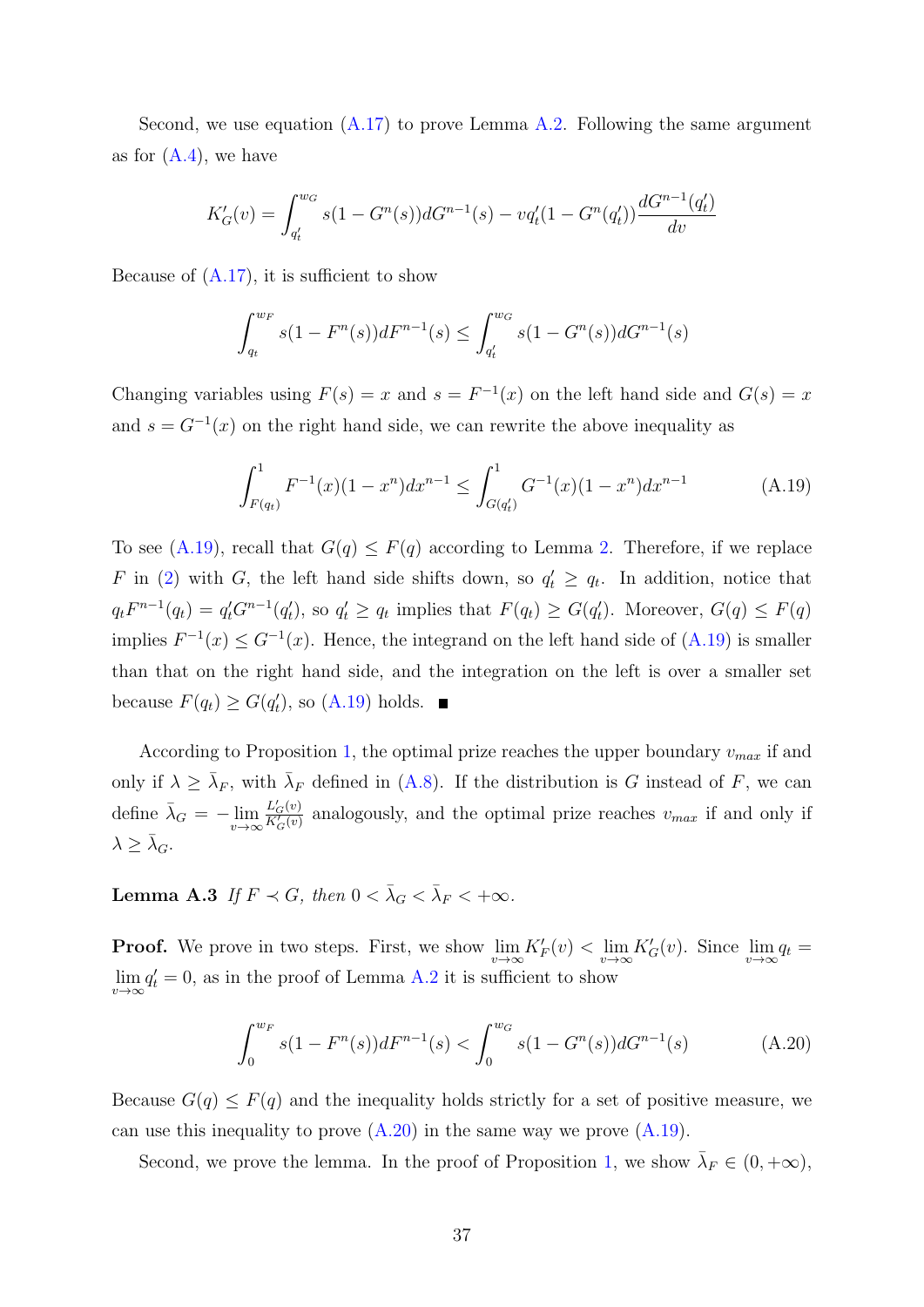Second, we use equation (A.17) to prove Lemma A.2. Following the same argument as for (A.4), we have

$$K'_G(v) = \int_{q'_t}^{w_G} s(1 - G^n(s))dG^{n-1}(s) - vq'_t(1 - G^n(q'_t))\frac{dG^{n-1}(q'_t)}{dv}$$

Because of (A.17), it is sufficient to show

$$\int_{q_t}^{w_F} s(1 - F^n(s))dF^{n-1}(s) \leq \int_{q'_t}^{w_G} s(1 - G^n(s))dG^{n-1}(s)$$

Changing variables using $F(s) = x$ and $s = F^{-1}(x)$ on the left hand side and $G(s) = x$ and $s = G^{-1}(x)$ on the right hand side, we can rewrite the above inequality as

$$\int_{F(q_t)}^{1} F^{-1}(x)(1 - x^n)dx^{n-1} \leq \int_{G(q'_t)}^{1} G^{-1}(x)(1 - x^n)dx^{n-1} \tag{A.19}$$

To see (A.19), recall that $G(q) \leq F(q)$ according to Lemma 2. Therefore, if we replace $F$ in (2) with $G$, the left hand side shifts down, so $q'_t \geq q_t$. In addition, notice that $q_t F^{n-1}(q_t) = q'_t G^{n-1}(q'_t)$, so $q'_t \geq q_t$ implies that $F(q_t) \geq G(q'_t)$. Moreover, $G(q) \leq F(q)$ implies $F^{-1}(x) \leq G^{-1}(x)$. Hence, the integrand on the left hand side of (A.19) is smaller than that on the right hand side, and the integration on the left is over a smaller set because $F(q_t) \geq G(q'_t)$, so (A.19) holds. ■

According to Proposition 1, the optimal prize reaches the upper boundary $v_{max}$ if and only if $\lambda \geq \bar{\lambda}_F$, with $\bar{\lambda}_F$ defined in (A.8). If the distribution is $G$ instead of $F$, we can define $\bar{\lambda}_G = -\lim_{v\to\infty} \frac{L'_G(v)}{K'_G(v)}$ analogously, and the optimal prize reaches $v_{max}$ if and only if $\lambda \geq \bar{\lambda}_G$.

**Lemma A.3** *If $F \prec G$, then $0 < \bar{\lambda}_G < \bar{\lambda}_F < +\infty$.*

**Proof.** We prove in two steps. First, we show $\lim_{v\to\infty} K'_F(v) < \lim_{v\to\infty} K'_G(v)$. Since $\lim_{v\to\infty} q_t = \lim_{v\to\infty} q'_t = 0$, as in the proof of Lemma A.2 it is sufficient to show

$$\int_{0}^{w_F} s(1 - F^n(s))dF^{n-1}(s) < \int_{0}^{w_G} s(1 - G^n(s))dG^{n-1}(s) \tag{A.20}$$

Because $G(q) \leq F(q)$ and the inequality holds strictly for a set of positive measure, we can use this inequality to prove (A.20) in the same way we prove (A.19).

Second, we prove the lemma. In the proof of Proposition 1, we show $\bar{\lambda}_F \in (0, +\infty)$,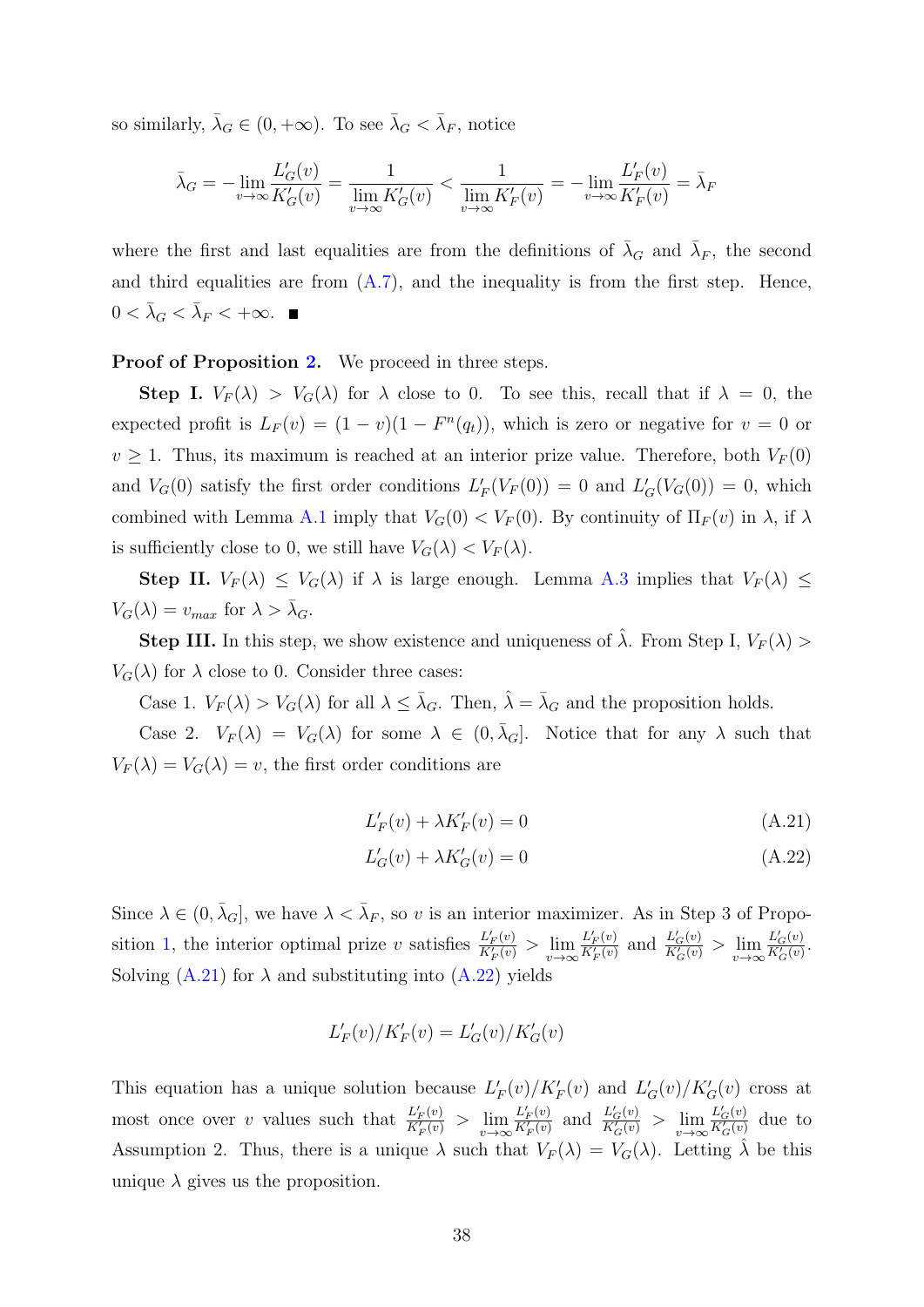so similarly, $\bar{\lambda}_G \in (0, +\infty)$. To see $\bar{\lambda}_G < \bar{\lambda}_F$, notice

$$\bar{\lambda}_G = -\lim_{v\to\infty} \frac{L'_G(v)}{K'_G(v)} = \frac{1}{\lim_{v\to\infty} K'_G(v)} < \frac{1}{\lim_{v\to\infty} K'_F(v)} = -\lim_{v\to\infty} \frac{L'_F(v)}{K'_F(v)} = \bar{\lambda}_F$$

where the first and last equalities are from the definitions of $\bar{\lambda}_G$ and $\bar{\lambda}_F$, the second and third equalities are from (A.7), and the inequality is from the first step. Hence, $0 < \bar{\lambda}_G < \bar{\lambda}_F < +\infty$. ■

**Proof of Proposition 2.** We proceed in three steps.

**Step I.** $V_F(\lambda) > V_G(\lambda)$ for $\lambda$ close to 0. To see this, recall that if $\lambda = 0$, the expected profit is $L_F(v) = (1-v)(1 - F^n(q_t))$, which is zero or negative for $v = 0$ or $v \geq 1$. Thus, its maximum is reached at an interior prize value. Therefore, both $V_F(0)$ and $V_G(0)$ satisfy the first order conditions $L'_F(V_F(0)) = 0$ and $L'_G(V_G(0)) = 0$, which combined with Lemma A.1 imply that $V_G(0) < V_F(0)$. By continuity of $\Pi_F(v)$ in $\lambda$, if $\lambda$ is sufficiently close to 0, we still have $V_G(\lambda) < V_F(\lambda)$.

**Step II.** $V_F(\lambda) \leq V_G(\lambda)$ if $\lambda$ is large enough. Lemma A.3 implies that $V_F(\lambda) \leq V_G(\lambda) = v_{max}$ for $\lambda > \bar{\lambda}_G$.

**Step III.** In this step, we show existence and uniqueness of $\hat{\lambda}$. From Step I, $V_F(\lambda) > V_G(\lambda)$ for $\lambda$ close to 0. Consider three cases:

Case 1. $V_F(\lambda) > V_G(\lambda)$ for all $\lambda \leq \bar{\lambda}_G$. Then, $\hat{\lambda} = \bar{\lambda}_G$ and the proposition holds.

Case 2. $V_F(\lambda) = V_G(\lambda)$ for some $\lambda \in (0, \bar{\lambda}_G]$. Notice that for any $\lambda$ such that $V_F(\lambda) = V_G(\lambda) = v$, the first order conditions are

$$L'_F(v) + \lambda K'_F(v) = 0 \tag{A.21}$$

$$L'_G(v) + \lambda K'_G(v) = 0 \tag{A.22}$$

Since $\lambda \in (0, \bar{\lambda}_G]$, we have $\lambda < \bar{\lambda}_F$, so $v$ is an interior maximizer. As in Step 3 of Proposition 1, the interior optimal prize $v$ satisfies $\frac{L'_F(v)}{K'_F(v)} > \lim_{v\to\infty} \frac{L'_F(v)}{K'_F(v)}$ and $\frac{L'_G(v)}{K'_G(v)} > \lim_{v\to\infty} \frac{L'_G(v)}{K'_G(v)}$. Solving (A.21) for $\lambda$ and substituting into (A.22) yields

$$L'_F(v)/K'_F(v) = L'_G(v)/K'_G(v)$$

This equation has a unique solution because $L'_F(v)/K'_F(v)$ and $L'_G(v)/K'_G(v)$ cross at most once over $v$ values such that $\frac{L'_F(v)}{K'_F(v)} > \lim_{v\to\infty} \frac{L'_F(v)}{K'_F(v)}$ and $\frac{L'_G(v)}{K'_G(v)} > \lim_{v\to\infty} \frac{L'_G(v)}{K'_G(v)}$ due to Assumption 2. Thus, there is a unique $\lambda$ such that $V_F(\lambda) = V_G(\lambda)$. Letting $\hat{\lambda}$ be this unique $\lambda$ gives us the proposition.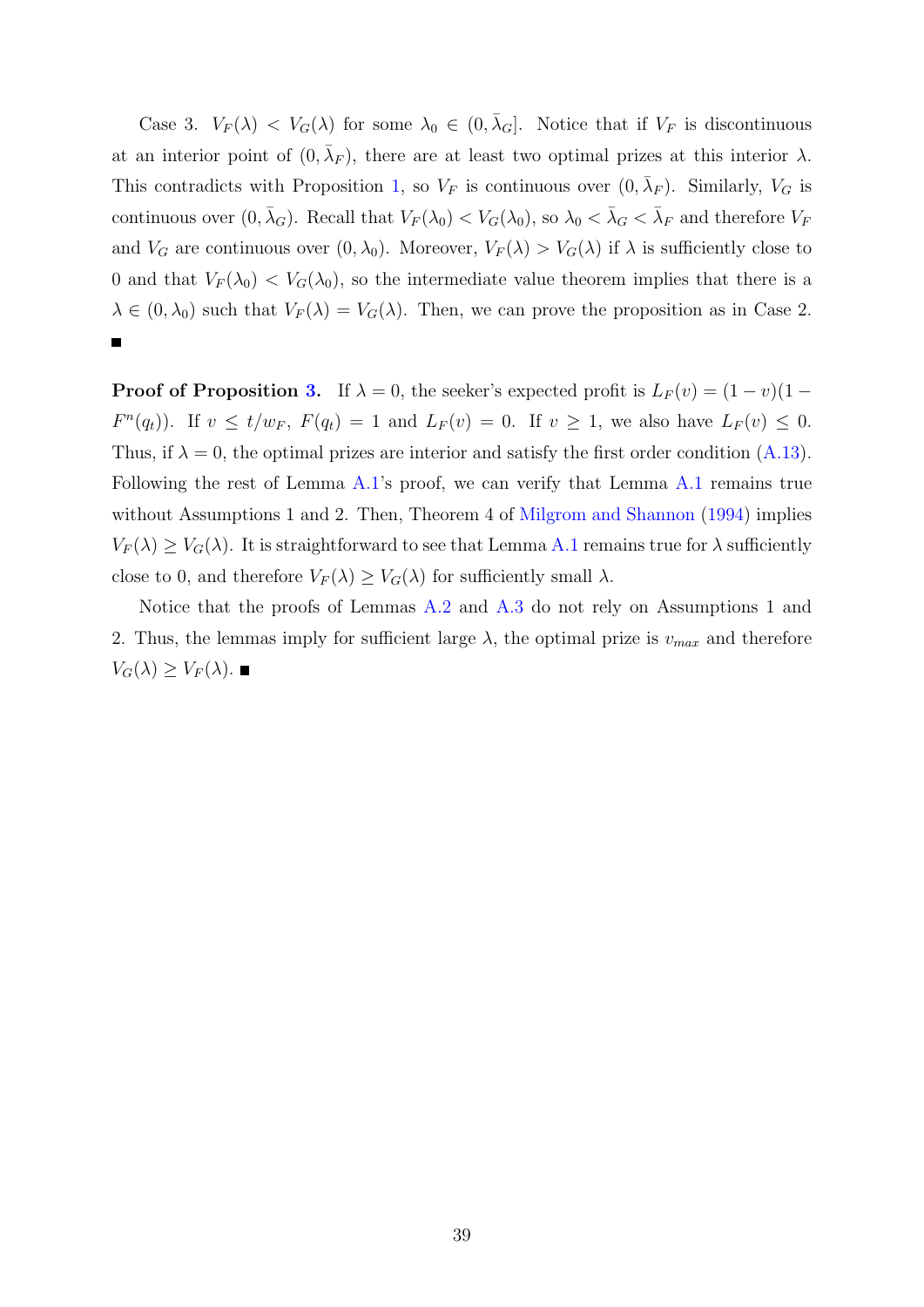Case 3. $V_F(\lambda) < V_G(\lambda)$ for some $\lambda_0 \in (0, \bar{\lambda}_G]$. Notice that if $V_F$ is discontinuous at an interior point of $(0, \bar{\lambda}_F)$, there are at least two optimal prizes at this interior $\lambda$. This contradicts with Proposition 1, so $V_F$ is continuous over $(0, \bar{\lambda}_F)$. Similarly, $V_G$ is continuous over $(0, \bar{\lambda}_G)$. Recall that $V_F(\lambda_0) < V_G(\lambda_0)$, so $\lambda_0 < \bar{\lambda}_G < \bar{\lambda}_F$ and therefore $V_F$ and $V_G$ are continuous over $(0, \lambda_0)$. Moreover, $V_F(\lambda) > V_G(\lambda)$ if $\lambda$ is sufficiently close to 0 and that $V_F(\lambda_0) < V_G(\lambda_0)$, so the intermediate value theorem implies that there is a $\lambda \in (0, \lambda_0)$ such that $V_F(\lambda) = V_G(\lambda)$. Then, we can prove the proposition as in Case 2. ■

**Proof of Proposition 3.** If $\lambda = 0$, the seeker's expected profit is $L_F(v) = (1 - v)(1 - F^n(q_t))$. If $v \le t/w_F$, $F(q_t) = 1$ and $L_F(v) = 0$. If $v \ge 1$, we also have $L_F(v) \le 0$. Thus, if $\lambda = 0$, the optimal prizes are interior and satisfy the first order condition (A.13). Following the rest of Lemma A.1's proof, we can verify that Lemma A.1 remains true without Assumptions 1 and 2. Then, Theorem 4 of Milgrom and Shannon (1994) implies $V_F(\lambda) \ge V_G(\lambda)$. It is straightforward to see that Lemma A.1 remains true for $\lambda$ sufficiently close to 0, and therefore $V_F(\lambda) \ge V_G(\lambda)$ for sufficiently small $\lambda$.

Notice that the proofs of Lemmas A.2 and A.3 do not rely on Assumptions 1 and 2. Thus, the lemmas imply for sufficient large $\lambda$, the optimal prize is $v_{max}$ and therefore $V_G(\lambda) \ge V_F(\lambda)$. ■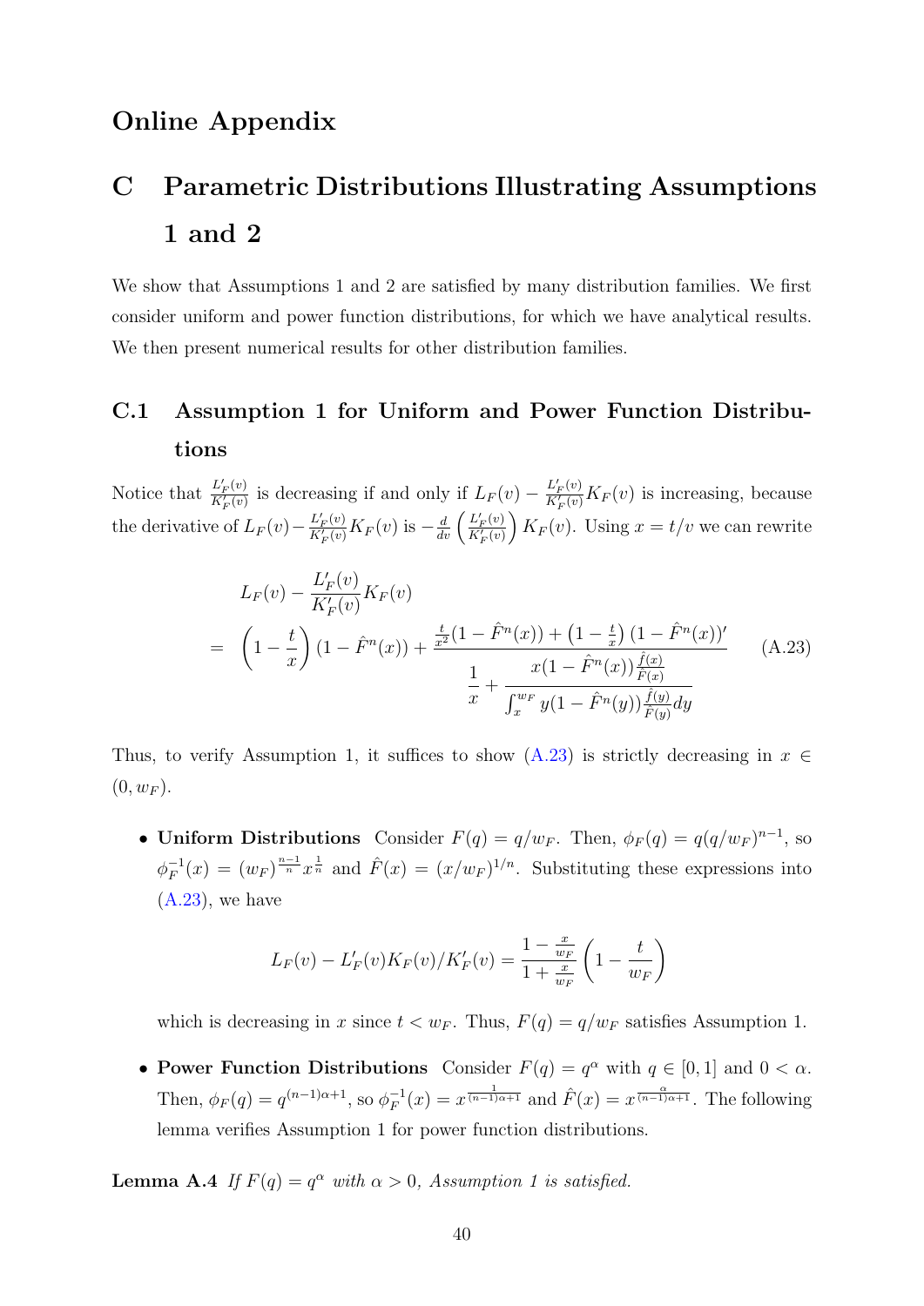# Online Appendix

# C Parametric Distributions Illustrating Assumptions 1 and 2

We show that Assumptions 1 and 2 are satisfied by many distribution families. We first consider uniform and power function distributions, for which we have analytical results. We then present numerical results for other distribution families.

## C.1 Assumption 1 for Uniform and Power Function Distributions

Notice that $\frac{L'_F(v)}{K'_F(v)}$ is decreasing if and only if $L_F(v) - \frac{L'_F(v)}{K'_F(v)}K_F(v)$ is increasing, because the derivative of $L_F(v) - \frac{L'_F(v)}{K'_F(v)}K_F(v)$ is $-\frac{d}{dv}\left(\frac{L'_F(v)}{K'_F(v)}\right)K_F(v)$. Using $x = t/v$ we can rewrite

$$
\begin{aligned}
& L_F(v) - \frac{L'_F(v)}{K'_F(v)}K_F(v) \\
= \; & \left(1 - \frac{t}{x}\right)(1 - \hat{F}^n(x)) + \frac{\frac{t}{x^2}(1 - \hat{F}^n(x)) + \left(1 - \frac{t}{x}\right)(1 - \hat{F}^n(x))'}{\dfrac{1}{x} + \dfrac{x(1 - \hat{F}^n(x))\frac{\hat{f}(x)}{\hat{F}(x)}}{\int_x^{w_F} y(1 - \hat{F}^n(y))\frac{\hat{f}(y)}{\hat{F}(y)}dy}}
\end{aligned}
\tag{A.23}
$$

Thus, to verify Assumption 1, it suffices to show (A.23) is strictly decreasing in $x \in (0, w_F)$.

- **Uniform Distributions** Consider $F(q) = q/w_F$. Then, $\phi_F(q) = q(q/w_F)^{n-1}$, so $\phi_F^{-1}(x) = (w_F)^{\frac{n-1}{n}}x^{\frac{1}{n}}$ and $\hat{F}(x) = (x/w_F)^{1/n}$. Substituting these expressions into (A.23), we have

$$
L_F(v) - L'_F(v)K_F(v)/K'_F(v) = \frac{1 - \frac{x}{w_F}}{1 + \frac{x}{w_F}}\left(1 - \frac{t}{w_F}\right)
$$

  which is decreasing in $x$ since $t < w_F$. Thus, $F(q) = q/w_F$ satisfies Assumption 1.

- **Power Function Distributions** Consider $F(q) = q^\alpha$ with $q \in [0, 1]$ and $0 < \alpha$. Then, $\phi_F(q) = q^{(n-1)\alpha+1}$, so $\phi_F^{-1}(x) = x^{\frac{1}{(n-1)\alpha+1}}$ and $\hat{F}(x) = x^{\frac{\alpha}{(n-1)\alpha+1}}$. The following lemma verifies Assumption 1 for power function distributions.

**Lemma A.4** *If $F(q) = q^\alpha$ with $\alpha > 0$, Assumption 1 is satisfied.*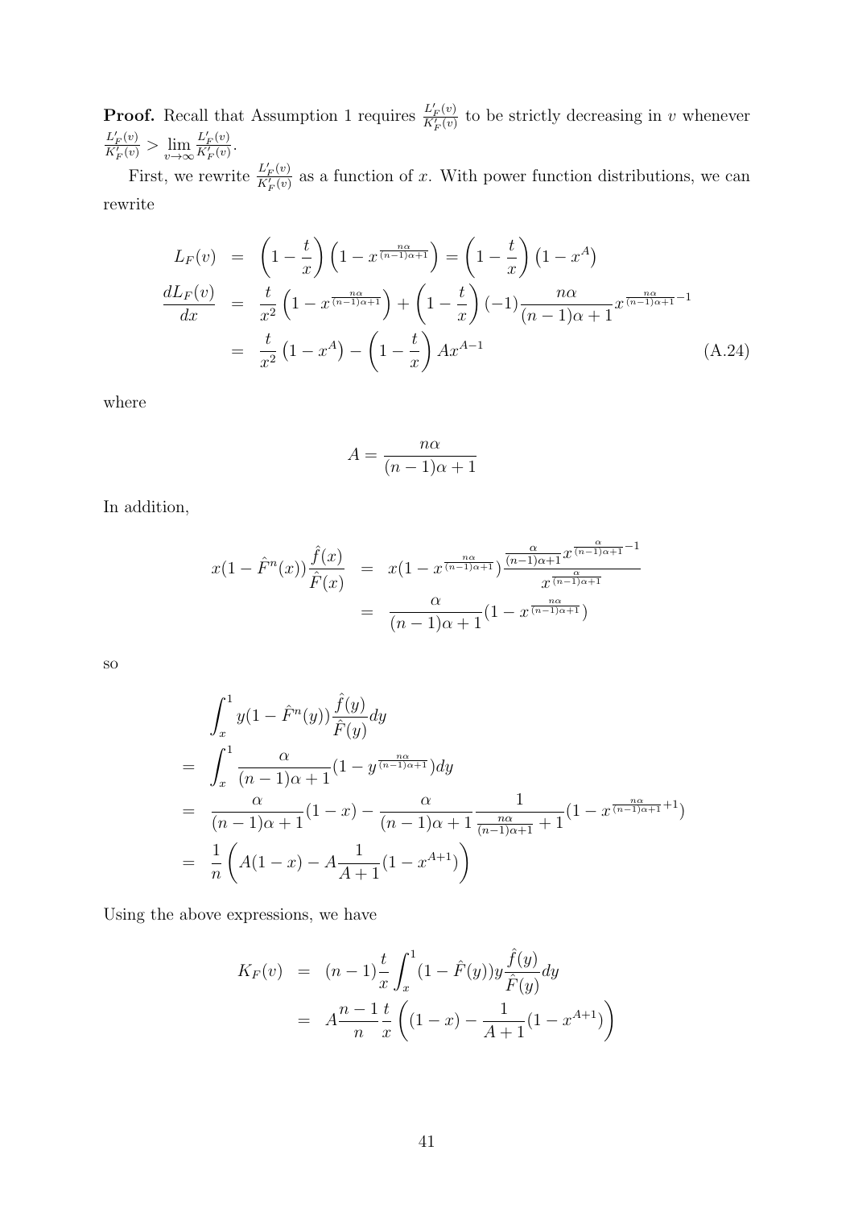**Proof.** Recall that Assumption 1 requires $\frac{L_F'(v)}{K_F'(v)}$ to be strictly decreasing in $v$ whenever $\frac{L_F'(v)}{K_F'(v)} > \lim_{v\to\infty} \frac{L_F'(v)}{K_F'(v)}$.

First, we rewrite $\frac{L_F'(v)}{K_F'(v)}$ as a function of $x$. With power function distributions, we can rewrite

$$
\begin{aligned}
L_F(v) &= \left(1-\frac{t}{x}\right)\left(1-x^{\frac{n\alpha}{(n-1)\alpha+1}}\right) = \left(1-\frac{t}{x}\right)\left(1-x^{A}\right) \\
\frac{dL_F(v)}{dx} &= \frac{t}{x^2}\left(1-x^{\frac{n\alpha}{(n-1)\alpha+1}}\right) + \left(1-\frac{t}{x}\right)(-1)\frac{n\alpha}{(n-1)\alpha+1}x^{\frac{n\alpha}{(n-1)\alpha+1}-1} \\
&= \frac{t}{x^2}\left(1-x^{A}\right) - \left(1-\frac{t}{x}\right)Ax^{A-1} \qquad \text{(A.24)}
\end{aligned}
$$

where

$$
A = \frac{n\alpha}{(n-1)\alpha+1}
$$

In addition,

$$
\begin{aligned}
x(1-\hat{F}^n(x))\frac{\hat{f}(x)}{\hat{F}(x)} &= x(1-x^{\frac{n\alpha}{(n-1)\alpha+1}})\frac{\frac{\alpha}{(n-1)\alpha+1}x^{\frac{\alpha}{(n-1)\alpha+1}-1}}{x^{\frac{\alpha}{(n-1)\alpha+1}}} \\
&= \frac{\alpha}{(n-1)\alpha+1}(1-x^{\frac{n\alpha}{(n-1)\alpha+1}})
\end{aligned}
$$

so

$$
\begin{aligned}
&\int_x^1 y(1-\hat{F}^n(y))\frac{\hat{f}(y)}{\hat{F}(y)}dy \\
=& \int_x^1 \frac{\alpha}{(n-1)\alpha+1}(1-y^{\frac{n\alpha}{(n-1)\alpha+1}})dy \\
=& \frac{\alpha}{(n-1)\alpha+1}(1-x) - \frac{\alpha}{(n-1)\alpha+1}\frac{1}{\frac{n\alpha}{(n-1)\alpha+1}+1}(1-x^{\frac{n\alpha}{(n-1)\alpha+1}+1}) \\
=& \frac{1}{n}\left(A(1-x) - A\frac{1}{A+1}(1-x^{A+1})\right)
\end{aligned}
$$

Using the above expressions, we have

$$
\begin{aligned}
K_F(v) &= (n-1)\frac{t}{x}\int_x^1 (1-\hat{F}(y))y\frac{\hat{f}(y)}{\hat{F}(y)}dy \\
&= A\frac{n-1}{n}\frac{t}{x}\left((1-x) - \frac{1}{A+1}(1-x^{A+1})\right)
\end{aligned}
$$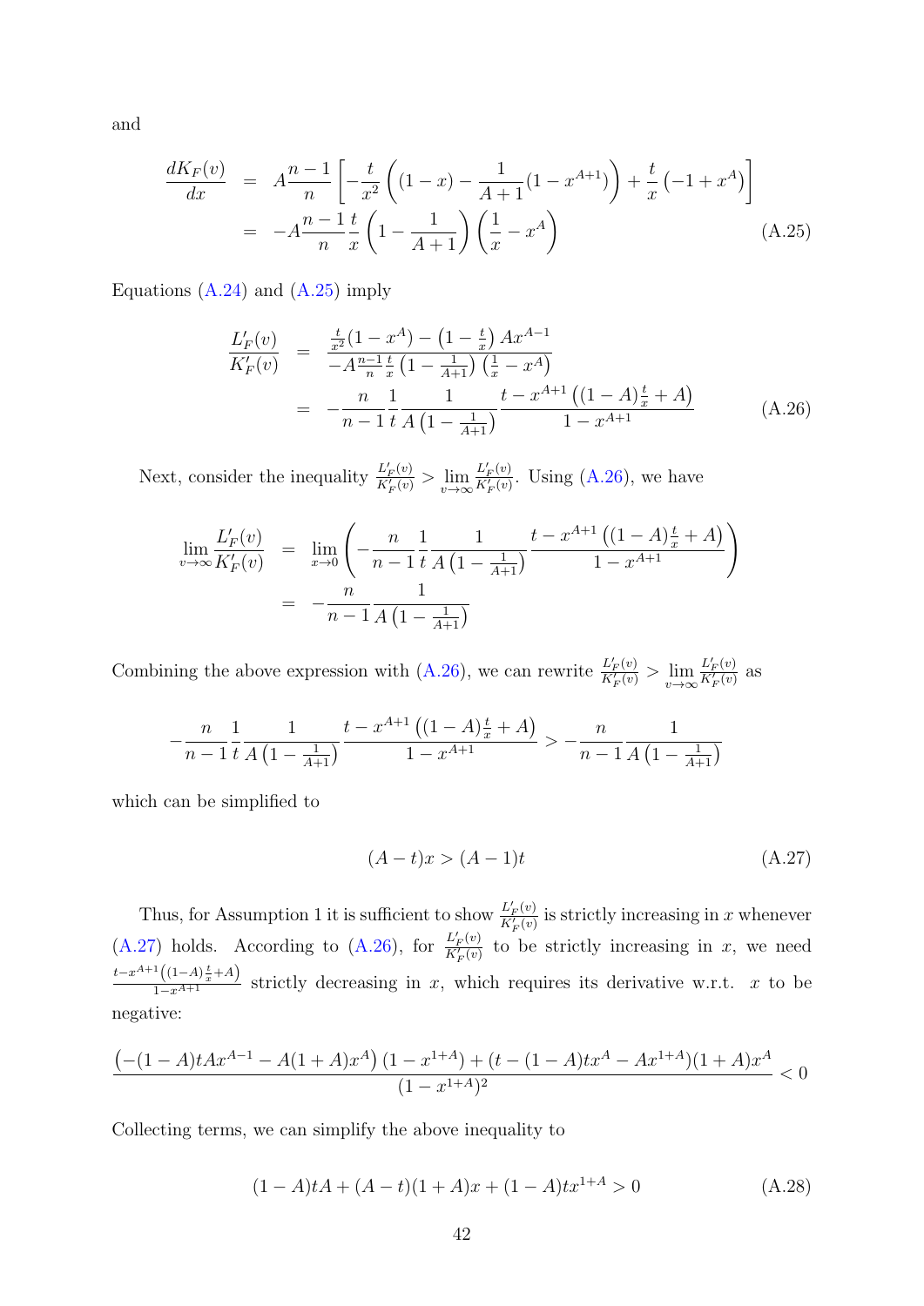and

$$
\begin{aligned}
\frac{dK_F(v)}{dx} &= A\frac{n-1}{n}\left[-\frac{t}{x^2}\left((1-x)-\frac{1}{A+1}(1-x^{A+1})\right)+\frac{t}{x}\left(-1+x^A\right)\right] \\
&= -A\frac{n-1}{n}\frac{t}{x}\left(1-\frac{1}{A+1}\right)\left(\frac{1}{x}-x^A\right)
\end{aligned}
\tag{A.25}
$$

Equations (A.24) and (A.25) imply

$$
\begin{aligned}
\frac{L_F'(v)}{K_F'(v)} &= \frac{\frac{t}{x^2}(1-x^A)-\left(1-\frac{t}{x}\right)Ax^{A-1}}{-A\frac{n-1}{n}\frac{t}{x}\left(1-\frac{1}{A+1}\right)\left(\frac{1}{x}-x^A\right)} \\
&= -\frac{n}{n-1}\frac{1}{t}\frac{1}{A\left(1-\frac{1}{A+1}\right)}\frac{t-x^{A+1}\left((1-A)\frac{t}{x}+A\right)}{1-x^{A+1}}
\end{aligned}
\tag{A.26}
$$

Next, consider the inequality $\frac{L_F'(v)}{K_F'(v)} > \lim_{v\to\infty}\frac{L_F'(v)}{K_F'(v)}$. Using (A.26), we have

$$
\begin{aligned}
\lim_{v\to\infty}\frac{L_F'(v)}{K_F'(v)} &= \lim_{x\to 0}\left(-\frac{n}{n-1}\frac{1}{t}\frac{1}{A\left(1-\frac{1}{A+1}\right)}\frac{t-x^{A+1}\left((1-A)\frac{t}{x}+A\right)}{1-x^{A+1}}\right) \\
&= -\frac{n}{n-1}\frac{1}{A\left(1-\frac{1}{A+1}\right)}
\end{aligned}
$$

Combining the above expression with (A.26), we can rewrite $\frac{L_F'(v)}{K_F'(v)} > \lim_{v\to\infty}\frac{L_F'(v)}{K_F'(v)}$ as

$$
-\frac{n}{n-1}\frac{1}{t}\frac{1}{A\left(1-\frac{1}{A+1}\right)}\frac{t-x^{A+1}\left((1-A)\frac{t}{x}+A\right)}{1-x^{A+1}} > -\frac{n}{n-1}\frac{1}{A\left(1-\frac{1}{A+1}\right)}
$$

which can be simplified to

$$
(A-t)x > (A-1)t \tag{A.27}
$$

Thus, for Assumption 1 it is sufficient to show $\frac{L_F'(v)}{K_F'(v)}$ is strictly increasing in $x$ whenever (A.27) holds. According to (A.26), for $\frac{L_F'(v)}{K_F'(v)}$ to be strictly increasing in $x$, we need $\frac{t-x^{A+1}\left((1-A)\frac{t}{x}+A\right)}{1-x^{A+1}}$ strictly decreasing in $x$, which requires its derivative w.r.t. $x$ to be negative:

$$
\frac{\left(-(1-A)tAx^{A-1}-A(1+A)x^A\right)(1-x^{1+A})+(t-(1-A)tx^A-Ax^{1+A})(1+A)x^A}{(1-x^{1+A})^2} < 0
$$

Collecting terms, we can simplify the above inequality to

$$
(1-A)tA+(A-t)(1+A)x+(1-A)tx^{1+A} > 0 \tag{A.28}
$$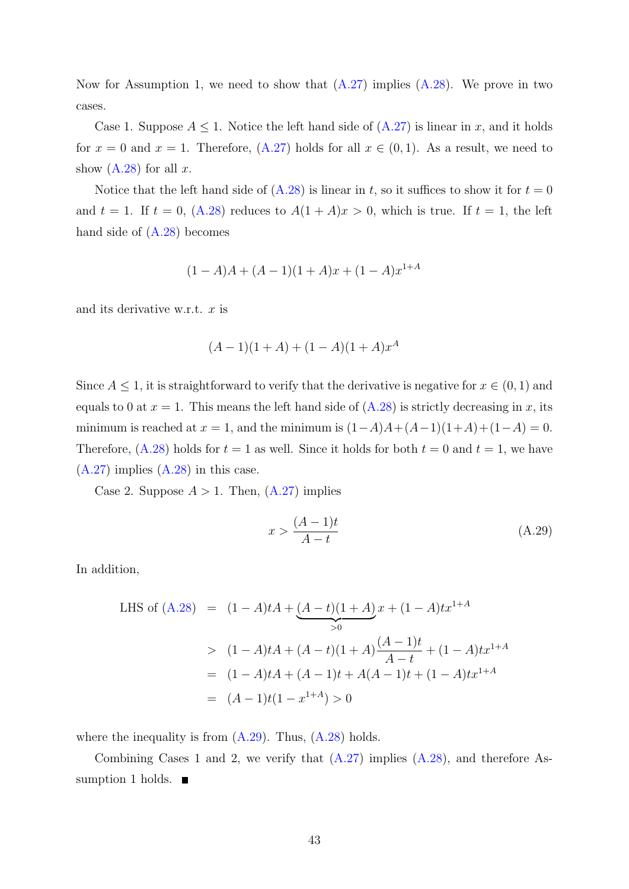Now for Assumption 1, we need to show that (A.27) implies (A.28). We prove in two cases.

Case 1. Suppose $A \leq 1$. Notice the left hand side of (A.27) is linear in $x$, and it holds for $x = 0$ and $x = 1$. Therefore, (A.27) holds for all $x \in (0, 1)$. As a result, we need to show (A.28) for all $x$.

Notice that the left hand side of (A.28) is linear in $t$, so it suffices to show it for $t = 0$ and $t = 1$. If $t = 0$, (A.28) reduces to $A(1 + A)x > 0$, which is true. If $t = 1$, the left hand side of (A.28) becomes

$$(1 - A)A + (A - 1)(1 + A)x + (1 - A)x^{1+A}$$

and its derivative w.r.t. $x$ is

$$(A - 1)(1 + A) + (1 - A)(1 + A)x^{A}$$

Since $A \leq 1$, it is straightforward to verify that the derivative is negative for $x \in (0, 1)$ and equals to 0 at $x = 1$. This means the left hand side of (A.28) is strictly decreasing in $x$, its minimum is reached at $x = 1$, and the minimum is $(1-A)A+(A-1)(1+A)+(1-A) = 0$. Therefore, (A.28) holds for $t = 1$ as well. Since it holds for both $t = 0$ and $t = 1$, we have (A.27) implies (A.28) in this case.

Case 2. Suppose $A > 1$. Then, (A.27) implies

$$x > \frac{(A-1)t}{A-t} \tag{A.29}$$

In addition,

$$\begin{aligned}
\text{LHS of (A.28)} &= (1 - A)tA + \underbrace{(A - t)(1 + A)}_{>0}\, x + (1 - A)tx^{1+A} \\
&> (1 - A)tA + (A - t)(1 + A)\frac{(A-1)t}{A-t} + (1 - A)tx^{1+A} \\
&= (1 - A)tA + (A - 1)t + A(A - 1)t + (1 - A)tx^{1+A} \\
&= (A - 1)t(1 - x^{1+A}) > 0
\end{aligned}$$

where the inequality is from (A.29). Thus, (A.28) holds.

Combining Cases 1 and 2, we verify that (A.27) implies (A.28), and therefore Assumption 1 holds. ■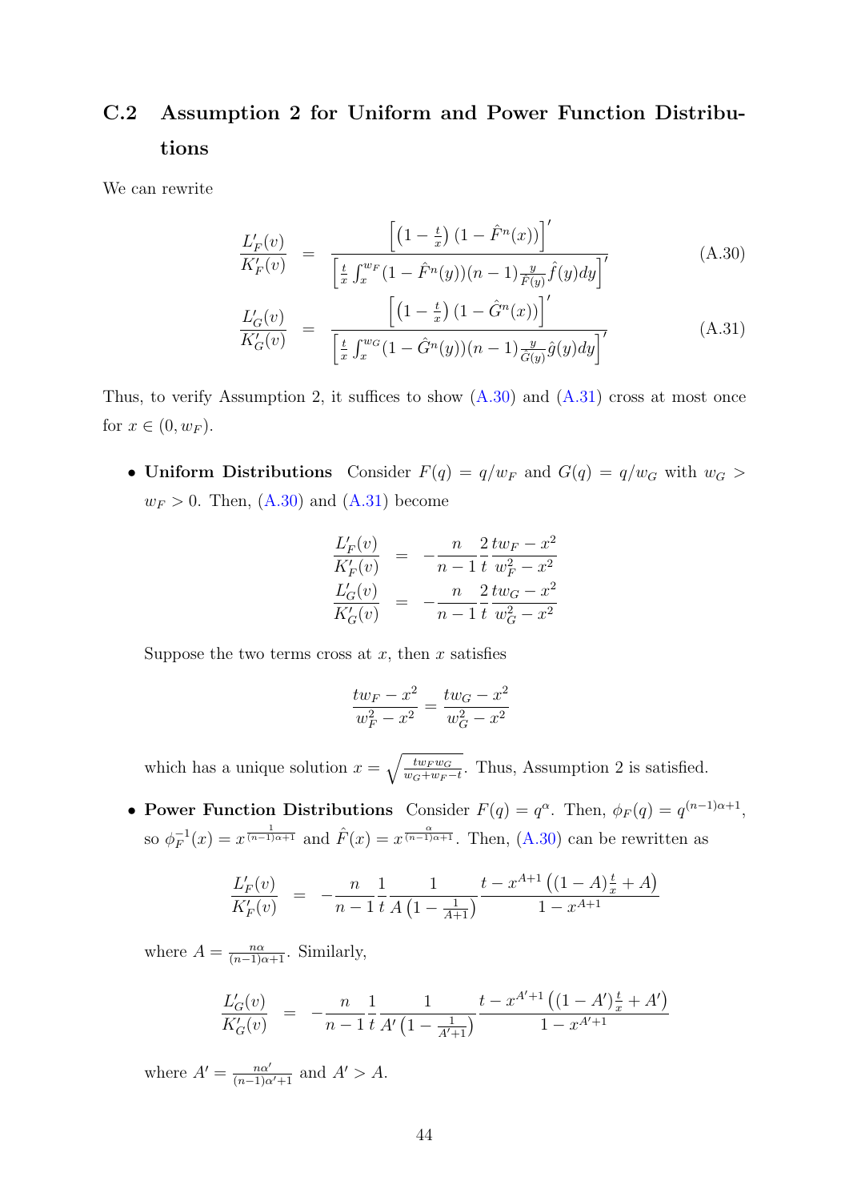### C.2 Assumption 2 for Uniform and Power Function Distributions

We can rewrite

$$\frac{L_F'(v)}{K_F'(v)} = \frac{\left[\left(1-\frac{t}{x}\right)\left(1-\hat{F}^n(x)\right)\right]'}{\left[\frac{t}{x}\int_x^{w_F}(1-\hat{F}^n(y))(n-1)\frac{y}{\hat{F}(y)}\hat{f}(y)dy\right]'} \tag{A.30}$$

$$\frac{L_G'(v)}{K_G'(v)} = \frac{\left[\left(1-\frac{t}{x}\right)\left(1-\hat{G}^n(x)\right)\right]'}{\left[\frac{t}{x}\int_x^{w_G}(1-\hat{G}^n(y))(n-1)\frac{y}{\hat{G}(y)}\hat{g}(y)dy\right]'} \tag{A.31}$$

Thus, to verify Assumption 2, it suffices to show (A.30) and (A.31) cross at most once for $x \in (0, w_F)$.

- **Uniform Distributions** Consider $F(q) = q/w_F$ and $G(q) = q/w_G$ with $w_G > w_F > 0$. Then, (A.30) and (A.31) become

$$\frac{L_F'(v)}{K_F'(v)} = -\frac{n}{n-1}\frac{2}{t}\frac{tw_F - x^2}{w_F^2 - x^2}$$

$$\frac{L_G'(v)}{K_G'(v)} = -\frac{n}{n-1}\frac{2}{t}\frac{tw_G - x^2}{w_G^2 - x^2}$$

  Suppose the two terms cross at $x$, then $x$ satisfies

$$\frac{tw_F - x^2}{w_F^2 - x^2} = \frac{tw_G - x^2}{w_G^2 - x^2}$$

  which has a unique solution $x = \sqrt{\frac{tw_F w_G}{w_G + w_F - t}}$. Thus, Assumption 2 is satisfied.

- **Power Function Distributions** Consider $F(q) = q^\alpha$. Then, $\phi_F(q) = q^{(n-1)\alpha+1}$, so $\phi_F^{-1}(x) = x^{\frac{1}{(n-1)\alpha+1}}$ and $\hat{F}(x) = x^{\frac{\alpha}{(n-1)\alpha+1}}$. Then, (A.30) can be rewritten as

$$\frac{L_F'(v)}{K_F'(v)} = -\frac{n}{n-1}\frac{1}{t}\frac{1}{A\left(1-\frac{1}{A+1}\right)}\frac{t - x^{A+1}\left((1-A)\frac{t}{x} + A\right)}{1 - x^{A+1}}$$

  where $A = \frac{n\alpha}{(n-1)\alpha+1}$. Similarly,

$$\frac{L_G'(v)}{K_G'(v)} = -\frac{n}{n-1}\frac{1}{t}\frac{1}{A'\left(1-\frac{1}{A'+1}\right)}\frac{t - x^{A'+1}\left((1-A')\frac{t}{x} + A'\right)}{1 - x^{A'+1}}$$

  where $A' = \frac{n\alpha'}{(n-1)\alpha'+1}$ and $A' > A$.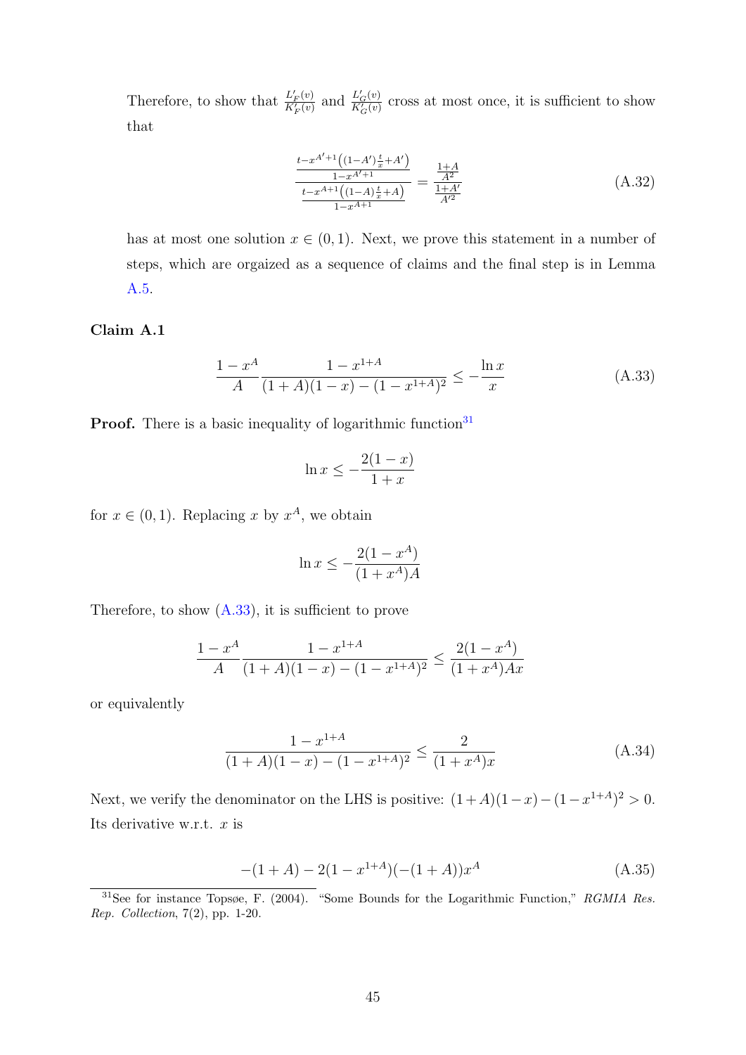Therefore, to show that $\frac{L_F'(v)}{K_F'(v)}$ and $\frac{L_G'(v)}{K_G'(v)}$ cross at most once, it is sufficient to show that

$$
\frac{\frac{t-x^{A'+1}\left((1-A')\frac{t}{x}+A'\right)}{1-x^{A'+1}}}{\frac{t-x^{A+1}\left((1-A)\frac{t}{x}+A\right)}{1-x^{A+1}}} = \frac{\frac{1+A}{A^2}}{\frac{1+A'}{A'^2}} \tag{A.32}
$$

has at most one solution $x \in (0,1)$. Next, we prove this statement in a number of steps, which are orgaized as a sequence of claims and the final step is in Lemma A.5.

**Claim A.1**

$$
\frac{1-x^A}{A}\frac{1-x^{1+A}}{(1+A)(1-x)-(1-x^{1+A})^2} \leq -\frac{\ln x}{x} \tag{A.33}
$$

**Proof.** There is a basic inequality of logarithmic function[31]

$$
\ln x \leq -\frac{2(1-x)}{1+x}
$$

for $x \in (0,1)$. Replacing $x$ by $x^A$, we obtain

$$
\ln x \leq -\frac{2(1-x^A)}{(1+x^A)A}
$$

Therefore, to show (A.33), it is sufficient to prove

$$
\frac{1-x^A}{A}\frac{1-x^{1+A}}{(1+A)(1-x)-(1-x^{1+A})^2} \leq \frac{2(1-x^A)}{(1+x^A)Ax}
$$

or equivalently

$$
\frac{1-x^{1+A}}{(1+A)(1-x)-(1-x^{1+A})^2} \leq \frac{2}{(1+x^A)x} \tag{A.34}
$$

Next, we verify the denominator on the LHS is positive: $(1+A)(1-x)-(1-x^{1+A})^2 > 0$. Its derivative w.r.t. $x$ is

$$
-(1+A) - 2(1-x^{1+A})(-(1+A))x^A \tag{A.35}
$$

[31] See for instance Topsøe, F. (2004). "Some Bounds for the Logarithmic Function," *RGMIA Res. Rep. Collection*, 7(2), pp. 1-20.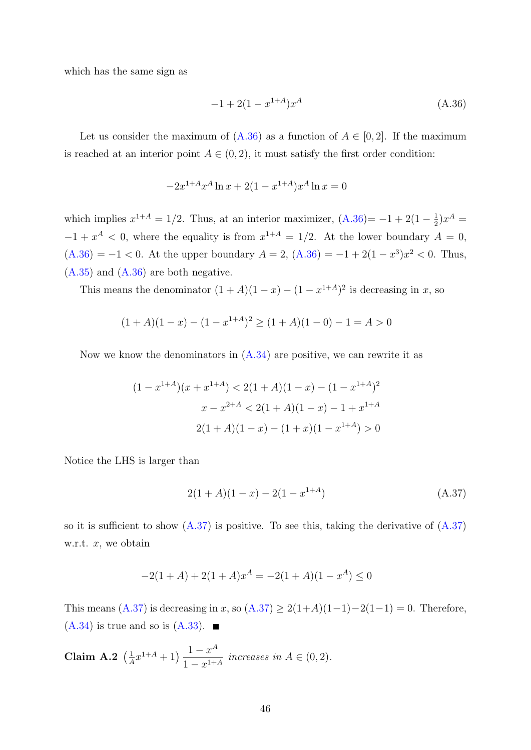which has the same sign as

$$-1 + 2(1 - x^{1+A})x^A \tag{A.36}$$

Let us consider the maximum of (A.36) as a function of $A \in [0, 2]$. If the maximum is reached at an interior point $A \in (0, 2)$, it must satisfy the first order condition:

$$-2x^{1+A}x^A \ln x + 2(1 - x^{1+A})x^A \ln x = 0$$

which implies $x^{1+A} = 1/2$. Thus, at an interior maximizer, (A.36)$= -1 + 2(1 - \frac{1}{2})x^A = -1 + x^A < 0$, where the equality is from $x^{1+A} = 1/2$. At the lower boundary $A = 0$, (A.36) $= -1 < 0$. At the upper boundary $A = 2$, (A.36) $= -1 + 2(1 - x^3)x^2 < 0$. Thus, (A.35) and (A.36) are both negative.

This means the denominator $(1 + A)(1 - x) - (1 - x^{1+A})^2$ is decreasing in $x$, so

$$(1 + A)(1 - x) - (1 - x^{1+A})^2 \geq (1 + A)(1 - 0) - 1 = A > 0$$

Now we know the denominators in (A.34) are positive, we can rewrite it as

$$\begin{aligned}
(1 - x^{1+A})(x + x^{1+A}) &< 2(1 + A)(1 - x) - (1 - x^{1+A})^2 \\
x - x^{2+A} &< 2(1 + A)(1 - x) - 1 + x^{1+A} \\
2(1 + A)(1 - x) - (1 + x)(1 - x^{1+A}) &> 0
\end{aligned}$$

Notice the LHS is larger than

$$2(1 + A)(1 - x) - 2(1 - x^{1+A}) \tag{A.37}$$

so it is sufficient to show (A.37) is positive. To see this, taking the derivative of (A.37) w.r.t. $x$, we obtain

$$-2(1 + A) + 2(1 + A)x^A = -2(1 + A)(1 - x^A) \leq 0$$

This means (A.37) is decreasing in $x$, so (A.37) $\geq 2(1+A)(1-1)-2(1-1) = 0$. Therefore, (A.34) is true and so is (A.33). ■

**Claim A.2** $\left(\frac{1}{A}x^{1+A} + 1\right)\dfrac{1 - x^A}{1 - x^{1+A}}$ *increases in* $A \in (0, 2)$.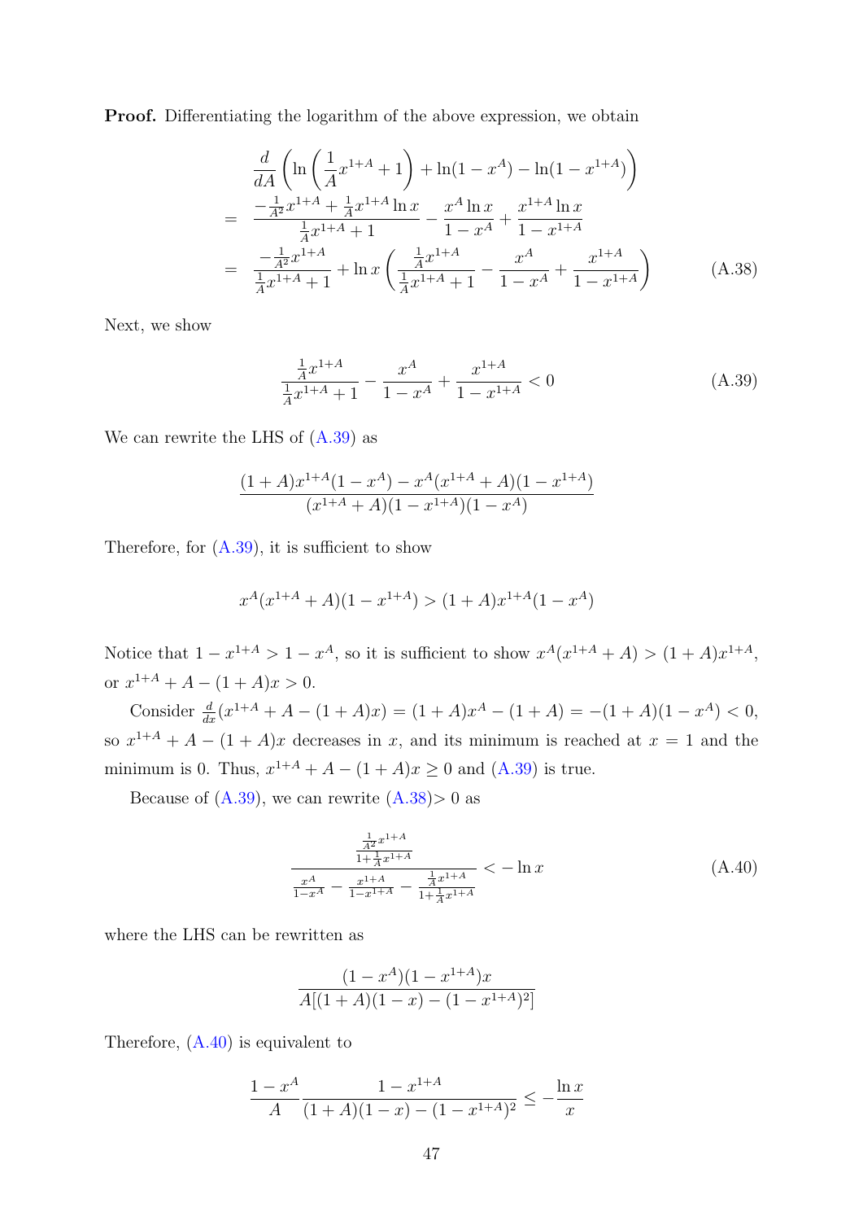**Proof.** Differentiating the logarithm of the above expression, we obtain

$$
\begin{aligned}
& \frac{d}{dA}\left(\ln\left(\frac{1}{A}x^{1+A}+1\right)+\ln(1-x^A)-\ln(1-x^{1+A})\right) \\
= \;& \frac{-\frac{1}{A^2}x^{1+A}+\frac{1}{A}x^{1+A}\ln x}{\frac{1}{A}x^{1+A}+1}-\frac{x^A\ln x}{1-x^A}+\frac{x^{1+A}\ln x}{1-x^{1+A}} \\
= \;& \frac{-\frac{1}{A^2}x^{1+A}}{\frac{1}{A}x^{1+A}+1}+\ln x\left(\frac{\frac{1}{A}x^{1+A}}{\frac{1}{A}x^{1+A}+1}-\frac{x^A}{1-x^A}+\frac{x^{1+A}}{1-x^{1+A}}\right) \qquad \text{(A.38)}
\end{aligned}
$$

Next, we show

$$
\frac{\frac{1}{A}x^{1+A}}{\frac{1}{A}x^{1+A}+1}-\frac{x^A}{1-x^A}+\frac{x^{1+A}}{1-x^{1+A}}<0 \qquad \text{(A.39)}
$$

We can rewrite the LHS of (A.39) as

$$
\frac{(1+A)x^{1+A}(1-x^A)-x^A(x^{1+A}+A)(1-x^{1+A})}{(x^{1+A}+A)(1-x^{1+A})(1-x^A)}
$$

Therefore, for (A.39), it is sufficient to show

$$
x^A(x^{1+A}+A)(1-x^{1+A})>(1+A)x^{1+A}(1-x^A)
$$

Notice that $1-x^{1+A}>1-x^A$, so it is sufficient to show $x^A(x^{1+A}+A)>(1+A)x^{1+A}$, or $x^{1+A}+A-(1+A)x>0$.

Consider $\frac{d}{dx}(x^{1+A}+A-(1+A)x)=(1+A)x^A-(1+A)=-(1+A)(1-x^A)<0$, so $x^{1+A}+A-(1+A)x$ decreases in $x$, and its minimum is reached at $x=1$ and the minimum is 0. Thus, $x^{1+A}+A-(1+A)x\geq 0$ and (A.39) is true.

Because of (A.39), we can rewrite (A.38)$>0$ as

$$
\frac{\frac{\frac{1}{A^2}x^{1+A}}{1+\frac{1}{A}x^{1+A}}}{\frac{x^A}{1-x^A}-\frac{x^{1+A}}{1-x^{1+A}}-\frac{\frac{1}{A}x^{1+A}}{1+\frac{1}{A}x^{1+A}}}<-\ln x \qquad \text{(A.40)}
$$

where the LHS can be rewritten as

$$
\frac{(1-x^A)(1-x^{1+A})x}{A[(1+A)(1-x)-(1-x^{1+A})^2]}
$$

Therefore, (A.40) is equivalent to

$$
\frac{1-x^A}{A}\frac{1-x^{1+A}}{(1+A)(1-x)-(1-x^{1+A})^2}\leq-\frac{\ln x}{x}
$$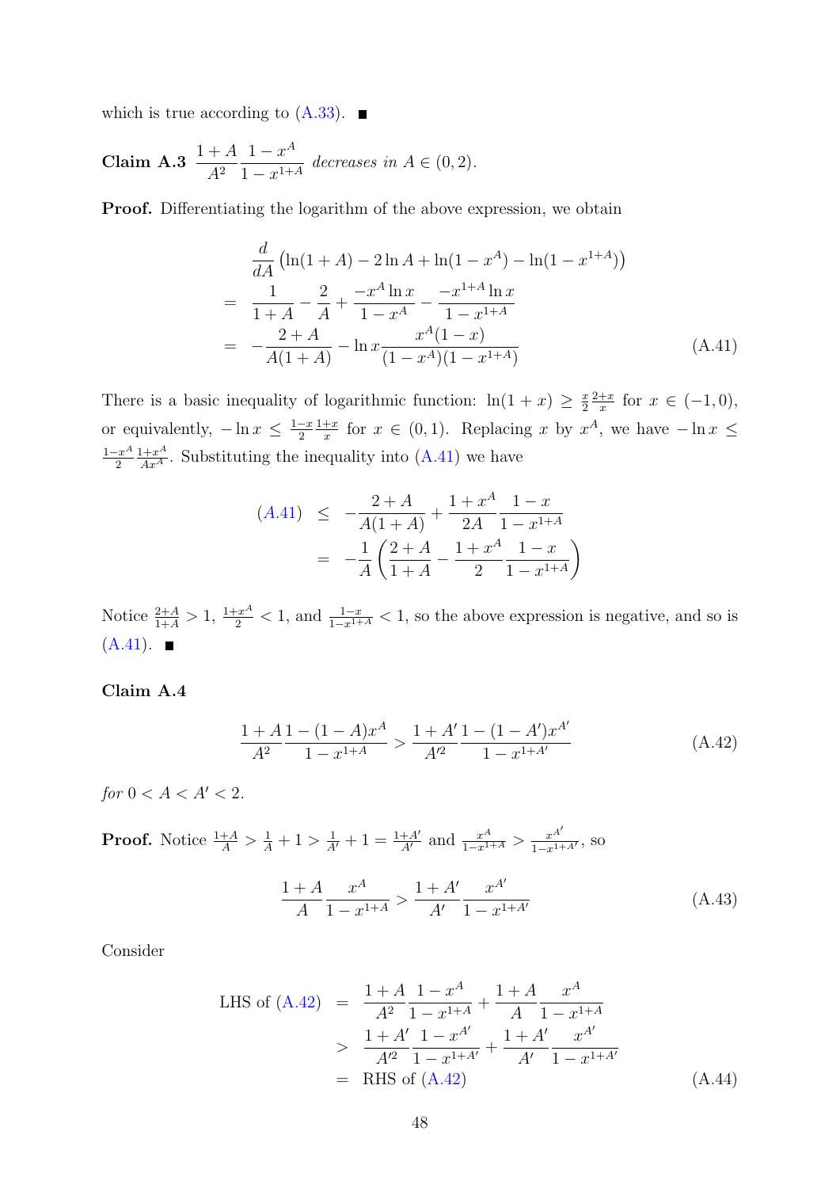which is true according to (A.33). ■

**Claim A.3** $\dfrac{1+A}{A^2}\dfrac{1-x^A}{1-x^{1+A}}$ *decreases in* $A \in (0,2)$.

**Proof.** Differentiating the logarithm of the above expression, we obtain

$$
\begin{aligned}
& \frac{d}{dA}\left(\ln(1+A) - 2\ln A + \ln(1-x^A) - \ln(1-x^{1+A})\right) \\
= \; & \frac{1}{1+A} - \frac{2}{A} + \frac{-x^A \ln x}{1-x^A} - \frac{-x^{1+A}\ln x}{1-x^{1+A}} \\
= \; & -\frac{2+A}{A(1+A)} - \ln x \frac{x^A(1-x)}{(1-x^A)(1-x^{1+A})} \qquad \text{(A.41)}
\end{aligned}
$$

There is a basic inequality of logarithmic function: $\ln(1+x) \geq \frac{x}{2}\frac{2+x}{x}$ for $x \in (-1,0)$, or equivalently, $-\ln x \leq \frac{1-x}{2}\frac{1+x}{x}$ for $x \in (0,1)$. Replacing $x$ by $x^A$, we have $-\ln x \leq \frac{1-x^A}{2}\frac{1+x^A}{Ax^A}$. Substituting the inequality into (A.41) we have

$$
\begin{aligned}
\text{(A.41)} \; & \leq \; -\frac{2+A}{A(1+A)} + \frac{1+x^A}{2A}\frac{1-x}{1-x^{1+A}} \\
& = \; -\frac{1}{A}\left(\frac{2+A}{1+A} - \frac{1+x^A}{2}\frac{1-x}{1-x^{1+A}}\right)
\end{aligned}
$$

Notice $\frac{2+A}{1+A} > 1$, $\frac{1+x^A}{2} < 1$, and $\frac{1-x}{1-x^{1+A}} < 1$, so the above expression is negative, and so is (A.41). ■

**Claim A.4**

$$
\frac{1+A}{A^2}\frac{1-(1-A)x^A}{1-x^{1+A}} > \frac{1+A'}{A'^2}\frac{1-(1-A')x^{A'}}{1-x^{1+A'}} \qquad \text{(A.42)}
$$

*for* $0 < A < A' < 2$.

**Proof.** Notice $\frac{1+A}{A} > \frac{1}{A} + 1 > \frac{1}{A'} + 1 = \frac{1+A'}{A'}$ and $\frac{x^A}{1-x^{1+A}} > \frac{x^{A'}}{1-x^{1+A'}}$, so

$$
\frac{1+A}{A}\frac{x^A}{1-x^{1+A}} > \frac{1+A'}{A'}\frac{x^{A'}}{1-x^{1+A'}} \qquad \text{(A.43)}
$$

Consider

$$
\begin{aligned}
\text{LHS of (A.42)} \; & = \; \frac{1+A}{A^2}\frac{1-x^A}{1-x^{1+A}} + \frac{1+A}{A}\frac{x^A}{1-x^{1+A}} \\
& > \; \frac{1+A'}{A'^2}\frac{1-x^{A'}}{1-x^{1+A'}} + \frac{1+A'}{A'}\frac{x^{A'}}{1-x^{1+A'}} \\
& = \; \text{RHS of (A.42)} \qquad \text{(A.44)}
\end{aligned}
$$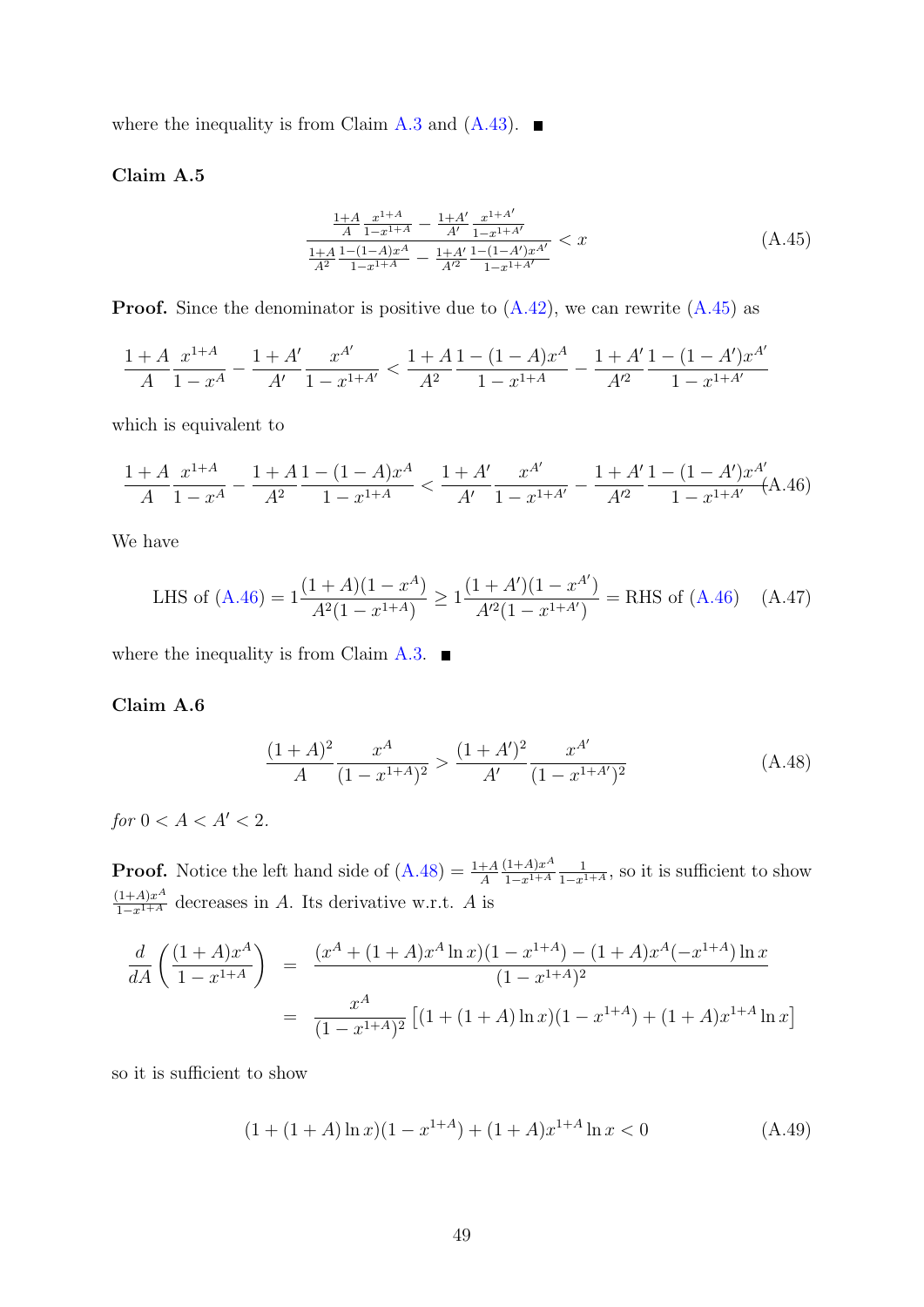where the inequality is from Claim A.3 and (A.43). ∎

**Claim A.5**

$$\frac{\frac{1+A}{A}\frac{x^{1+A}}{1-x^{1+A}} - \frac{1+A'}{A'}\frac{x^{1+A'}}{1-x^{1+A'}}}{\frac{1+A}{A^2}\frac{1-(1-A)x^A}{1-x^{1+A}} - \frac{1+A'}{A'^2}\frac{1-(1-A')x^{A'}}{1-x^{1+A'}}} < x \tag{A.45}$$

**Proof.** Since the denominator is positive due to (A.42), we can rewrite (A.45) as

$$\frac{1+A}{A}\frac{x^{1+A}}{1-x^A} - \frac{1+A'}{A'}\frac{x^{A'}}{1-x^{1+A'}} < \frac{1+A}{A^2}\frac{1-(1-A)x^A}{1-x^{1+A}} - \frac{1+A'}{A'^2}\frac{1-(1-A')x^{A'}}{1-x^{1+A'}}$$

which is equivalent to

$$\frac{1+A}{A}\frac{x^{1+A}}{1-x^A} - \frac{1+A}{A^2}\frac{1-(1-A)x^A}{1-x^{1+A}} < \frac{1+A'}{A'}\frac{x^{A'}}{1-x^{1+A'}} - \frac{1+A'}{A'^2}\frac{1-(1-A')x^{A'}}{1-x^{1+A'}} \tag{A.46}$$

We have

$$\text{LHS of (A.46)} = 1\frac{(1+A)(1-x^A)}{A^2(1-x^{1+A})} \geq 1\frac{(1+A')(1-x^{A'})}{A'^2(1-x^{1+A'})} = \text{RHS of (A.46)} \tag{A.47}$$

where the inequality is from Claim A.3. ∎

**Claim A.6**

$$\frac{(1+A)^2}{A}\frac{x^A}{(1-x^{1+A})^2} > \frac{(1+A')^2}{A'}\frac{x^{A'}}{(1-x^{1+A'})^2} \tag{A.48}$$

*for* $0 < A < A' < 2$.

**Proof.** Notice the left hand side of (A.48) $= \frac{1+A}{A}\frac{(1+A)x^A}{1-x^{1+A}}\frac{1}{1-x^{1+A}}$, so it is sufficient to show $\frac{(1+A)x^A}{1-x^{1+A}}$ decreases in $A$. Its derivative w.r.t. $A$ is

$$\begin{aligned}
\frac{d}{dA}\left(\frac{(1+A)x^A}{1-x^{1+A}}\right) &= \frac{(x^A + (1+A)x^A\ln x)(1-x^{1+A}) - (1+A)x^A(-x^{1+A})\ln x}{(1-x^{1+A})^2} \\
&= \frac{x^A}{(1-x^{1+A})^2}\left[(1+(1+A)\ln x)(1-x^{1+A}) + (1+A)x^{1+A}\ln x\right]
\end{aligned}$$

so it is sufficient to show

$$(1+(1+A)\ln x)(1-x^{1+A}) + (1+A)x^{1+A}\ln x < 0 \tag{A.49}$$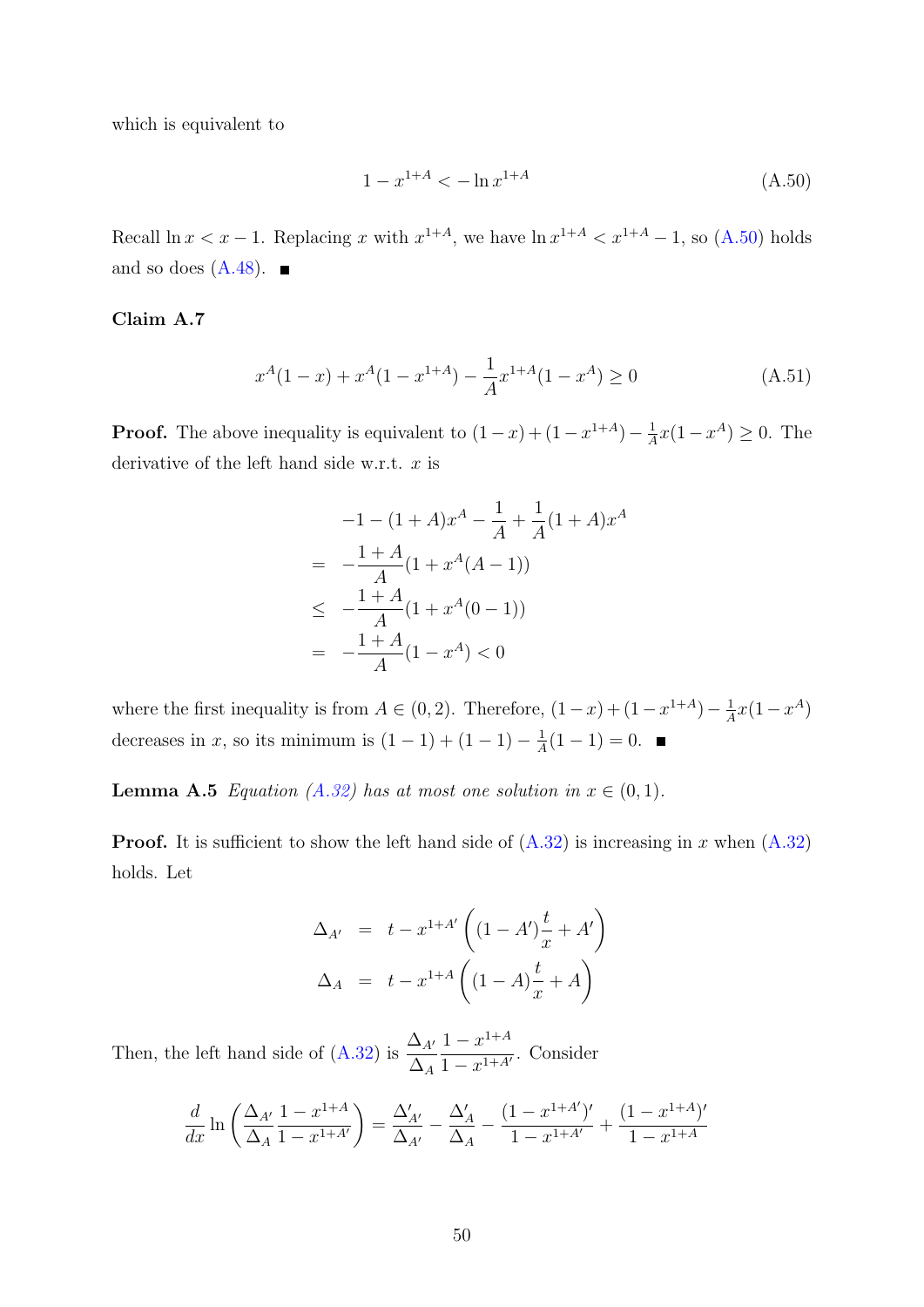which is equivalent to

$$1 - x^{1+A} < -\ln x^{1+A} \tag{A.50}$$

Recall $\ln x < x - 1$. Replacing $x$ with $x^{1+A}$, we have $\ln x^{1+A} < x^{1+A} - 1$, so (A.50) holds and so does (A.48). ■

**Claim A.7**

$$x^A(1-x) + x^A(1-x^{1+A}) - \frac{1}{A}x^{1+A}(1-x^A) \geq 0 \tag{A.51}$$

**Proof.** The above inequality is equivalent to $(1-x)+(1-x^{1+A}) - \frac{1}{A}x(1-x^A) \geq 0$. The derivative of the left hand side w.r.t. $x$ is

$$\begin{aligned}
& -1 - (1+A)x^A - \frac{1}{A} + \frac{1}{A}(1+A)x^A \\
= \quad & -\frac{1+A}{A}(1 + x^A(A-1)) \\
\leq \quad & -\frac{1+A}{A}(1 + x^A(0-1)) \\
= \quad & -\frac{1+A}{A}(1-x^A) < 0
\end{aligned}$$

where the first inequality is from $A \in (0,2)$. Therefore, $(1-x)+(1-x^{1+A}) - \frac{1}{A}x(1-x^A)$ decreases in $x$, so its minimum is $(1-1)+(1-1) - \frac{1}{A}(1-1) = 0$. ■

**Lemma A.5** *Equation (A.32) has at most one solution in $x \in (0,1)$.*

**Proof.** It is sufficient to show the left hand side of (A.32) is increasing in $x$ when (A.32) holds. Let

$$\begin{aligned}
\Delta_{A'} &= t - x^{1+A'}\left((1-A')\frac{t}{x} + A'\right) \\
\Delta_A &= t - x^{1+A}\left((1-A)\frac{t}{x} + A\right)
\end{aligned}$$

Then, the left hand side of (A.32) is $\dfrac{\Delta_{A'}}{\Delta_A}\dfrac{1-x^{1+A}}{1-x^{1+A'}}$. Consider

$$\frac{d}{dx}\ln\left(\frac{\Delta_{A'}}{\Delta_A}\frac{1-x^{1+A}}{1-x^{1+A'}}\right) = \frac{\Delta'_{A'}}{\Delta_{A'}} - \frac{\Delta'_A}{\Delta_A} - \frac{(1-x^{1+A'})'}{1-x^{1+A'}} + \frac{(1-x^{1+A})'}{1-x^{1+A}}$$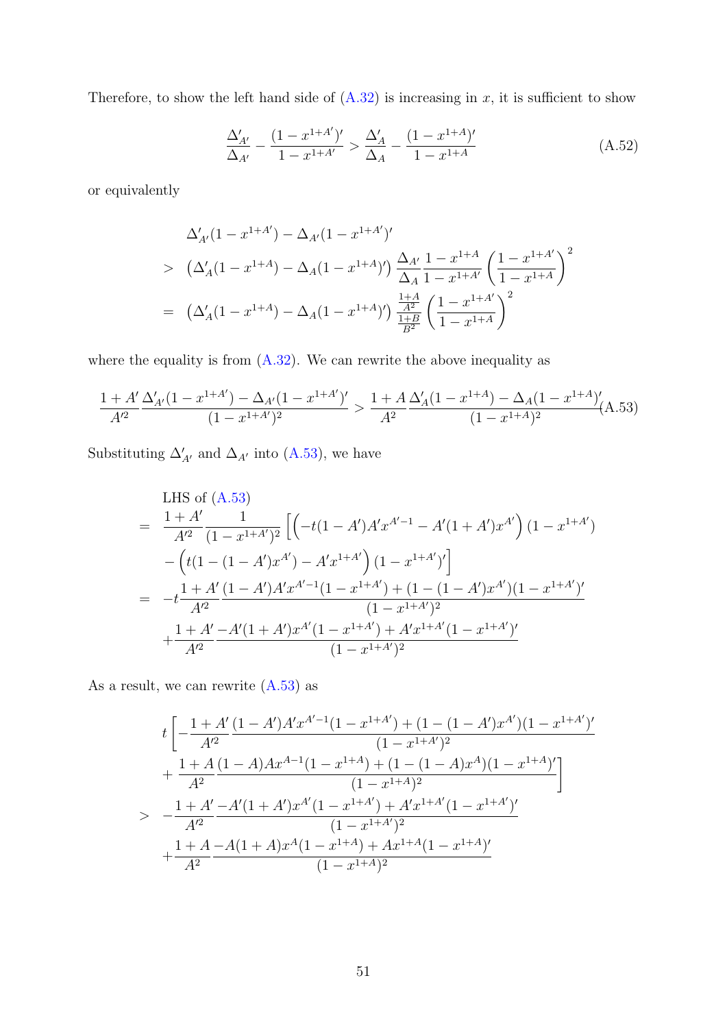Therefore, to show the left hand side of (A.32) is increasing in $x$, it is sufficient to show

$$\frac{\Delta'_{A'}}{\Delta_{A'}} - \frac{(1-x^{1+A'})'}{1-x^{1+A'}} > \frac{\Delta'_A}{\Delta_A} - \frac{(1-x^{1+A})'}{1-x^{1+A}} \tag{A.52}$$

or equivalently

$$\begin{aligned}
& \Delta'_{A'}(1-x^{1+A'}) - \Delta_{A'}(1-x^{1+A'})' \\
> \;& \left(\Delta'_A(1-x^{1+A}) - \Delta_A(1-x^{1+A})'\right) \frac{\Delta_{A'}}{\Delta_A} \frac{1-x^{1+A}}{1-x^{1+A'}} \left(\frac{1-x^{1+A'}}{1-x^{1+A}}\right)^2 \\
= \;& \left(\Delta'_A(1-x^{1+A}) - \Delta_A(1-x^{1+A})'\right) \frac{\frac{1+A}{A^2}}{\frac{1+B}{B^2}} \left(\frac{1-x^{1+A'}}{1-x^{1+A}}\right)^2
\end{aligned}$$

where the equality is from (A.32). We can rewrite the above inequality as

$$\frac{1+A'}{A'^2} \frac{\Delta'_{A'}(1-x^{1+A'}) - \Delta_{A'}(1-x^{1+A'})'}{(1-x^{1+A'})^2} > \frac{1+A}{A^2} \frac{\Delta'_A(1-x^{1+A}) - \Delta_A(1-x^{1+A})'}{(1-x^{1+A})^2} \tag{A.53}$$

Substituting $\Delta'_{A'}$ and $\Delta_{A'}$ into (A.53), we have

$$\begin{aligned}
& \text{LHS of (A.53)} \\
= \;& \frac{1+A'}{A'^2} \frac{1}{(1-x^{1+A'})^2} \Big[ \left(-t(1-A')A'x^{A'-1} - A'(1+A')x^{A'}\right)(1-x^{1+A'}) \\
& - \left(t(1-(1-A')x^{A'}) - A'x^{1+A'}\right)(1-x^{1+A'})' \Big] \\
= \;& -t\frac{1+A'}{A'^2} \frac{(1-A')A'x^{A'-1}(1-x^{1+A'}) + (1-(1-A')x^{A'})(1-x^{1+A'})'}{(1-x^{1+A'})^2} \\
& + \frac{1+A'}{A'^2} \frac{-A'(1+A')x^{A'}(1-x^{1+A'}) + A'x^{1+A'}(1-x^{1+A'})'}{(1-x^{1+A'})^2}
\end{aligned}$$

As a result, we can rewrite (A.53) as

$$\begin{aligned}
& t\Bigg[ -\frac{1+A'}{A'^2} \frac{(1-A')A'x^{A'-1}(1-x^{1+A'}) + (1-(1-A')x^{A'})(1-x^{1+A'})'}{(1-x^{1+A'})^2} \\
& + \frac{1+A}{A^2} \frac{(1-A)Ax^{A-1}(1-x^{1+A}) + (1-(1-A)x^{A})(1-x^{1+A})'}{(1-x^{1+A})^2} \Bigg] \\
> \;& -\frac{1+A'}{A'^2} \frac{-A'(1+A')x^{A'}(1-x^{1+A'}) + A'x^{1+A'}(1-x^{1+A'})'}{(1-x^{1+A'})^2} \\
& + \frac{1+A}{A^2} \frac{-A(1+A)x^{A}(1-x^{1+A}) + Ax^{1+A}(1-x^{1+A})'}{(1-x^{1+A})^2}
\end{aligned}$$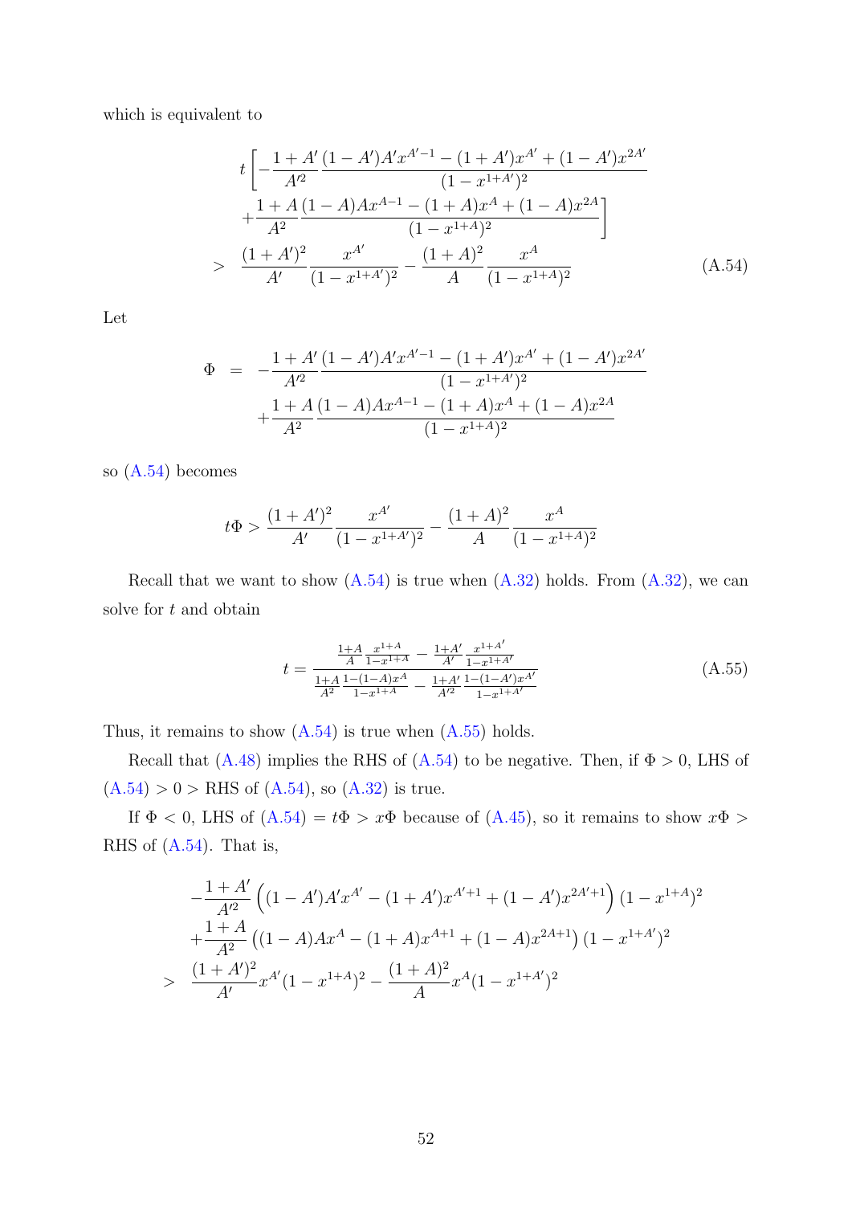which is equivalent to

$$
\begin{aligned}
& t\left[-\frac{1+A'}{A'^2}\frac{(1-A')A'x^{A'-1}-(1+A')x^{A'}+(1-A')x^{2A'}}{(1-x^{1+A'})^2}\right. \\
& \left.+\frac{1+A}{A^2}\frac{(1-A)Ax^{A-1}-(1+A)x^{A}+(1-A)x^{2A}}{(1-x^{1+A})^2}\right] \\
> \;& \frac{(1+A')^2}{A'}\frac{x^{A'}}{(1-x^{1+A'})^2}-\frac{(1+A)^2}{A}\frac{x^{A}}{(1-x^{1+A})^2}
\end{aligned}
\tag{A.54}
$$

Let

$$
\begin{aligned}
\Phi \;=\; & -\frac{1+A'}{A'^2}\frac{(1-A')A'x^{A'-1}-(1+A')x^{A'}+(1-A')x^{2A'}}{(1-x^{1+A'})^2} \\
& +\frac{1+A}{A^2}\frac{(1-A)Ax^{A-1}-(1+A)x^{A}+(1-A)x^{2A}}{(1-x^{1+A})^2}
\end{aligned}
$$

so (A.54) becomes

$$
t\Phi > \frac{(1+A')^2}{A'}\frac{x^{A'}}{(1-x^{1+A'})^2}-\frac{(1+A)^2}{A}\frac{x^{A}}{(1-x^{1+A})^2}
$$

Recall that we want to show (A.54) is true when (A.32) holds. From (A.32), we can solve for $t$ and obtain

$$
t=\frac{\frac{1+A}{A}\frac{x^{1+A}}{1-x^{1+A}}-\frac{1+A'}{A'}\frac{x^{1+A'}}{1-x^{1+A'}}}{\frac{1+A}{A^2}\frac{1-(1-A)x^{A}}{1-x^{1+A}}-\frac{1+A'}{A'^2}\frac{1-(1-A')x^{A'}}{1-x^{1+A'}}}
\tag{A.55}
$$

Thus, it remains to show (A.54) is true when (A.55) holds.

Recall that (A.48) implies the RHS of (A.54) to be negative. Then, if $\Phi > 0$, LHS of (A.54) $> 0 >$ RHS of (A.54), so (A.32) is true.

If $\Phi < 0$, LHS of (A.54) $= t\Phi > x\Phi$ because of (A.45), so it remains to show $x\Phi >$ RHS of (A.54). That is,

$$
\begin{aligned}
& -\frac{1+A'}{A'^2}\left((1-A')A'x^{A'}-(1+A')x^{A'+1}+(1-A')x^{2A'+1}\right)(1-x^{1+A})^2 \\
& +\frac{1+A}{A^2}\left((1-A)Ax^{A}-(1+A)x^{A+1}+(1-A)x^{2A+1}\right)(1-x^{1+A'})^2 \\
> \;& \frac{(1+A')^2}{A'}x^{A'}(1-x^{1+A})^2-\frac{(1+A)^2}{A}x^{A}(1-x^{1+A'})^2
\end{aligned}
$$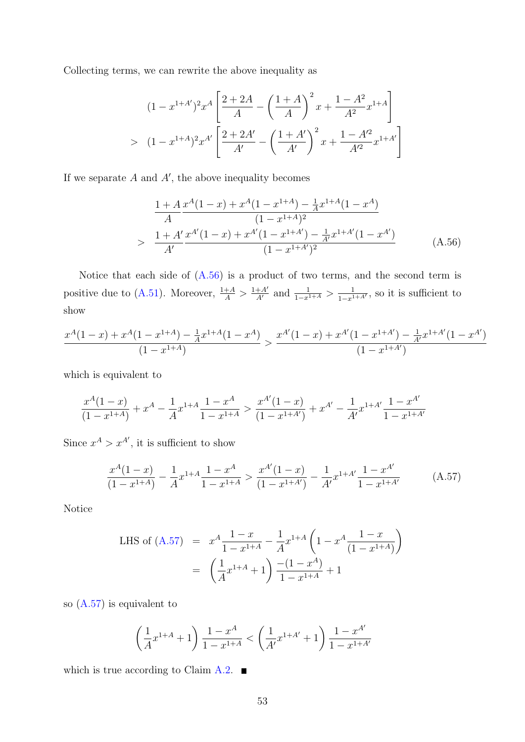Collecting terms, we can rewrite the above inequality as

$$
\begin{aligned}
& (1-x^{1+A'})^2 x^A \left[ \frac{2+2A}{A} - \left(\frac{1+A}{A}\right)^2 x + \frac{1-A^2}{A^2} x^{1+A} \right] \\
> \ & (1-x^{1+A})^2 x^{A'} \left[ \frac{2+2A'}{A'} - \left(\frac{1+A'}{A'}\right)^2 x + \frac{1-A'^2}{A'^2} x^{1+A'} \right]
\end{aligned}
$$

If we separate $A$ and $A'$, the above inequality becomes

$$
\begin{aligned}
& \frac{1+A}{A} \frac{x^A(1-x) + x^A(1-x^{1+A}) - \frac{1}{A}x^{1+A}(1-x^A)}{(1-x^{1+A})^2} \\
> \ & \frac{1+A'}{A'} \frac{x^{A'}(1-x) + x^{A'}(1-x^{1+A'}) - \frac{1}{A'}x^{1+A'}(1-x^{A'})}{(1-x^{1+A'})^2}
\end{aligned} \tag{A.56}
$$

Notice that each side of (A.56) is a product of two terms, and the second term is positive due to (A.51). Moreover, $\frac{1+A}{A} > \frac{1+A'}{A'}$ and $\frac{1}{1-x^{1+A}} > \frac{1}{1-x^{1+A'}}$, so it is sufficient to show

$$
\frac{x^A(1-x) + x^A(1-x^{1+A}) - \frac{1}{A}x^{1+A}(1-x^A)}{(1-x^{1+A})} > \frac{x^{A'}(1-x) + x^{A'}(1-x^{1+A'}) - \frac{1}{A'}x^{1+A'}(1-x^{A'})}{(1-x^{1+A'})}
$$

which is equivalent to

$$
\frac{x^A(1-x)}{(1-x^{1+A})} + x^A - \frac{1}{A}x^{1+A}\frac{1-x^A}{1-x^{1+A}} > \frac{x^{A'}(1-x)}{(1-x^{1+A'})} + x^{A'} - \frac{1}{A'}x^{1+A'}\frac{1-x^{A'}}{1-x^{1+A'}}
$$

Since $x^A > x^{A'}$, it is sufficient to show

$$
\frac{x^A(1-x)}{(1-x^{1+A})} - \frac{1}{A}x^{1+A}\frac{1-x^A}{1-x^{1+A}} > \frac{x^{A'}(1-x)}{(1-x^{1+A'})} - \frac{1}{A'}x^{1+A'}\frac{1-x^{A'}}{1-x^{1+A'}} \tag{A.57}
$$

Notice

$$
\begin{aligned}
\text{LHS of (A.57)} &= x^A \frac{1-x}{1-x^{1+A}} - \frac{1}{A}x^{1+A}\left(1 - x^A \frac{1-x}{(1-x^{1+A})}\right) \\
&= \left(\frac{1}{A}x^{1+A} + 1\right) \frac{-(1-x^A)}{1-x^{1+A}} + 1
\end{aligned}
$$

so (A.57) is equivalent to

$$
\left(\frac{1}{A}x^{1+A} + 1\right)\frac{1-x^A}{1-x^{1+A}} < \left(\frac{1}{A'}x^{1+A'} + 1\right)\frac{1-x^{A'}}{1-x^{1+A'}}
$$

which is true according to Claim A.2. ■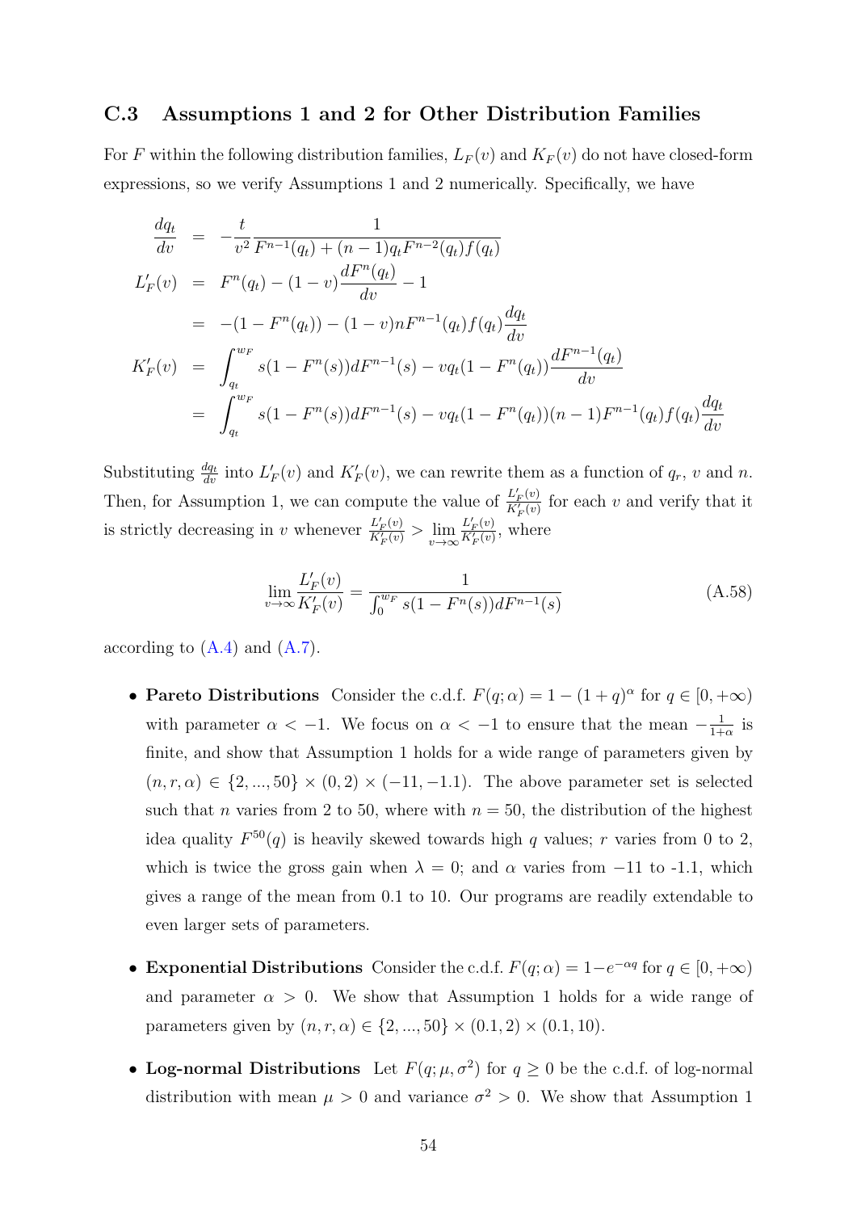### C.3 Assumptions 1 and 2 for Other Distribution Families

For $F$ within the following distribution families, $L_F(v)$ and $K_F(v)$ do not have closed-form expressions, so we verify Assumptions 1 and 2 numerically. Specifically, we have

$$
\begin{aligned}
\frac{dq_t}{dv} &= -\frac{t}{v^2}\frac{1}{F^{n-1}(q_t)+(n-1)q_tF^{n-2}(q_t)f(q_t)} \\
L_F'(v) &= F^n(q_t)-(1-v)\frac{dF^n(q_t)}{dv}-1 \\
&= -(1-F^n(q_t))-(1-v)nF^{n-1}(q_t)f(q_t)\frac{dq_t}{dv} \\
K_F'(v) &= \int_{q_t}^{w_F} s(1-F^n(s))dF^{n-1}(s)-vq_t(1-F^n(q_t))\frac{dF^{n-1}(q_t)}{dv} \\
&= \int_{q_t}^{w_F} s(1-F^n(s))dF^{n-1}(s)-vq_t(1-F^n(q_t))(n-1)F^{n-1}(q_t)f(q_t)\frac{dq_t}{dv}
\end{aligned}
$$

Substituting $\frac{dq_t}{dv}$ into $L_F'(v)$ and $K_F'(v)$, we can rewrite them as a function of $q_r$, $v$ and $n$. Then, for Assumption 1, we can compute the value of $\frac{L_F'(v)}{K_F'(v)}$ for each $v$ and verify that it is strictly decreasing in $v$ whenever $\frac{L_F'(v)}{K_F'(v)} > \lim\limits_{v\to\infty}\frac{L_F'(v)}{K_F'(v)}$, where

$$
\lim_{v\to\infty}\frac{L_F'(v)}{K_F'(v)} = \frac{1}{\int_0^{w_F} s(1-F^n(s))dF^{n-1}(s)} \tag{A.58}
$$

according to (A.4) and (A.7).

- **Pareto Distributions** Consider the c.d.f. $F(q;\alpha)=1-(1+q)^{\alpha}$ for $q\in[0,+\infty)$ with parameter $\alpha<-1$. We focus on $\alpha<-1$ to ensure that the mean $-\frac{1}{1+\alpha}$ is finite, and show that Assumption 1 holds for a wide range of parameters given by $(n,r,\alpha)\in\{2,...,50\}\times(0,2)\times(-11,-1.1)$. The above parameter set is selected such that $n$ varies from 2 to 50, where with $n=50$, the distribution of the highest idea quality $F^{50}(q)$ is heavily skewed towards high $q$ values; $r$ varies from 0 to 2, which is twice the gross gain when $\lambda=0$; and $\alpha$ varies from $-11$ to -1.1, which gives a range of the mean from 0.1 to 10. Our programs are readily extendable to even larger sets of parameters.

- **Exponential Distributions** Consider the c.d.f. $F(q;\alpha)=1-e^{-\alpha q}$ for $q\in[0,+\infty)$ and parameter $\alpha>0$. We show that Assumption 1 holds for a wide range of parameters given by $(n,r,\alpha)\in\{2,...,50\}\times(0.1,2)\times(0.1,10)$.

- **Log-normal Distributions** Let $F(q;\mu,\sigma^2)$ for $q\geq 0$ be the c.d.f. of log-normal distribution with mean $\mu>0$ and variance $\sigma^2>0$. We show that Assumption 1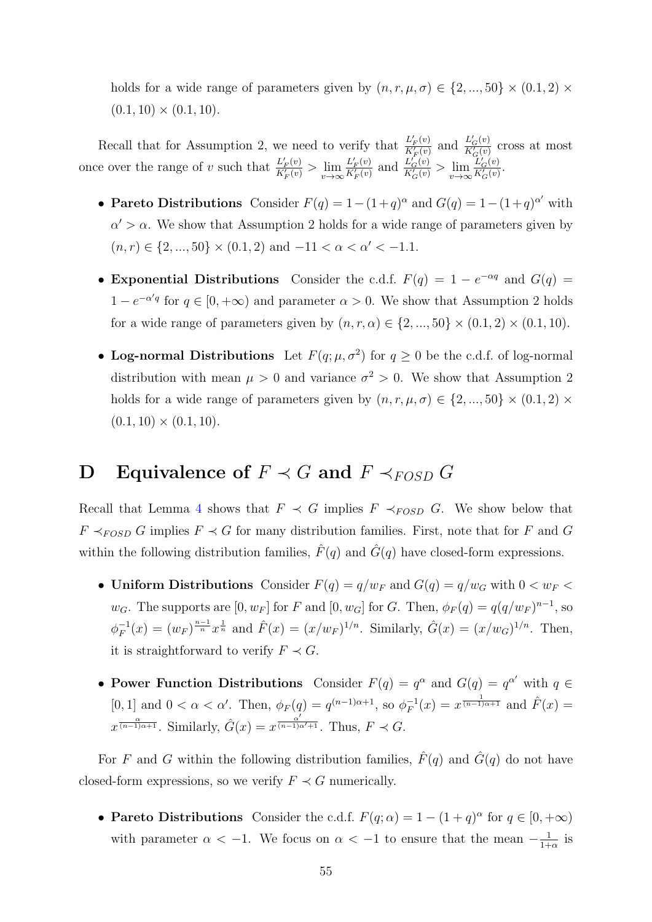holds for a wide range of parameters given by $(n, r, \mu, \sigma) \in \{2, ..., 50\} \times (0.1, 2) \times (0.1, 10) \times (0.1, 10)$.

Recall that for Assumption 2, we need to verify that $\frac{L'_F(v)}{K'_F(v)}$ and $\frac{L'_G(v)}{K'_G(v)}$ cross at most once over the range of $v$ such that $\frac{L'_F(v)}{K'_F(v)} > \lim_{v\to\infty} \frac{L'_F(v)}{K'_F(v)}$ and $\frac{L'_G(v)}{K'_G(v)} > \lim_{v\to\infty} \frac{L'_G(v)}{K'_G(v)}$.

- **Pareto Distributions** Consider $F(q) = 1-(1+q)^{\alpha}$ and $G(q) = 1-(1+q)^{\alpha'}$ with $\alpha' > \alpha$. We show that Assumption 2 holds for a wide range of parameters given by $(n, r) \in \{2, ..., 50\} \times (0.1, 2)$ and $-11 < \alpha < \alpha' < -1.1$.
- **Exponential Distributions** Consider the c.d.f. $F(q) = 1 - e^{-\alpha q}$ and $G(q) = 1 - e^{-\alpha' q}$ for $q \in [0, +\infty)$ and parameter $\alpha > 0$. We show that Assumption 2 holds for a wide range of parameters given by $(n, r, \alpha) \in \{2, ..., 50\} \times (0.1, 2) \times (0.1, 10)$.
- **Log-normal Distributions** Let $F(q; \mu, \sigma^2)$ for $q \geq 0$ be the c.d.f. of log-normal distribution with mean $\mu > 0$ and variance $\sigma^2 > 0$. We show that Assumption 2 holds for a wide range of parameters given by $(n, r, \mu, \sigma) \in \{2, ..., 50\} \times (0.1, 2) \times (0.1, 10) \times (0.1, 10)$.

# D Equivalence of $F \prec G$ and $F \prec_{FOSD} G$

Recall that Lemma 4 shows that $F \prec G$ implies $F \prec_{FOSD} G$. We show below that $F \prec_{FOSD} G$ implies $F \prec G$ for many distribution families. First, note that for $F$ and $G$ within the following distribution families, $\hat{F}(q)$ and $\hat{G}(q)$ have closed-form expressions.

- **Uniform Distributions** Consider $F(q) = q/w_F$ and $G(q) = q/w_G$ with $0 < w_F < w_G$. The supports are $[0, w_F]$ for $F$ and $[0, w_G]$ for $G$. Then, $\phi_F(q) = q(q/w_F)^{n-1}$, so $\phi_F^{-1}(x) = (w_F)^{\frac{n-1}{n}} x^{\frac{1}{n}}$ and $\hat{F}(x) = (x/w_F)^{1/n}$. Similarly, $\hat{G}(x) = (x/w_G)^{1/n}$. Then, it is straightforward to verify $F \prec G$.
- **Power Function Distributions** Consider $F(q) = q^{\alpha}$ and $G(q) = q^{\alpha'}$ with $q \in [0, 1]$ and $0 < \alpha < \alpha'$. Then, $\phi_F(q) = q^{(n-1)\alpha+1}$, so $\phi_F^{-1}(x) = x^{\frac{1}{(n-1)\alpha+1}}$ and $\hat{F}(x) = x^{\frac{\alpha}{(n-1)\alpha+1}}$. Similarly, $\hat{G}(x) = x^{\frac{\alpha'}{(n-1)\alpha'+1}}$. Thus, $F \prec G$.

For $F$ and $G$ within the following distribution families, $\hat{F}(q)$ and $\hat{G}(q)$ do not have closed-form expressions, so we verify $F \prec G$ numerically.

- **Pareto Distributions** Consider the c.d.f. $F(q; \alpha) = 1 - (1 + q)^{\alpha}$ for $q \in [0, +\infty)$ with parameter $\alpha < -1$. We focus on $\alpha < -1$ to ensure that the mean $-\frac{1}{1+\alpha}$ is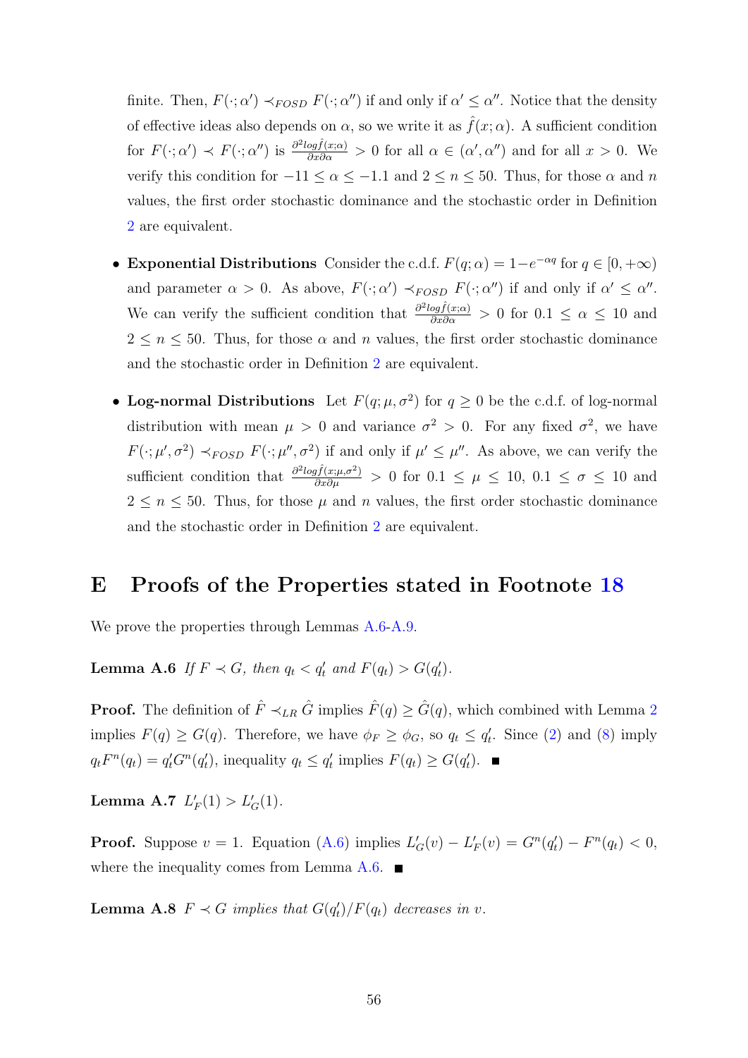finite. Then, $F(\cdot;\alpha') \prec_{FOSD} F(\cdot;\alpha'')$ if and only if $\alpha' \leq \alpha''$. Notice that the density of effective ideas also depends on $\alpha$, so we write it as $\hat{f}(x;\alpha)$. A sufficient condition for $F(\cdot;\alpha') \prec F(\cdot;\alpha'')$ is $\frac{\partial^2 log \hat{f}(x;\alpha)}{\partial x \partial \alpha} > 0$ for all $\alpha \in (\alpha', \alpha'')$ and for all $x > 0$. We verify this condition for $-11 \leq \alpha \leq -1.1$ and $2 \leq n \leq 50$. Thus, for those $\alpha$ and $n$ values, the first order stochastic dominance and the stochastic order in Definition 2 are equivalent.

- **Exponential Distributions** Consider the c.d.f. $F(q;\alpha) = 1 - e^{-\alpha q}$ for $q \in [0, +\infty)$ and parameter $\alpha > 0$. As above, $F(\cdot;\alpha') \prec_{FOSD} F(\cdot;\alpha'')$ if and only if $\alpha' \leq \alpha''$. We can verify the sufficient condition that $\frac{\partial^2 log \hat{f}(x;\alpha)}{\partial x \partial \alpha} > 0$ for $0.1 \leq \alpha \leq 10$ and $2 \leq n \leq 50$. Thus, for those $\alpha$ and $n$ values, the first order stochastic dominance and the stochastic order in Definition 2 are equivalent.

- **Log-normal Distributions** Let $F(q;\mu,\sigma^2)$ for $q \geq 0$ be the c.d.f. of log-normal distribution with mean $\mu > 0$ and variance $\sigma^2 > 0$. For any fixed $\sigma^2$, we have $F(\cdot;\mu',\sigma^2) \prec_{FOSD} F(\cdot;\mu'',\sigma^2)$ if and only if $\mu' \leq \mu''$. As above, we can verify the sufficient condition that $\frac{\partial^2 log \hat{f}(x;\mu,\sigma^2)}{\partial x \partial \mu} > 0$ for $0.1 \leq \mu \leq 10$, $0.1 \leq \sigma \leq 10$ and $2 \leq n \leq 50$. Thus, for those $\mu$ and $n$ values, the first order stochastic dominance and the stochastic order in Definition 2 are equivalent.

# E Proofs of the Properties stated in Footnote 18

We prove the properties through Lemmas A.6-A.9.

**Lemma A.6** *If $F \prec G$, then $q_t < q_t'$ and $F(q_t) > G(q_t')$.*

**Proof.** The definition of $\hat{F} \prec_{LR} \hat{G}$ implies $\hat{F}(q) \geq \hat{G}(q)$, which combined with Lemma 2 implies $F(q) \geq G(q)$. Therefore, we have $\phi_F \geq \phi_G$, so $q_t \leq q_t'$. Since (2) and (8) imply $q_t F^n(q_t) = q_t' G^n(q_t')$, inequality $q_t \leq q_t'$ implies $F(q_t) \geq G(q_t')$. ∎

**Lemma A.7** $L_F'(1) > L_G'(1)$.

**Proof.** Suppose $v = 1$. Equation (A.6) implies $L_G'(v) - L_F'(v) = G^n(q_t') - F^n(q_t) < 0$, where the inequality comes from Lemma A.6. ∎

**Lemma A.8** *$F \prec G$ implies that $G(q_t')/F(q_t)$ decreases in $v$.*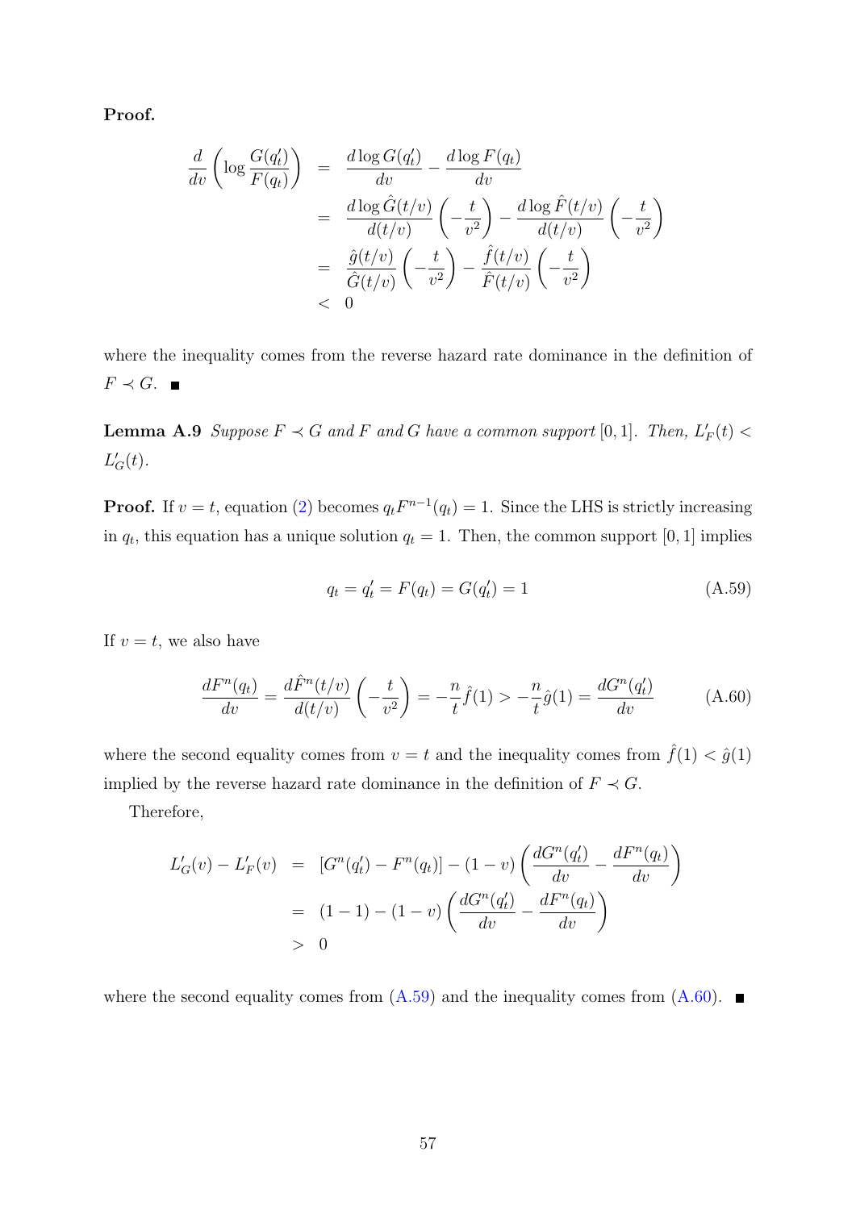**Proof.**

$$
\begin{aligned}
\frac{d}{dv}\left(\log\frac{G(q_t')}{F(q_t)}\right) &= \frac{d\log G(q_t')}{dv} - \frac{d\log F(q_t)}{dv} \\
&= \frac{d\log \hat{G}(t/v)}{d(t/v)}\left(-\frac{t}{v^2}\right) - \frac{d\log \hat{F}(t/v)}{d(t/v)}\left(-\frac{t}{v^2}\right) \\
&= \frac{\hat{g}(t/v)}{\hat{G}(t/v)}\left(-\frac{t}{v^2}\right) - \frac{\hat{f}(t/v)}{\hat{F}(t/v)}\left(-\frac{t}{v^2}\right) \\
&< 0
\end{aligned}
$$

where the inequality comes from the reverse hazard rate dominance in the definition of $F \prec G$. ■

**Lemma A.9** *Suppose $F \prec G$ and $F$ and $G$ have a common support $[0,1]$. Then, $L_F'(t) < L_G'(t)$.*

**Proof.** If $v = t$, equation (2) becomes $q_t F^{n-1}(q_t) = 1$. Since the LHS is strictly increasing in $q_t$, this equation has a unique solution $q_t = 1$. Then, the common support $[0,1]$ implies

$$
q_t = q_t' = F(q_t) = G(q_t') = 1 \tag{A.59}
$$

If $v = t$, we also have

$$
\frac{dF^n(q_t)}{dv} = \frac{d\hat{F}^n(t/v)}{d(t/v)}\left(-\frac{t}{v^2}\right) = -\frac{n}{t}\hat{f}(1) > -\frac{n}{t}\hat{g}(1) = \frac{dG^n(q_t')}{dv} \tag{A.60}
$$

where the second equality comes from $v = t$ and the inequality comes from $\hat{f}(1) < \hat{g}(1)$ implied by the reverse hazard rate dominance in the definition of $F \prec G$.

Therefore,

$$
\begin{aligned}
L_G'(v) - L_F'(v) &= [G^n(q_t') - F^n(q_t)] - (1-v)\left(\frac{dG^n(q_t')}{dv} - \frac{dF^n(q_t)}{dv}\right) \\
&= (1-1) - (1-v)\left(\frac{dG^n(q_t')}{dv} - \frac{dF^n(q_t)}{dv}\right) \\
&> 0
\end{aligned}
$$

where the second equality comes from (A.59) and the inequality comes from (A.60). ■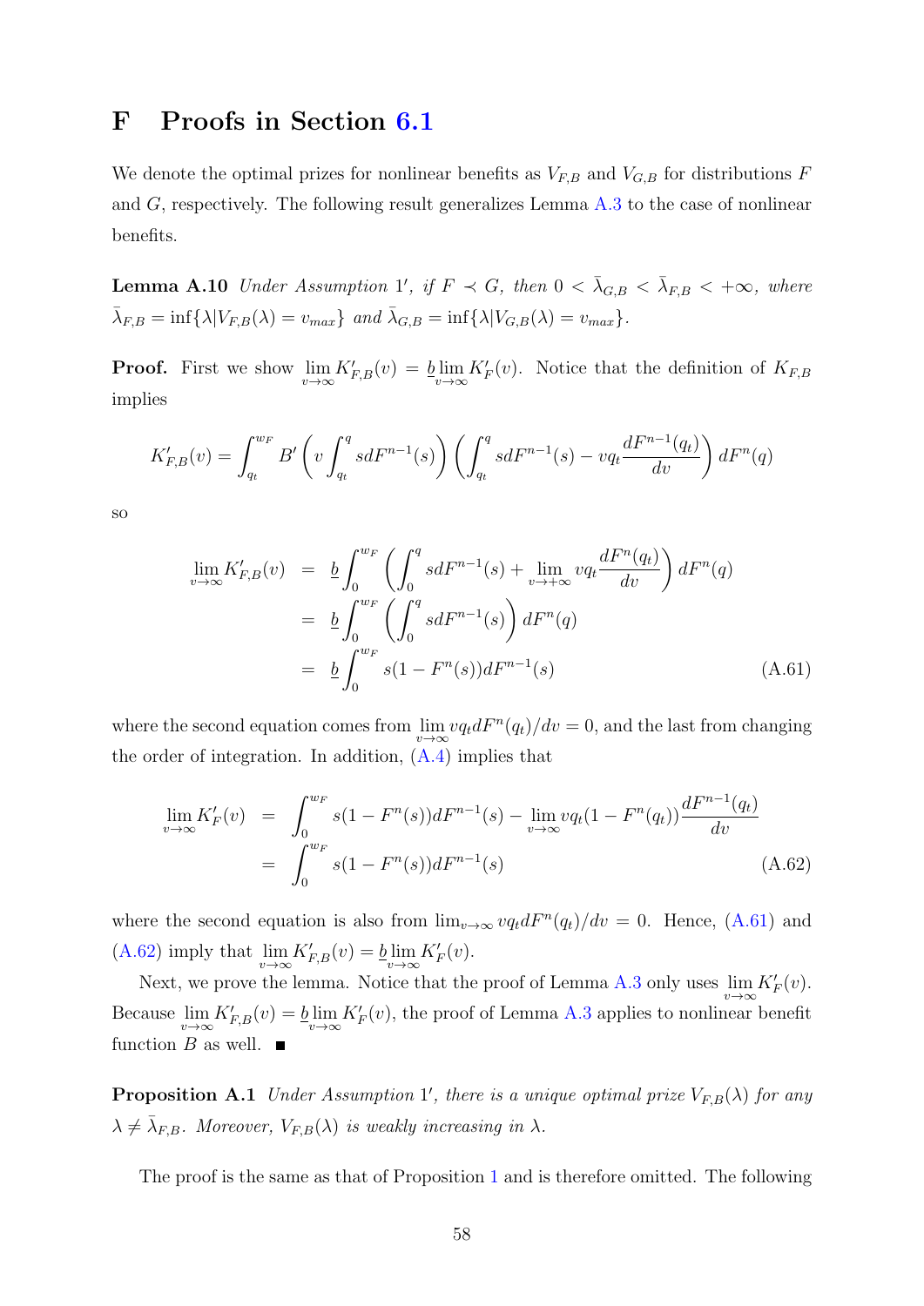# F Proofs in Section 6.1

We denote the optimal prizes for nonlinear benefits as $V_{F,B}$ and $V_{G,B}$ for distributions $F$ and $G$, respectively. The following result generalizes Lemma A.3 to the case of nonlinear benefits.

**Lemma A.10** *Under Assumption* $1'$*, if* $F \prec G$*, then* $0 < \bar{\lambda}_{G,B} < \bar{\lambda}_{F,B} < +\infty$*, where* $\bar{\lambda}_{F,B} = \inf\{\lambda | V_{F,B}(\lambda) = v_{max}\}$ *and* $\bar{\lambda}_{G,B} = \inf\{\lambda | V_{G,B}(\lambda) = v_{max}\}$*.*

**Proof.** First we show $\lim\limits_{v\to\infty} K'_{F,B}(v) = \underline{b} \lim\limits_{v\to\infty} K'_F(v)$. Notice that the definition of $K_{F,B}$ implies

$$K'_{F,B}(v) = \int_{q_t}^{w_F} B'\left(v \int_{q_t}^{q} s dF^{n-1}(s)\right) \left(\int_{q_t}^{q} s dF^{n-1}(s) - v q_t \frac{dF^{n-1}(q_t)}{dv}\right) dF^n(q)$$

so

$$\begin{aligned}
\lim_{v\to\infty} K'_{F,B}(v) &= \underline{b} \int_0^{w_F} \left(\int_0^q s dF^{n-1}(s) + \lim_{v\to+\infty} v q_t \frac{dF^n(q_t)}{dv}\right) dF^n(q) \\
&= \underline{b} \int_0^{w_F} \left(\int_0^q s dF^{n-1}(s)\right) dF^n(q) \\
&= \underline{b} \int_0^{w_F} s(1 - F^n(s)) dF^{n-1}(s) \qquad \text{(A.61)}
\end{aligned}$$

where the second equation comes from $\lim\limits_{v\to\infty} v q_t dF^n(q_t)/dv = 0$, and the last from changing the order of integration. In addition, (A.4) implies that

$$\begin{aligned}
\lim_{v\to\infty} K'_F(v) &= \int_0^{w_F} s(1 - F^n(s)) dF^{n-1}(s) - \lim_{v\to\infty} v q_t (1 - F^n(q_t)) \frac{dF^{n-1}(q_t)}{dv} \\
&= \int_0^{w_F} s(1 - F^n(s)) dF^{n-1}(s) \qquad \text{(A.62)}
\end{aligned}$$

where the second equation is also from $\lim_{v\to\infty} v q_t dF^n(q_t)/dv = 0$. Hence, (A.61) and (A.62) imply that $\lim\limits_{v\to\infty} K'_{F,B}(v) = \underline{b} \lim\limits_{v\to\infty} K'_F(v)$.

Next, we prove the lemma. Notice that the proof of Lemma A.3 only uses $\lim\limits_{v\to\infty} K'_F(v)$. Because $\lim\limits_{v\to\infty} K'_{F,B}(v) = \underline{b} \lim\limits_{v\to\infty} K'_F(v)$, the proof of Lemma A.3 applies to nonlinear benefit function $B$ as well. ■

**Proposition A.1** *Under Assumption* $1'$*, there is a unique optimal prize* $V_{F,B}(\lambda)$ *for any* $\lambda \neq \bar{\lambda}_{F,B}$*. Moreover,* $V_{F,B}(\lambda)$ *is weakly increasing in* $\lambda$*.*

The proof is the same as that of Proposition 1 and is therefore omitted. The following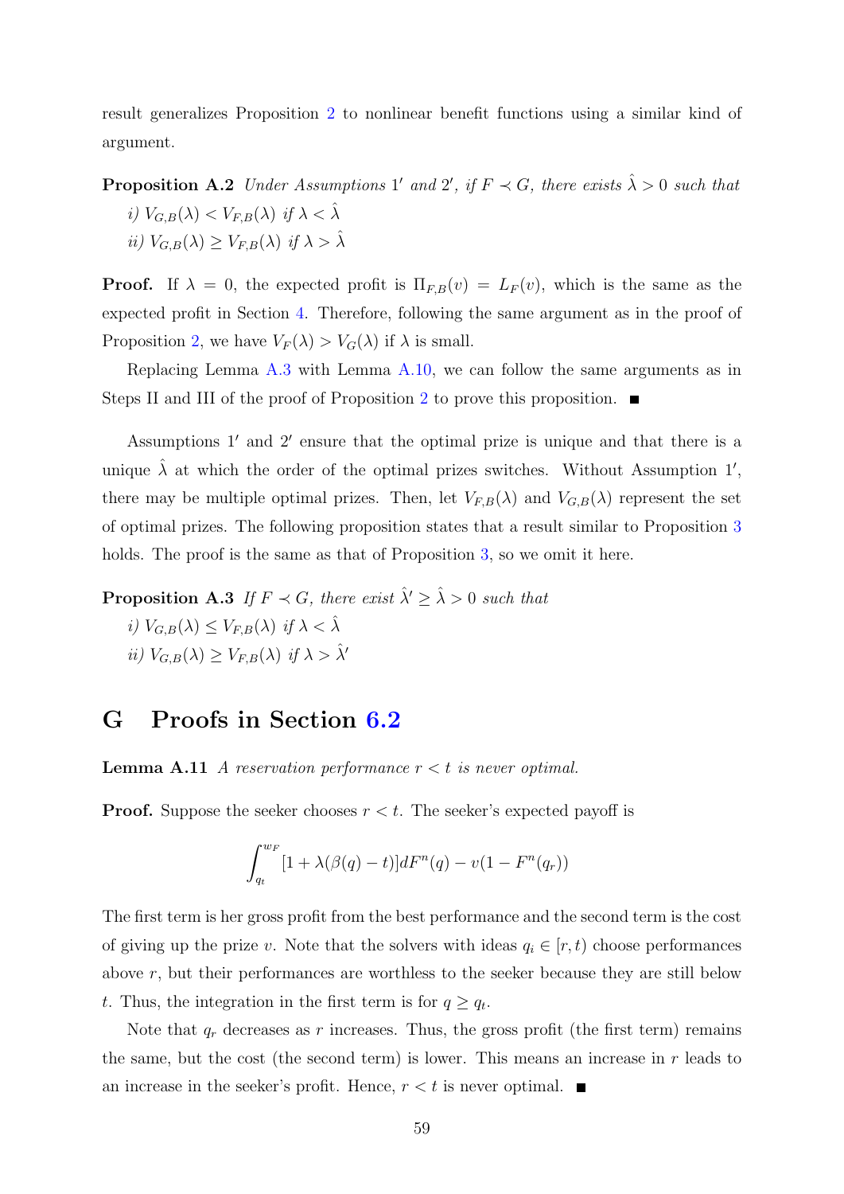result generalizes Proposition 2 to nonlinear benefit functions using a similar kind of argument.

**Proposition A.2** *Under Assumptions $1'$ and $2'$, if $F \prec G$, there exists $\hat{\lambda} > 0$ such that*

*i) $V_{G,B}(\lambda) < V_{F,B}(\lambda)$ if $\lambda < \hat{\lambda}$*

*ii) $V_{G,B}(\lambda) \geq V_{F,B}(\lambda)$ if $\lambda > \hat{\lambda}$*

**Proof.** If $\lambda = 0$, the expected profit is $\Pi_{F,B}(v) = L_F(v)$, which is the same as the expected profit in Section 4. Therefore, following the same argument as in the proof of Proposition 2, we have $V_F(\lambda) > V_G(\lambda)$ if $\lambda$ is small.

Replacing Lemma A.3 with Lemma A.10, we can follow the same arguments as in Steps II and III of the proof of Proposition 2 to prove this proposition. ■

Assumptions $1'$ and $2'$ ensure that the optimal prize is unique and that there is a unique $\hat{\lambda}$ at which the order of the optimal prizes switches. Without Assumption $1'$, there may be multiple optimal prizes. Then, let $V_{F,B}(\lambda)$ and $V_{G,B}(\lambda)$ represent the set of optimal prizes. The following proposition states that a result similar to Proposition 3 holds. The proof is the same as that of Proposition 3, so we omit it here.

**Proposition A.3** *If $F \prec G$, there exist $\hat{\lambda}' \geq \hat{\lambda} > 0$ such that*

*i) $V_{G,B}(\lambda) \leq V_{F,B}(\lambda)$ if $\lambda < \hat{\lambda}$*

*ii) $V_{G,B}(\lambda) \geq V_{F,B}(\lambda)$ if $\lambda > \hat{\lambda}'$*

# G Proofs in Section 6.2

**Lemma A.11** *A reservation performance $r < t$ is never optimal.*

**Proof.** Suppose the seeker chooses $r < t$. The seeker's expected payoff is

$$\int_{q_t}^{w_F} [1 + \lambda(\beta(q) - t)] dF^n(q) - v(1 - F^n(q_r))$$

The first term is her gross profit from the best performance and the second term is the cost of giving up the prize $v$. Note that the solvers with ideas $q_i \in [r, t)$ choose performances above $r$, but their performances are worthless to the seeker because they are still below $t$. Thus, the integration in the first term is for $q \geq q_t$.

Note that $q_r$ decreases as $r$ increases. Thus, the gross profit (the first term) remains the same, but the cost (the second term) is lower. This means an increase in $r$ leads to an increase in the seeker's profit. Hence, $r < t$ is never optimal. ■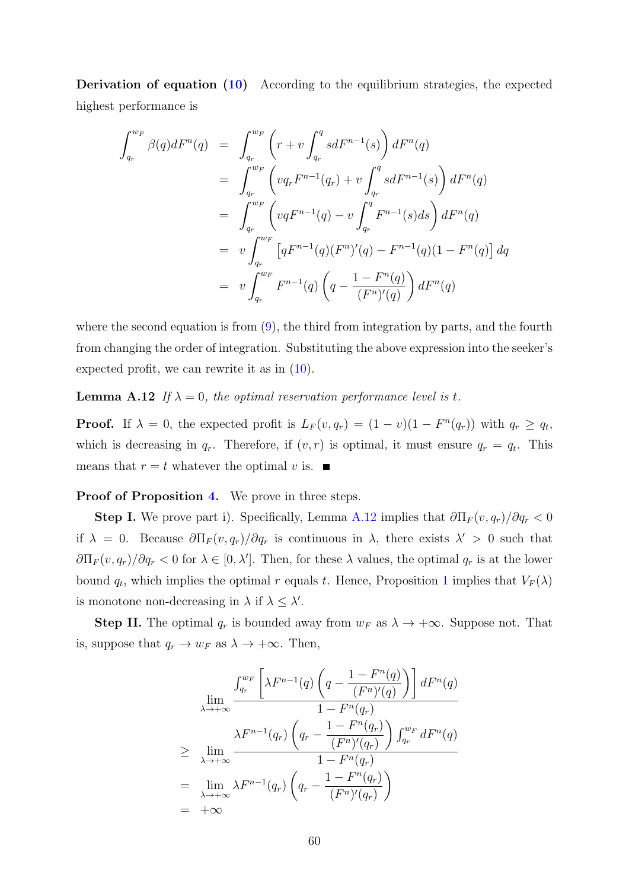**Derivation of equation (10)** According to the equilibrium strategies, the expected highest performance is

$$
\begin{aligned}
\int_{q_r}^{w_F} \beta(q) dF^n(q) &= \int_{q_r}^{w_F} \left( r + v \int_{q_r}^{q} s dF^{n-1}(s) \right) dF^n(q) \\
&= \int_{q_r}^{w_F} \left( v q_r F^{n-1}(q_r) + v \int_{q_r}^{q} s dF^{n-1}(s) \right) dF^n(q) \\
&= \int_{q_r}^{w_F} \left( v q F^{n-1}(q) - v \int_{q_r}^{q} F^{n-1}(s) ds \right) dF^n(q) \\
&= v \int_{q_r}^{w_F} \left[ q F^{n-1}(q) (F^n)'(q) - F^{n-1}(q)(1 - F^n(q)) \right] dq \\
&= v \int_{q_r}^{w_F} F^{n-1}(q) \left( q - \frac{1 - F^n(q)}{(F^n)'(q)} \right) dF^n(q)
\end{aligned}
$$

where the second equation is from (9), the third from integration by parts, and the fourth from changing the order of integration. Substituting the above expression into the seeker's expected profit, we can rewrite it as in (10).

**Lemma A.12** *If $\lambda = 0$, the optimal reservation performance level is $t$.*

**Proof.** If $\lambda = 0$, the expected profit is $L_F(v, q_r) = (1 - v)(1 - F^n(q_r))$ with $q_r \geq q_t$, which is decreasing in $q_r$. Therefore, if $(v, r)$ is optimal, it must ensure $q_r = q_t$. This means that $r = t$ whatever the optimal $v$ is. ■

**Proof of Proposition 4.** We prove in three steps.

**Step I.** We prove part i). Specifically, Lemma A.12 implies that $\partial \Pi_F(v, q_r)/\partial q_r < 0$ if $\lambda = 0$. Because $\partial \Pi_F(v, q_r)/\partial q_r$ is continuous in $\lambda$, there exists $\lambda' > 0$ such that $\partial \Pi_F(v, q_r)/\partial q_r < 0$ for $\lambda \in [0, \lambda']$. Then, for these $\lambda$ values, the optimal $q_r$ is at the lower bound $q_t$, which implies the optimal $r$ equals $t$. Hence, Proposition 1 implies that $V_F(\lambda)$ is monotone non-decreasing in $\lambda$ if $\lambda \leq \lambda'$.

**Step II.** The optimal $q_r$ is bounded away from $w_F$ as $\lambda \to +\infty$. Suppose not. That is, suppose that $q_r \to w_F$ as $\lambda \to +\infty$. Then,

$$
\begin{aligned}
& \lim_{\lambda \to +\infty} \frac{\int_{q_r}^{w_F} \left[ \lambda F^{n-1}(q) \left( q - \frac{1 - F^n(q)}{(F^n)'(q)} \right) \right] dF^n(q)}{1 - F^n(q_r)} \\
\geq & \lim_{\lambda \to +\infty} \frac{\lambda F^{n-1}(q_r) \left( q_r - \frac{1 - F^n(q_r)}{(F^n)'(q_r)} \right) \int_{q_r}^{w_F} dF^n(q)}{1 - F^n(q_r)} \\
= & \lim_{\lambda \to +\infty} \lambda F^{n-1}(q_r) \left( q_r - \frac{1 - F^n(q_r)}{(F^n)'(q_r)} \right) \\
= & +\infty
\end{aligned}
$$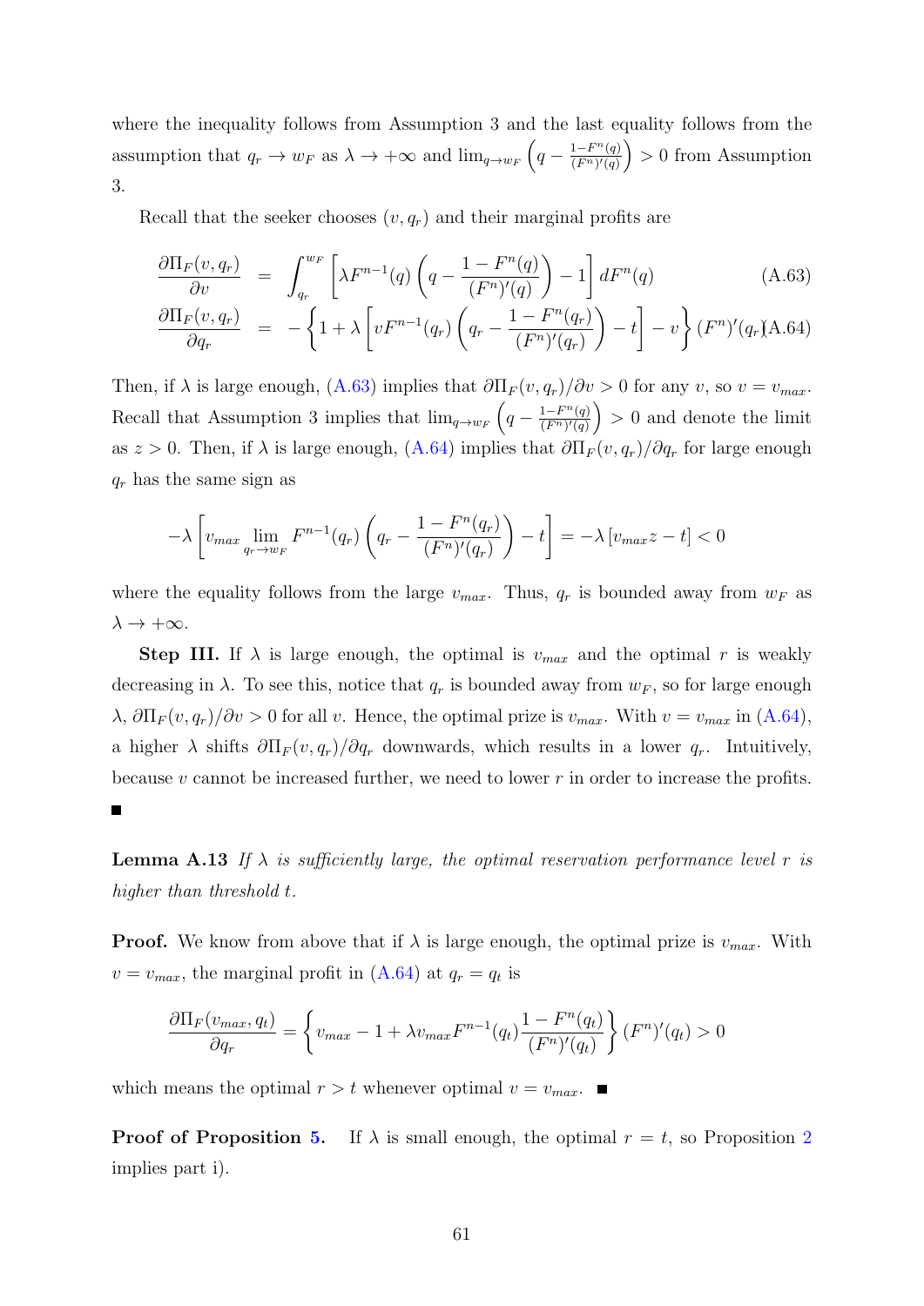where the inequality follows from Assumption 3 and the last equality follows from the assumption that $q_r \to w_F$ as $\lambda \to +\infty$ and $\lim_{q \to w_F} \left( q - \frac{1-F^n(q)}{(F^n)'(q)} \right) > 0$ from Assumption 3.

Recall that the seeker chooses $(v, q_r)$ and their marginal profits are

$$\frac{\partial \Pi_F(v, q_r)}{\partial v} = \int_{q_r}^{w_F} \left[ \lambda F^{n-1}(q) \left( q - \frac{1-F^n(q)}{(F^n)'(q)} \right) - 1 \right] dF^n(q) \tag{A.63}$$

$$\frac{\partial \Pi_F(v, q_r)}{\partial q_r} = -\left\{ 1 + \lambda \left[ vF^{n-1}(q_r) \left( q_r - \frac{1-F^n(q_r)}{(F^n)'(q_r)} \right) - t \right] - v \right\} (F^n)'(q_r) \tag{A.64}$$

Then, if $\lambda$ is large enough, (A.63) implies that $\partial \Pi_F(v, q_r)/\partial v > 0$ for any $v$, so $v = v_{max}$. Recall that Assumption 3 implies that $\lim_{q \to w_F} \left( q - \frac{1-F^n(q)}{(F^n)'(q)} \right) > 0$ and denote the limit as $z > 0$. Then, if $\lambda$ is large enough, (A.64) implies that $\partial \Pi_F(v, q_r)/\partial q_r$ for large enough $q_r$ has the same sign as

$$-\lambda \left[ v_{max} \lim_{q_r \to w_F} F^{n-1}(q_r) \left( q_r - \frac{1-F^n(q_r)}{(F^n)'(q_r)} \right) - t \right] = -\lambda \left[ v_{max} z - t \right] < 0$$

where the equality follows from the large $v_{max}$. Thus, $q_r$ is bounded away from $w_F$ as $\lambda \to +\infty$.

**Step III.** If $\lambda$ is large enough, the optimal is $v_{max}$ and the optimal $r$ is weakly decreasing in $\lambda$. To see this, notice that $q_r$ is bounded away from $w_F$, so for large enough $\lambda$, $\partial \Pi_F(v, q_r)/\partial v > 0$ for all $v$. Hence, the optimal prize is $v_{max}$. With $v = v_{max}$ in (A.64), a higher $\lambda$ shifts $\partial \Pi_F(v, q_r)/\partial q_r$ downwards, which results in a lower $q_r$. Intuitively, because $v$ cannot be increased further, we need to lower $r$ in order to increase the profits. ■

**Lemma A.13** *If $\lambda$ is sufficiently large, the optimal reservation performance level $r$ is higher than threshold $t$.*

**Proof.** We know from above that if $\lambda$ is large enough, the optimal prize is $v_{max}$. With $v = v_{max}$, the marginal profit in (A.64) at $q_r = q_t$ is

$$\frac{\partial \Pi_F(v_{max}, q_t)}{\partial q_r} = \left\{ v_{max} - 1 + \lambda v_{max} F^{n-1}(q_t) \frac{1-F^n(q_t)}{(F^n)'(q_t)} \right\} (F^n)'(q_t) > 0$$

which means the optimal $r > t$ whenever optimal $v = v_{max}$. ■

**Proof of Proposition 5.** If $\lambda$ is small enough, the optimal $r = t$, so Proposition 2 implies part i).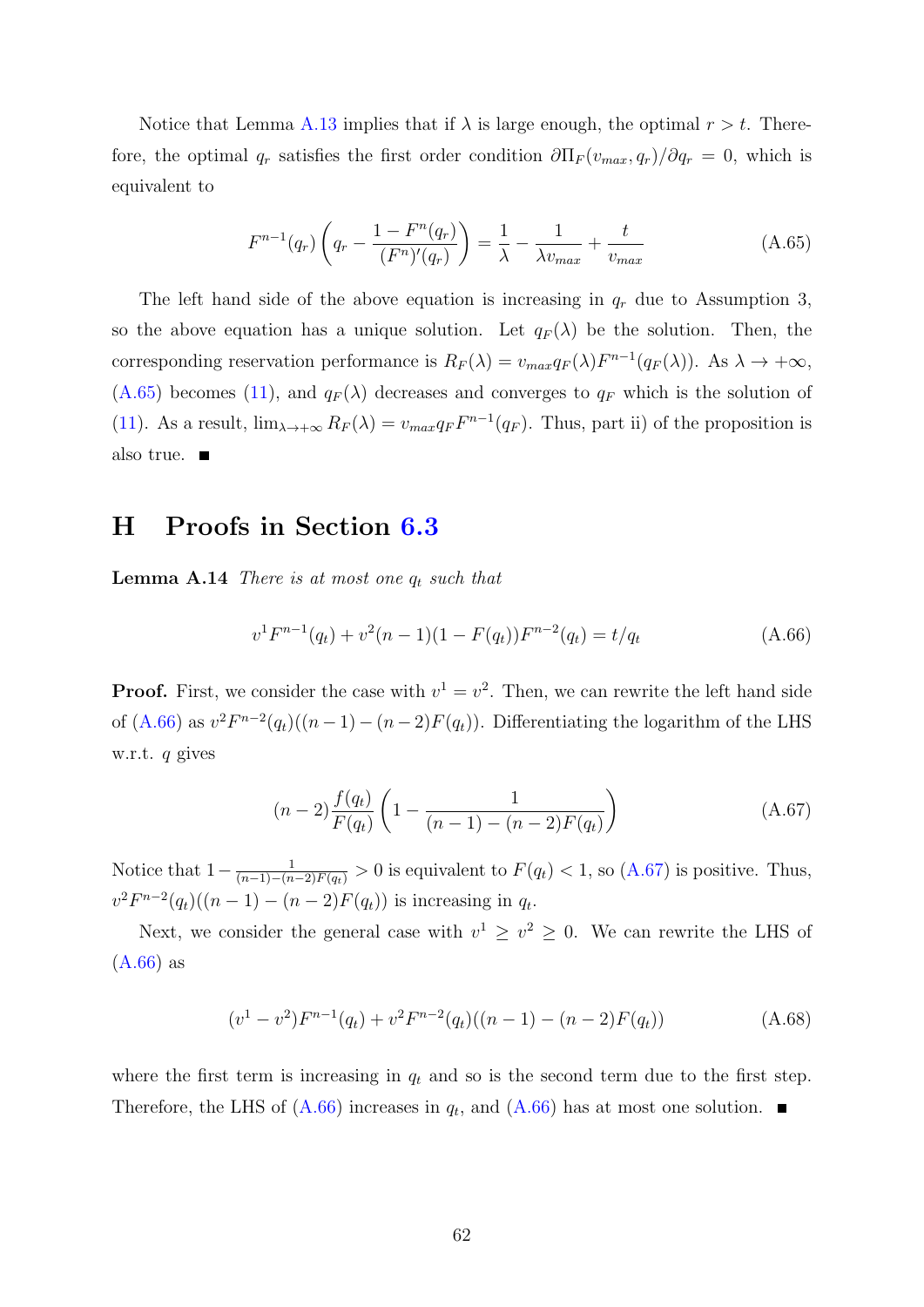Notice that Lemma A.13 implies that if $\lambda$ is large enough, the optimal $r > t$. Therefore, the optimal $q_r$ satisfies the first order condition $\partial \Pi_F(v_{max}, q_r)/\partial q_r = 0$, which is equivalent to

$$F^{n-1}(q_r)\left(q_r - \frac{1 - F^n(q_r)}{(F^n)'(q_r)}\right) = \frac{1}{\lambda} - \frac{1}{\lambda v_{max}} + \frac{t}{v_{max}} \tag{A.65}$$

The left hand side of the above equation is increasing in $q_r$ due to Assumption 3, so the above equation has a unique solution. Let $q_F(\lambda)$ be the solution. Then, the corresponding reservation performance is $R_F(\lambda) = v_{max} q_F(\lambda) F^{n-1}(q_F(\lambda))$. As $\lambda \to +\infty$, (A.65) becomes (11), and $q_F(\lambda)$ decreases and converges to $q_F$ which is the solution of (11). As a result, $\lim_{\lambda \to +\infty} R_F(\lambda) = v_{max} q_F F^{n-1}(q_F)$. Thus, part ii) of the proposition is also true. ■

# H Proofs in Section 6.3

**Lemma A.14** *There is at most one $q_t$ such that*

$$v^1 F^{n-1}(q_t) + v^2(n-1)(1 - F(q_t))F^{n-2}(q_t) = t/q_t \tag{A.66}$$

**Proof.** First, we consider the case with $v^1 = v^2$. Then, we can rewrite the left hand side of (A.66) as $v^2 F^{n-2}(q_t)((n-1) - (n-2)F(q_t))$. Differentiating the logarithm of the LHS w.r.t. $q$ gives

$$(n-2)\frac{f(q_t)}{F(q_t)}\left(1 - \frac{1}{(n-1) - (n-2)F(q_t)}\right) \tag{A.67}$$

Notice that $1 - \frac{1}{(n-1)-(n-2)F(q_t)} > 0$ is equivalent to $F(q_t) < 1$, so (A.67) is positive. Thus, $v^2 F^{n-2}(q_t)((n-1) - (n-2)F(q_t))$ is increasing in $q_t$.

Next, we consider the general case with $v^1 \geq v^2 \geq 0$. We can rewrite the LHS of (A.66) as

$$(v^1 - v^2)F^{n-1}(q_t) + v^2 F^{n-2}(q_t)((n-1) - (n-2)F(q_t)) \tag{A.68}$$

where the first term is increasing in $q_t$ and so is the second term due to the first step. Therefore, the LHS of (A.66) increases in $q_t$, and (A.66) has at most one solution. ■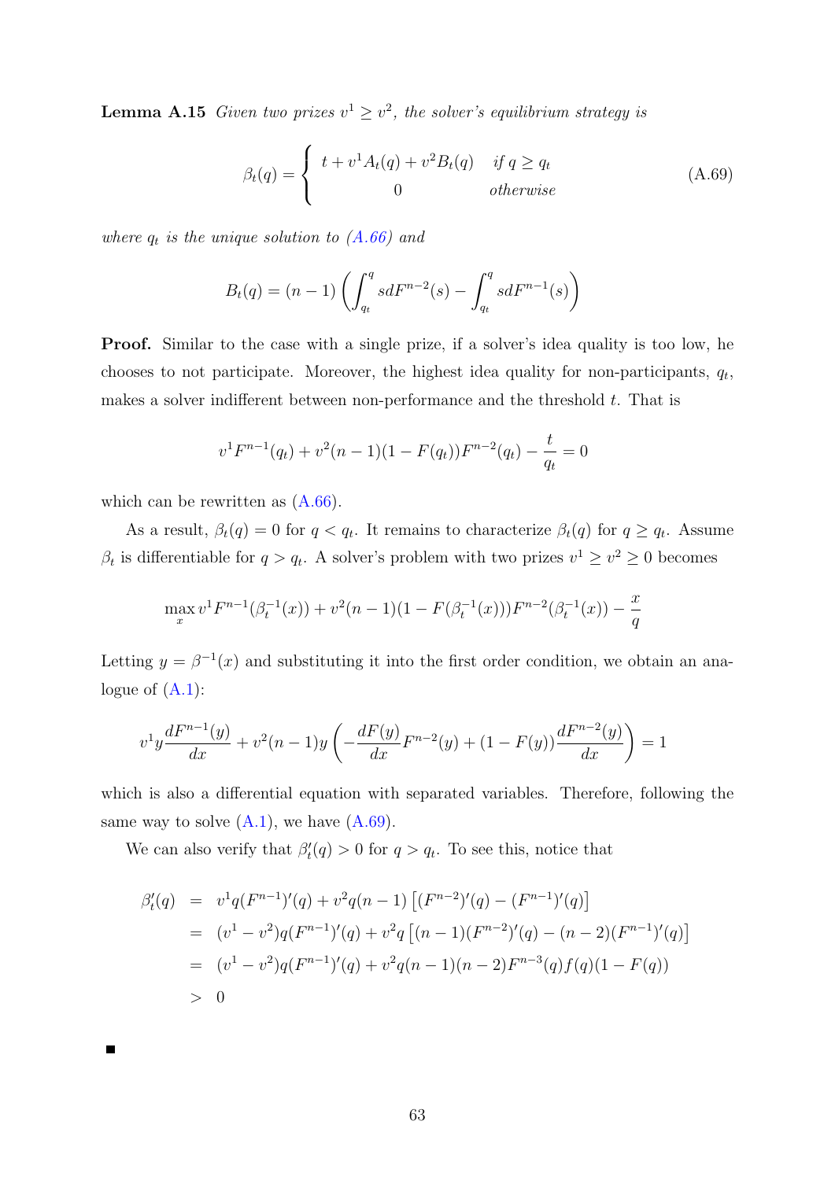**Lemma A.15** *Given two prizes $v^1 \geq v^2$, the solver's equilibrium strategy is*

$$\beta_t(q) = \begin{cases} t + v^1 A_t(q) + v^2 B_t(q) & \text{if } q \geq q_t \\ 0 & \text{otherwise} \end{cases} \tag{A.69}$$

*where $q_t$ is the unique solution to (A.66) and*

$$B_t(q) = (n-1)\left(\int_{q_t}^{q} s dF^{n-2}(s) - \int_{q_t}^{q} s dF^{n-1}(s)\right)$$

**Proof.** Similar to the case with a single prize, if a solver's idea quality is too low, he chooses to not participate. Moreover, the highest idea quality for non-participants, $q_t$, makes a solver indifferent between non-performance and the threshold $t$. That is

$$v^1 F^{n-1}(q_t) + v^2(n-1)(1-F(q_t))F^{n-2}(q_t) - \frac{t}{q_t} = 0$$

which can be rewritten as (A.66).

As a result, $\beta_t(q) = 0$ for $q < q_t$. It remains to characterize $\beta_t(q)$ for $q \geq q_t$. Assume $\beta_t$ is differentiable for $q > q_t$. A solver's problem with two prizes $v^1 \geq v^2 \geq 0$ becomes

$$\max_x v^1 F^{n-1}(\beta_t^{-1}(x)) + v^2(n-1)(1-F(\beta_t^{-1}(x)))F^{n-2}(\beta_t^{-1}(x)) - \frac{x}{q}$$

Letting $y = \beta^{-1}(x)$ and substituting it into the first order condition, we obtain an analogue of (A.1):

$$v^1 y \frac{dF^{n-1}(y)}{dx} + v^2(n-1)y\left(-\frac{dF(y)}{dx}F^{n-2}(y) + (1-F(y))\frac{dF^{n-2}(y)}{dx}\right) = 1$$

which is also a differential equation with separated variables. Therefore, following the same way to solve (A.1), we have (A.69).

We can also verify that $\beta_t'(q) > 0$ for $q > q_t$. To see this, notice that

$$\begin{aligned}
\beta_t'(q) &= v^1 q(F^{n-1})'(q) + v^2 q(n-1)\left[(F^{n-2})'(q) - (F^{n-1})'(q)\right] \\
&= (v^1 - v^2)q(F^{n-1})'(q) + v^2 q\left[(n-1)(F^{n-2})'(q) - (n-2)(F^{n-1})'(q)\right] \\
&= (v^1 - v^2)q(F^{n-1})'(q) + v^2 q(n-1)(n-2)F^{n-3}(q)f(q)(1-F(q)) \\
&> 0
\end{aligned}$$

■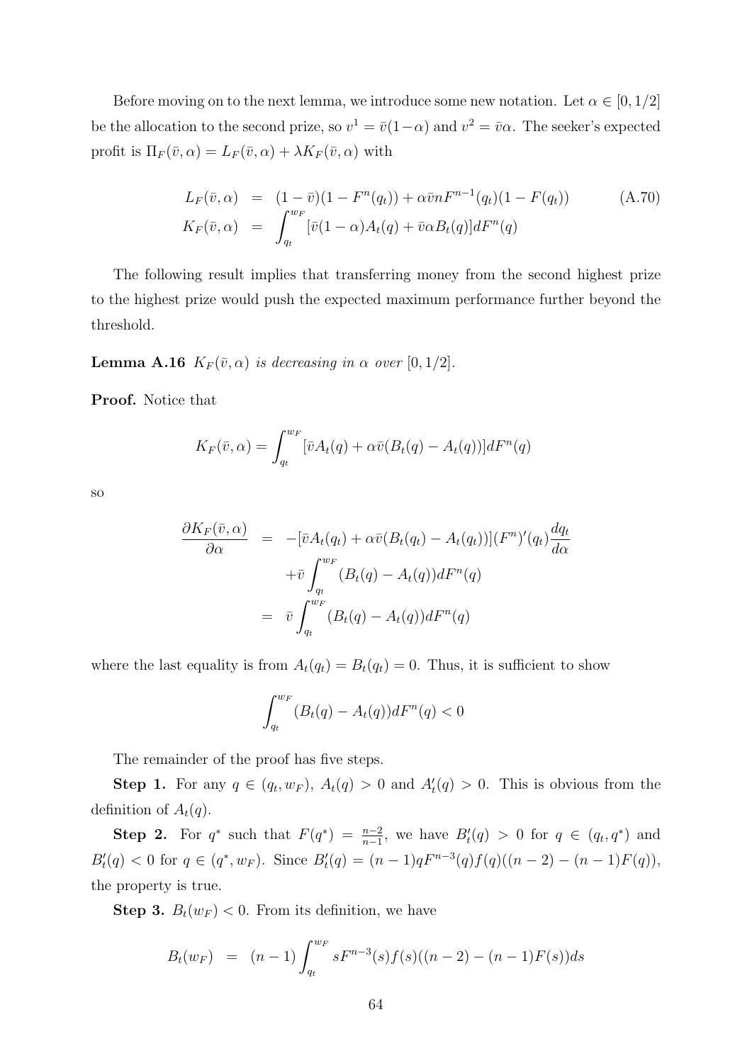Before moving on to the next lemma, we introduce some new notation. Let $\alpha \in [0, 1/2]$ be the allocation to the second prize, so $v^1 = \bar{v}(1-\alpha)$ and $v^2 = \bar{v}\alpha$. The seeker's expected profit is $\Pi_F(\bar{v}, \alpha) = L_F(\bar{v}, \alpha) + \lambda K_F(\bar{v}, \alpha)$ with

$$
\begin{aligned}
L_F(\bar{v}, \alpha) &= (1-\bar{v})(1-F^n(q_t)) + \alpha \bar{v} n F^{n-1}(q_t)(1-F(q_t)) \\
K_F(\bar{v}, \alpha) &= \int_{q_t}^{w_F} [\bar{v}(1-\alpha)A_t(q) + \bar{v}\alpha B_t(q)] dF^n(q)
\end{aligned}
\tag{A.70}
$$

The following result implies that transferring money from the second highest prize to the highest prize would push the expected maximum performance further beyond the threshold.

**Lemma A.16** *$K_F(\bar{v}, \alpha)$ is decreasing in $\alpha$ over $[0, 1/2]$.*

**Proof.** Notice that

$$
K_F(\bar{v}, \alpha) = \int_{q_t}^{w_F} [\bar{v}A_t(q) + \alpha \bar{v}(B_t(q) - A_t(q))] dF^n(q)
$$

so

$$
\begin{aligned}
\frac{\partial K_F(\bar{v}, \alpha)}{\partial \alpha} &= -[\bar{v}A_t(q_t) + \alpha \bar{v}(B_t(q_t) - A_t(q_t))](F^n)'(q_t)\frac{dq_t}{d\alpha} \\
&\quad + \bar{v}\int_{q_t}^{w_F} (B_t(q) - A_t(q)) dF^n(q) \\
&= \bar{v}\int_{q_t}^{w_F} (B_t(q) - A_t(q)) dF^n(q)
\end{aligned}
$$

where the last equality is from $A_t(q_t) = B_t(q_t) = 0$. Thus, it is sufficient to show

$$
\int_{q_t}^{w_F} (B_t(q) - A_t(q)) dF^n(q) < 0
$$

The remainder of the proof has five steps.

**Step 1.** For any $q \in (q_t, w_F)$, $A_t(q) > 0$ and $A_t'(q) > 0$. This is obvious from the definition of $A_t(q)$.

**Step 2.** For $q^*$ such that $F(q^*) = \frac{n-2}{n-1}$, we have $B_t'(q) > 0$ for $q \in (q_t, q^*)$ and $B_t'(q) < 0$ for $q \in (q^*, w_F)$. Since $B_t'(q) = (n-1)qF^{n-3}(q)f(q)((n-2)-(n-1)F(q))$, the property is true.

**Step 3.** $B_t(w_F) < 0$. From its definition, we have

$$
B_t(w_F) = (n-1)\int_{q_t}^{w_F} sF^{n-3}(s)f(s)((n-2)-(n-1)F(s))ds
$$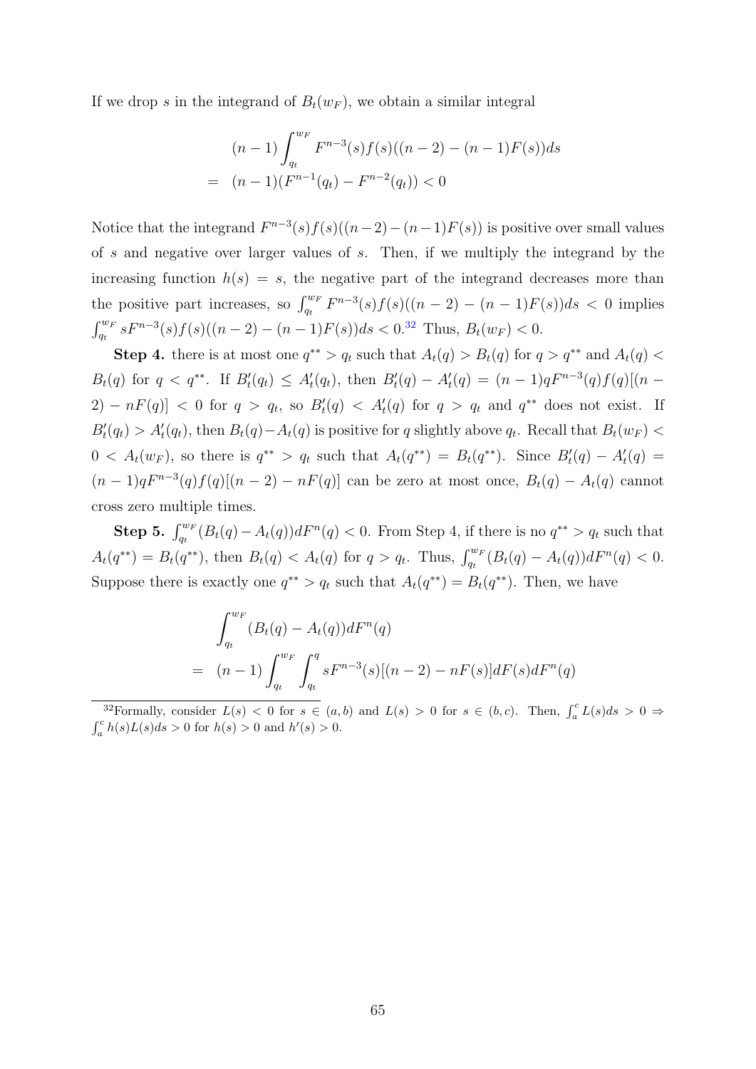If we drop $s$ in the integrand of $B_t(w_F)$, we obtain a similar integral

$$
\begin{aligned}
& (n-1)\int_{q_t}^{w_F} F^{n-3}(s)f(s)((n-2)-(n-1)F(s))ds \\
= \;& (n-1)(F^{n-1}(q_t)-F^{n-2}(q_t))<0
\end{aligned}
$$

Notice that the integrand $F^{n-3}(s)f(s)((n-2)-(n-1)F(s))$ is positive over small values of $s$ and negative over larger values of $s$. Then, if we multiply the integrand by the increasing function $h(s)=s$, the negative part of the integrand decreases more than the positive part increases, so $\int_{q_t}^{w_F} F^{n-3}(s)f(s)((n-2)-(n-1)F(s))ds<0$ implies $\int_{q_t}^{w_F} sF^{n-3}(s)f(s)((n-2)-(n-1)F(s))ds<0$.[32] Thus, $B_t(w_F)<0$.

**Step 4.** there is at most one $q^{**}>q_t$ such that $A_t(q)>B_t(q)$ for $q>q^{**}$ and $A_t(q)<B_t(q)$ for $q<q^{**}$. If $B_t'(q_t)\leq A_t'(q_t)$, then $B_t'(q)-A_t'(q)=(n-1)qF^{n-3}(q)f(q)[(n-2)-nF(q)]<0$ for $q>q_t$, so $B_t'(q)<A_t'(q)$ for $q>q_t$ and $q^{**}$ does not exist. If $B_t'(q_t)>A_t'(q_t)$, then $B_t(q)-A_t(q)$ is positive for $q$ slightly above $q_t$. Recall that $B_t(w_F)<0<A_t(w_F)$, so there is $q^{**}>q_t$ such that $A_t(q^{**})=B_t(q^{**})$. Since $B_t'(q)-A_t'(q)=(n-1)qF^{n-3}(q)f(q)[(n-2)-nF(q)]$ can be zero at most once, $B_t(q)-A_t(q)$ cannot cross zero multiple times.

**Step 5.** $\int_{q_t}^{w_F}(B_t(q)-A_t(q))dF^n(q)<0$. From Step 4, if there is no $q^{**}>q_t$ such that $A_t(q^{**})=B_t(q^{**})$, then $B_t(q)<A_t(q)$ for $q>q_t$. Thus, $\int_{q_t}^{w_F}(B_t(q)-A_t(q))dF^n(q)<0$. Suppose there is exactly one $q^{**}>q_t$ such that $A_t(q^{**})=B_t(q^{**})$. Then, we have

$$
\begin{aligned}
& \int_{q_t}^{w_F}(B_t(q)-A_t(q))dF^n(q) \\
= \;& (n-1)\int_{q_t}^{w_F}\int_{q_t}^{q} sF^{n-3}(s)[(n-2)-nF(s)]dF(s)dF^n(q)
\end{aligned}
$$

---

[32] Formally, consider $L(s)<0$ for $s\in(a,b)$ and $L(s)>0$ for $s\in(b,c)$. Then, $\int_a^c L(s)ds>0\Rightarrow\int_a^c h(s)L(s)ds>0$ for $h(s)>0$ and $h'(s)>0$.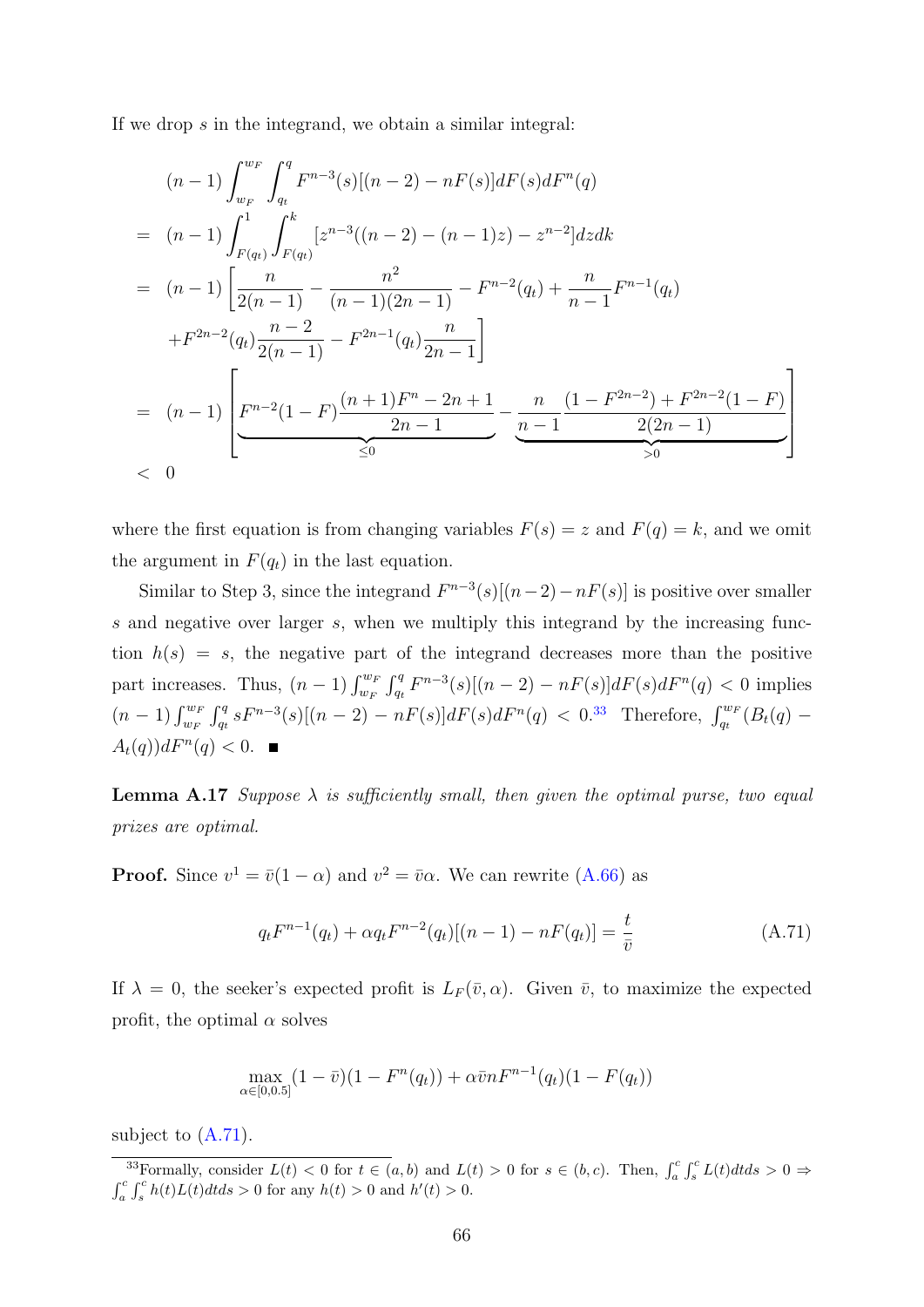If we drop $s$ in the integrand, we obtain a similar integral:

$$
\begin{aligned}
& (n-1)\int_{w_F}^{w_F}\int_{q_t}^{q} F^{n-3}(s)[(n-2)-nF(s)]dF(s)dF^n(q) \\
= \;& (n-1)\int_{F(q_t)}^{1}\int_{F(q_t)}^{k}[z^{n-3}((n-2)-(n-1)z)-z^{n-2}]dzdk \\
= \;& (n-1)\left[\frac{n}{2(n-1)}-\frac{n^2}{(n-1)(2n-1)}-F^{n-2}(q_t)+\frac{n}{n-1}F^{n-1}(q_t)\right. \\
& \left.+F^{2n-2}(q_t)\frac{n-2}{2(n-1)}-F^{2n-1}(q_t)\frac{n}{2n-1}\right] \\
= \;& (n-1)\left[\underbrace{F^{n-2}(1-F)\frac{(n+1)F^n-2n+1}{2n-1}}_{\leq 0}-\underbrace{\frac{n}{n-1}\frac{(1-F^{2n-2})+F^{2n-2}(1-F)}{2(2n-1)}}_{>0}\right] \\
< \;& 0
\end{aligned}
$$

where the first equation is from changing variables $F(s)=z$ and $F(q)=k$, and we omit the argument in $F(q_t)$ in the last equation.

Similar to Step 3, since the integrand $F^{n-3}(s)[(n-2)-nF(s)]$ is positive over smaller $s$ and negative over larger $s$, when we multiply this integrand by the increasing function $h(s)=s$, the negative part of the integrand decreases more than the positive part increases. Thus, $(n-1)\int_{w_F}^{w_F}\int_{q_t}^{q}F^{n-3}(s)[(n-2)-nF(s)]dF(s)dF^n(q)<0$ implies $(n-1)\int_{w_F}^{w_F}\int_{q_t}^{q}sF^{n-3}(s)[(n-2)-nF(s)]dF(s)dF^n(q)<0$.[33] Therefore, $\int_{q_t}^{w_F}(B_t(q)-A_t(q))dF^n(q)<0$. ■

**Lemma A.17** *Suppose $\lambda$ is sufficiently small, then given the optimal purse, two equal prizes are optimal.*

**Proof.** Since $v^1=\bar{v}(1-\alpha)$ and $v^2=\bar{v}\alpha$. We can rewrite (A.66) as

$$
q_tF^{n-1}(q_t)+\alpha q_tF^{n-2}(q_t)[(n-1)-nF(q_t)]=\frac{t}{\bar{v}} \tag{A.71}
$$

If $\lambda=0$, the seeker's expected profit is $L_F(\bar{v},\alpha)$. Given $\bar{v}$, to maximize the expected profit, the optimal $\alpha$ solves

$$
\max_{\alpha\in[0,0.5]}(1-\bar{v})(1-F^n(q_t))+\alpha\bar{v}nF^{n-1}(q_t)(1-F(q_t))
$$

subject to (A.71).

[33] Formally, consider $L(t)<0$ for $t\in(a,b)$ and $L(t)>0$ for $s\in(b,c)$. Then, $\int_a^c\int_s^c L(t)dtds>0 \Rightarrow \int_a^c\int_s^c h(t)L(t)dtds>0$ for any $h(t)>0$ and $h'(t)>0$.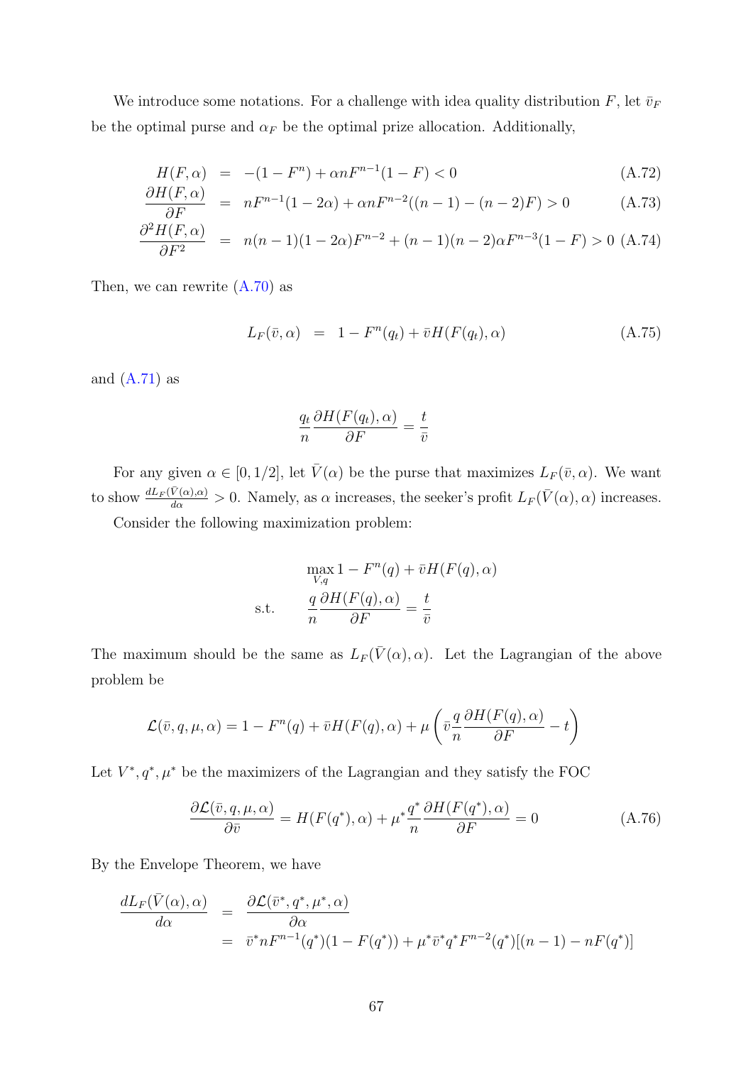We introduce some notations. For a challenge with idea quality distribution $F$, let $\bar{v}_F$ be the optimal purse and $\alpha_F$ be the optimal prize allocation. Additionally,

$$H(F,\alpha) = -(1-F^n) + \alpha n F^{n-1}(1-F) < 0 \tag{A.72}$$

$$\frac{\partial H(F,\alpha)}{\partial F} = nF^{n-1}(1-2\alpha) + \alpha n F^{n-2}((n-1)-(n-2)F) > 0 \tag{A.73}$$

$$\frac{\partial^2 H(F,\alpha)}{\partial F^2} = n(n-1)(1-2\alpha)F^{n-2} + (n-1)(n-2)\alpha F^{n-3}(1-F) > 0 \tag{A.74}$$

Then, we can rewrite (A.70) as

$$L_F(\bar{v},\alpha) = 1 - F^n(q_t) + \bar{v}H(F(q_t),\alpha) \tag{A.75}$$

and (A.71) as

$$\frac{q_t}{n}\frac{\partial H(F(q_t),\alpha)}{\partial F} = \frac{t}{\bar{v}}$$

For any given $\alpha \in [0, 1/2]$, let $\bar{V}(\alpha)$ be the purse that maximizes $L_F(\bar{v},\alpha)$. We want to show $\frac{dL_F(\bar{V}(\alpha),\alpha)}{d\alpha} > 0$. Namely, as $\alpha$ increases, the seeker's profit $L_F(\bar{V}(\alpha),\alpha)$ increases.

Consider the following maximization problem:

$$\max_{V,q} 1 - F^n(q) + \bar{v}H(F(q),\alpha)$$

$$\text{s.t.} \qquad \frac{q}{n}\frac{\partial H(F(q),\alpha)}{\partial F} = \frac{t}{\bar{v}}$$

The maximum should be the same as $L_F(\bar{V}(\alpha),\alpha)$. Let the Lagrangian of the above problem be

$$\mathcal{L}(\bar{v},q,\mu,\alpha) = 1 - F^n(q) + \bar{v}H(F(q),\alpha) + \mu\left(\bar{v}\frac{q}{n}\frac{\partial H(F(q),\alpha)}{\partial F} - t\right)$$

Let $V^*, q^*, \mu^*$ be the maximizers of the Lagrangian and they satisfy the FOC

$$\frac{\partial \mathcal{L}(\bar{v},q,\mu,\alpha)}{\partial \bar{v}} = H(F(q^*),\alpha) + \mu^*\frac{q^*}{n}\frac{\partial H(F(q^*),\alpha)}{\partial F} = 0 \tag{A.76}$$

By the Envelope Theorem, we have

$$\begin{aligned}
\frac{dL_F(\bar{V}(\alpha),\alpha)}{d\alpha} &= \frac{\partial \mathcal{L}(\bar{v}^*,q^*,\mu^*,\alpha)}{\partial \alpha} \\
&= \bar{v}^* n F^{n-1}(q^*)(1-F(q^*)) + \mu^*\bar{v}^* q^* F^{n-2}(q^*)[(n-1) - nF(q^*)]
\end{aligned}$$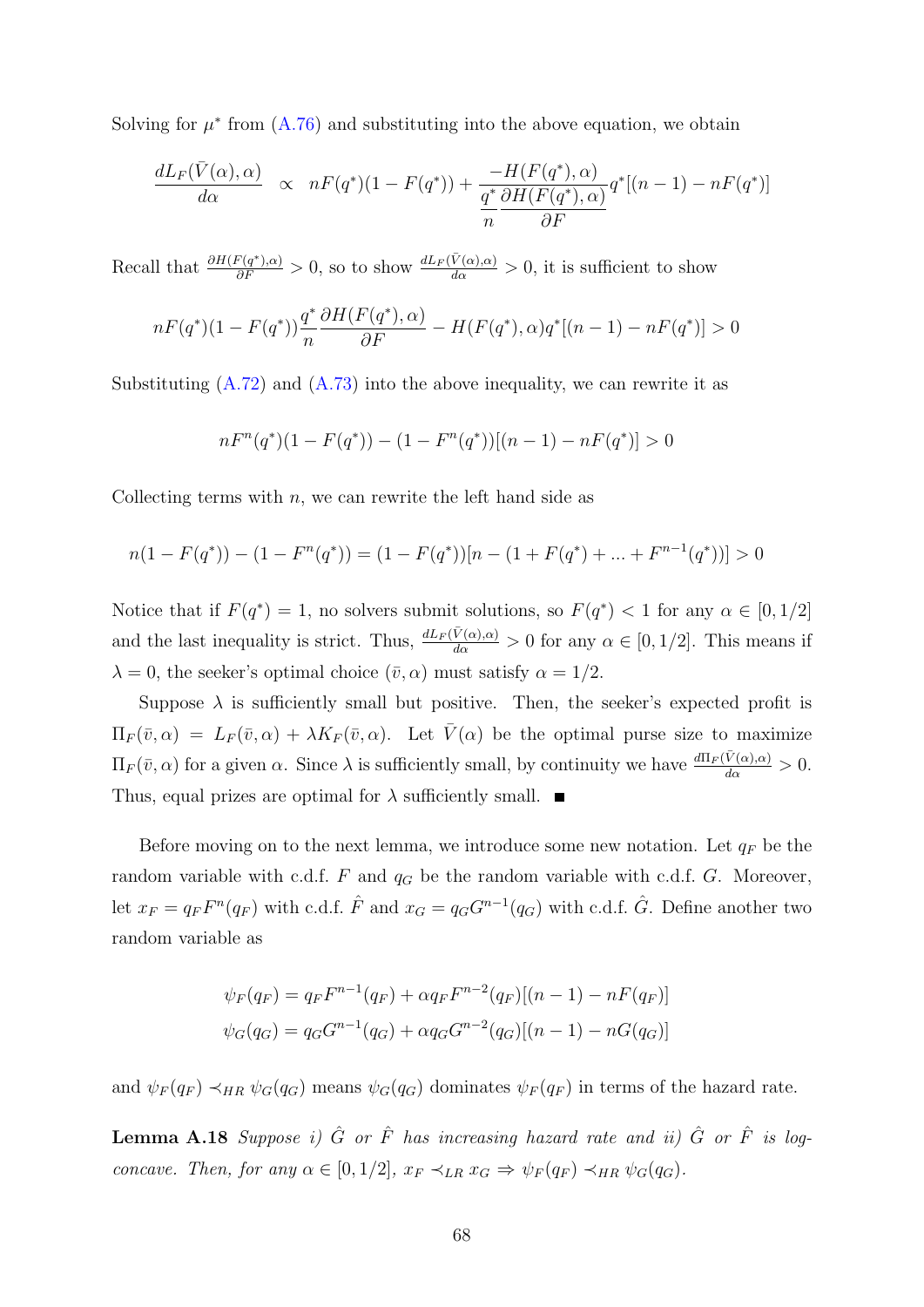Solving for $\mu^*$ from (A.76) and substituting into the above equation, we obtain

$$\frac{dL_F(\bar{V}(\alpha),\alpha)}{d\alpha} \propto nF(q^*)(1-F(q^*)) + \frac{-H(F(q^*),\alpha)}{\frac{q^*}{n}\frac{\partial H(F(q^*),\alpha)}{\partial F}} q^*[(n-1) - nF(q^*)]$$

Recall that $\frac{\partial H(F(q^*),\alpha)}{\partial F} > 0$, so to show $\frac{dL_F(\bar{V}(\alpha),\alpha)}{d\alpha} > 0$, it is sufficient to show

$$nF(q^*)(1-F(q^*))\frac{q^*}{n}\frac{\partial H(F(q^*),\alpha)}{\partial F} - H(F(q^*),\alpha)q^*[(n-1) - nF(q^*)] > 0$$

Substituting (A.72) and (A.73) into the above inequality, we can rewrite it as

$$nF^n(q^*)(1-F(q^*)) - (1-F^n(q^*))[(n-1) - nF(q^*)] > 0$$

Collecting terms with $n$, we can rewrite the left hand side as

$$n(1-F(q^*)) - (1-F^n(q^*)) = (1-F(q^*))[n - (1 + F(q^*) + ... + F^{n-1}(q^*))] > 0$$

Notice that if $F(q^*) = 1$, no solvers submit solutions, so $F(q^*) < 1$ for any $\alpha \in [0, 1/2]$ and the last inequality is strict. Thus, $\frac{dL_F(\bar{V}(\alpha),\alpha)}{d\alpha} > 0$ for any $\alpha \in [0, 1/2]$. This means if $\lambda = 0$, the seeker's optimal choice $(\bar{v}, \alpha)$ must satisfy $\alpha = 1/2$.

Suppose $\lambda$ is sufficiently small but positive. Then, the seeker's expected profit is $\Pi_F(\bar{v}, \alpha) = L_F(\bar{v}, \alpha) + \lambda K_F(\bar{v}, \alpha)$. Let $\bar{V}(\alpha)$ be the optimal purse size to maximize $\Pi_F(\bar{v}, \alpha)$ for a given $\alpha$. Since $\lambda$ is sufficiently small, by continuity we have $\frac{d\Pi_F(\bar{V}(\alpha),\alpha)}{d\alpha} > 0$. Thus, equal prizes are optimal for $\lambda$ sufficiently small. ■

Before moving on to the next lemma, we introduce some new notation. Let $q_F$ be the random variable with c.d.f. $F$ and $q_G$ be the random variable with c.d.f. $G$. Moreover, let $x_F = q_F F^n(q_F)$ with c.d.f. $\hat{F}$ and $x_G = q_G G^{n-1}(q_G)$ with c.d.f. $\hat{G}$. Define another two random variable as

$$\psi_F(q_F) = q_F F^{n-1}(q_F) + \alpha q_F F^{n-2}(q_F)[(n-1) - nF(q_F)]$$
$$\psi_G(q_G) = q_G G^{n-1}(q_G) + \alpha q_G G^{n-2}(q_G)[(n-1) - nG(q_G)]$$

and $\psi_F(q_F) \prec_{HR} \psi_G(q_G)$ means $\psi_G(q_G)$ dominates $\psi_F(q_F)$ in terms of the hazard rate.

**Lemma A.18** *Suppose i) $\hat{G}$ or $\hat{F}$ has increasing hazard rate and ii) $\hat{G}$ or $\hat{F}$ is log-concave. Then, for any $\alpha \in [0, 1/2]$, $x_F \prec_{LR} x_G \Rightarrow \psi_F(q_F) \prec_{HR} \psi_G(q_G)$.*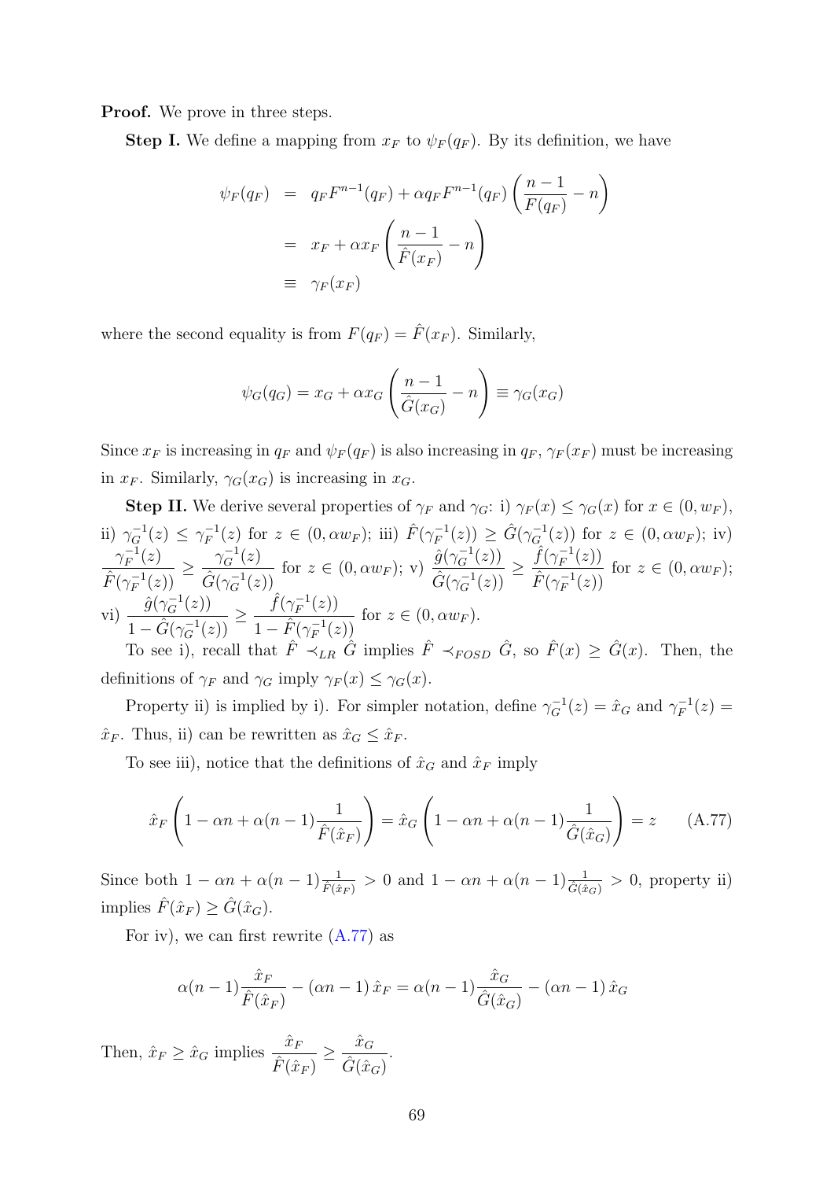**Proof.** We prove in three steps.

**Step I.** We define a mapping from $x_F$ to $\psi_F(q_F)$. By its definition, we have

$$
\begin{aligned}
\psi_F(q_F) &= q_F F^{n-1}(q_F) + \alpha q_F F^{n-1}(q_F)\left(\frac{n-1}{F(q_F)} - n\right) \\
&= x_F + \alpha x_F\left(\frac{n-1}{\hat{F}(x_F)} - n\right) \\
&\equiv \gamma_F(x_F)
\end{aligned}
$$

where the second equality is from $F(q_F) = \hat{F}(x_F)$. Similarly,

$$
\psi_G(q_G) = x_G + \alpha x_G\left(\frac{n-1}{\hat{G}(x_G)} - n\right) \equiv \gamma_G(x_G)
$$

Since $x_F$ is increasing in $q_F$ and $\psi_F(q_F)$ is also increasing in $q_F$, $\gamma_F(x_F)$ must be increasing in $x_F$. Similarly, $\gamma_G(x_G)$ is increasing in $x_G$.

**Step II.** We derive several properties of $\gamma_F$ and $\gamma_G$: i) $\gamma_F(x) \leq \gamma_G(x)$ for $x \in (0, w_F)$, ii) $\gamma_G^{-1}(z) \leq \gamma_F^{-1}(z)$ for $z \in (0, \alpha w_F)$; iii) $\hat{F}(\gamma_F^{-1}(z)) \geq \hat{G}(\gamma_G^{-1}(z))$ for $z \in (0, \alpha w_F)$; iv) $\dfrac{\gamma_F^{-1}(z)}{\hat{F}(\gamma_F^{-1}(z))} \geq \dfrac{\gamma_G^{-1}(z)}{\hat{G}(\gamma_G^{-1}(z))}$ for $z \in (0, \alpha w_F)$; v) $\dfrac{\hat{g}(\gamma_G^{-1}(z))}{\hat{G}(\gamma_G^{-1}(z))} \geq \dfrac{\hat{f}(\gamma_F^{-1}(z))}{\hat{F}(\gamma_F^{-1}(z))}$ for $z \in (0, \alpha w_F)$; vi) $\dfrac{\hat{g}(\gamma_G^{-1}(z))}{1-\hat{G}(\gamma_G^{-1}(z))} \geq \dfrac{\hat{f}(\gamma_F^{-1}(z))}{1-\hat{F}(\gamma_F^{-1}(z))}$ for $z \in (0, \alpha w_F)$.

To see i), recall that $\hat{F} \prec_{LR} \hat{G}$ implies $\hat{F} \prec_{FOSD} \hat{G}$, so $\hat{F}(x) \geq \hat{G}(x)$. Then, the definitions of $\gamma_F$ and $\gamma_G$ imply $\gamma_F(x) \leq \gamma_G(x)$.

Property ii) is implied by i). For simpler notation, define $\gamma_G^{-1}(z) = \hat{x}_G$ and $\gamma_F^{-1}(z) = \hat{x}_F$. Thus, ii) can be rewritten as $\hat{x}_G \leq \hat{x}_F$.

To see iii), notice that the definitions of $\hat{x}_G$ and $\hat{x}_F$ imply

$$
\hat{x}_F\left(1 - \alpha n + \alpha(n-1)\frac{1}{\hat{F}(\hat{x}_F)}\right) = \hat{x}_G\left(1 - \alpha n + \alpha(n-1)\frac{1}{\hat{G}(\hat{x}_G)}\right) = z \qquad \text{(A.77)}
$$

Since both $1 - \alpha n + \alpha(n-1)\frac{1}{\hat{F}(\hat{x}_F)} > 0$ and $1 - \alpha n + \alpha(n-1)\frac{1}{\hat{G}(\hat{x}_G)} > 0$, property ii) implies $\hat{F}(\hat{x}_F) \geq \hat{G}(\hat{x}_G)$.

For iv), we can first rewrite (A.77) as

$$
\alpha(n-1)\frac{\hat{x}_F}{\hat{F}(\hat{x}_F)} - (\alpha n - 1)\,\hat{x}_F = \alpha(n-1)\frac{\hat{x}_G}{\hat{G}(\hat{x}_G)} - (\alpha n - 1)\,\hat{x}_G
$$

Then, $\hat{x}_F \geq \hat{x}_G$ implies $\dfrac{\hat{x}_F}{\hat{F}(\hat{x}_F)} \geq \dfrac{\hat{x}_G}{\hat{G}(\hat{x}_G)}$.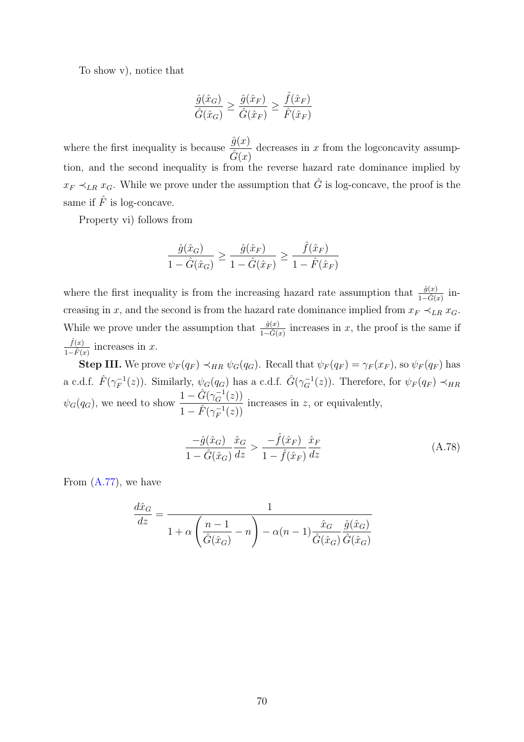To show v), notice that

$$\frac{\hat{g}(\hat{x}_G)}{\hat{G}(\hat{x}_G)} \geq \frac{\hat{g}(\hat{x}_F)}{\hat{G}(\hat{x}_F)} \geq \frac{\hat{f}(\hat{x}_F)}{\hat{F}(\hat{x}_F)}$$

where the first inequality is because $\dfrac{\hat{g}(x)}{\hat{G}(x)}$ decreases in $x$ from the logconcavity assumption, and the second inequality is from the reverse hazard rate dominance implied by $x_F \prec_{LR} x_G$. While we prove under the assumption that $\hat{G}$ is log-concave, the proof is the same if $\hat{F}$ is log-concave.

Property vi) follows from

$$\frac{\hat{g}(\hat{x}_G)}{1-\hat{G}(\hat{x}_G)} \geq \frac{\hat{g}(\hat{x}_F)}{1-\hat{G}(\hat{x}_F)} \geq \frac{\hat{f}(\hat{x}_F)}{1-\hat{F}(\hat{x}_F)}$$

where the first inequality is from the increasing hazard rate assumption that $\frac{\hat{g}(x)}{1-\hat{G}(x)}$ increasing in $x$, and the second is from the hazard rate dominance implied from $x_F \prec_{LR} x_G$. While we prove under the assumption that $\frac{\hat{g}(x)}{1-\hat{G}(x)}$ increases in $x$, the proof is the same if $\frac{\hat{f}(x)}{1-\hat{F}(x)}$ increases in $x$.

**Step III.** We prove $\psi_F(q_F) \prec_{HR} \psi_G(q_G)$. Recall that $\psi_F(q_F) = \gamma_F(x_F)$, so $\psi_F(q_F)$ has a c.d.f. $\hat{F}(\gamma_F^{-1}(z))$. Similarly, $\psi_G(q_G)$ has a c.d.f. $\hat{G}(\gamma_G^{-1}(z))$. Therefore, for $\psi_F(q_F) \prec_{HR} \psi_G(q_G)$, we need to show $\dfrac{1-\hat{G}(\gamma_G^{-1}(z))}{1-\hat{F}(\gamma_F^{-1}(z))}$ increases in $z$, or equivalently,

$$\frac{-\hat{g}(\hat{x}_G)}{1-\hat{G}(\hat{x}_G)}\frac{\hat{x}_G}{dz} > \frac{-\hat{f}(\hat{x}_F)}{1-\hat{f}(\hat{x}_F)}\frac{\hat{x}_F}{dz} \tag{A.78}$$

From (A.77), we have

$$\frac{d\hat{x}_G}{dz} = \frac{1}{1+\alpha\left(\dfrac{n-1}{\hat{G}(\hat{x}_G)}-n\right)-\alpha(n-1)\dfrac{\hat{x}_G}{\hat{G}(\hat{x}_G)}\dfrac{\hat{g}(\hat{x}_G)}{\hat{G}(\hat{x}_G)}}$$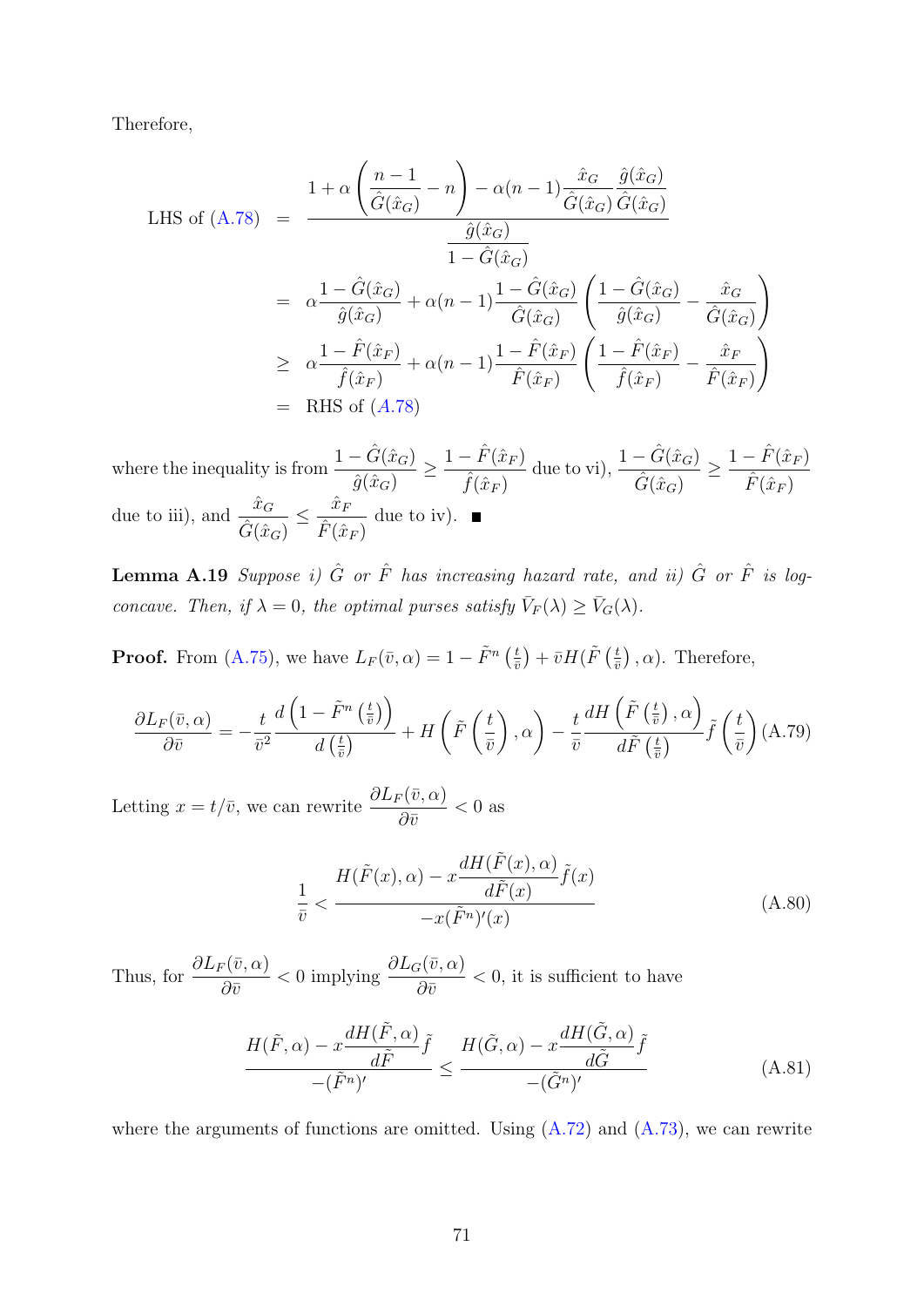Therefore,

$$
\begin{aligned}
\text{LHS of (A.78)} &= \frac{1+\alpha\left(\dfrac{n-1}{\hat{G}(\hat{x}_G)}-n\right)-\alpha(n-1)\dfrac{\hat{x}_G}{\hat{G}(\hat{x}_G)}\dfrac{\hat{g}(\hat{x}_G)}{\hat{G}(\hat{x}_G)}}{\dfrac{\hat{g}(\hat{x}_G)}{1-\hat{G}(\hat{x}_G)}} \\
&= \alpha\frac{1-\hat{G}(\hat{x}_G)}{\hat{g}(\hat{x}_G)}+\alpha(n-1)\frac{1-\hat{G}(\hat{x}_G)}{\hat{G}(\hat{x}_G)}\left(\frac{1-\hat{G}(\hat{x}_G)}{\hat{g}(\hat{x}_G)}-\frac{\hat{x}_G}{\hat{G}(\hat{x}_G)}\right) \\
&\geq \alpha\frac{1-\hat{F}(\hat{x}_F)}{\hat{f}(\hat{x}_F)}+\alpha(n-1)\frac{1-\hat{F}(\hat{x}_F)}{\hat{F}(\hat{x}_F)}\left(\frac{1-\hat{F}(\hat{x}_F)}{\hat{f}(\hat{x}_F)}-\frac{\hat{x}_F}{\hat{F}(\hat{x}_F)}\right) \\
&= \text{RHS of } (A.78)
\end{aligned}
$$

where the inequality is from $\dfrac{1-\hat{G}(\hat{x}_G)}{\hat{g}(\hat{x}_G)} \geq \dfrac{1-\hat{F}(\hat{x}_F)}{\hat{f}(\hat{x}_F)}$ due to vi), $\dfrac{1-\hat{G}(\hat{x}_G)}{\hat{G}(\hat{x}_G)} \geq \dfrac{1-\hat{F}(\hat{x}_F)}{\hat{F}(\hat{x}_F)}$ due to iii), and $\dfrac{\hat{x}_G}{\hat{G}(\hat{x}_G)} \leq \dfrac{\hat{x}_F}{\hat{F}(\hat{x}_F)}$ due to iv). ■

**Lemma A.19** *Suppose i) $\hat{G}$ or $\hat{F}$ has increasing hazard rate, and ii) $\hat{G}$ or $\hat{F}$ is log-concave. Then, if $\lambda = 0$, the optimal purses satisfy $\bar{V}_F(\lambda) \geq \bar{V}_G(\lambda)$.*

**Proof.** From (A.75), we have $L_F(\bar{v},\alpha) = 1-\tilde{F}^n\left(\frac{t}{\bar{v}}\right)+\bar{v}H(\tilde{F}\left(\frac{t}{\bar{v}}\right),\alpha)$. Therefore,

$$
\frac{\partial L_F(\bar{v},\alpha)}{\partial \bar{v}} = -\frac{t}{\bar{v}^2}\frac{d\left(1-\tilde{F}^n\left(\frac{t}{\bar{v}}\right)\right)}{d\left(\frac{t}{\bar{v}}\right)}+H\left(\tilde{F}\left(\frac{t}{\bar{v}}\right),\alpha\right)-\frac{t}{\bar{v}}\frac{dH\left(\tilde{F}\left(\frac{t}{\bar{v}}\right),\alpha\right)}{d\tilde{F}\left(\frac{t}{\bar{v}}\right)}\tilde{f}\left(\frac{t}{\bar{v}}\right) \tag{A.79}
$$

Letting $x = t/\bar{v}$, we can rewrite $\dfrac{\partial L_F(\bar{v},\alpha)}{\partial \bar{v}} < 0$ as

$$
\frac{1}{\bar{v}} < \frac{H(\tilde{F}(x),\alpha)-x\dfrac{dH(\tilde{F}(x),\alpha)}{d\tilde{F}(x)}\tilde{f}(x)}{-x(\tilde{F}^n)'(x)} \tag{A.80}
$$

Thus, for $\dfrac{\partial L_F(\bar{v},\alpha)}{\partial \bar{v}} < 0$ implying $\dfrac{\partial L_G(\bar{v},\alpha)}{\partial \bar{v}} < 0$, it is sufficient to have

$$
\frac{H(\tilde{F},\alpha)-x\dfrac{dH(\tilde{F},\alpha)}{d\tilde{F}}\tilde{f}}{-(\tilde{F}^n)'} \leq \frac{H(\tilde{G},\alpha)-x\dfrac{dH(\tilde{G},\alpha)}{d\tilde{G}}\tilde{f}}{-(\tilde{G}^n)'} \tag{A.81}
$$

where the arguments of functions are omitted. Using (A.72) and (A.73), we can rewrite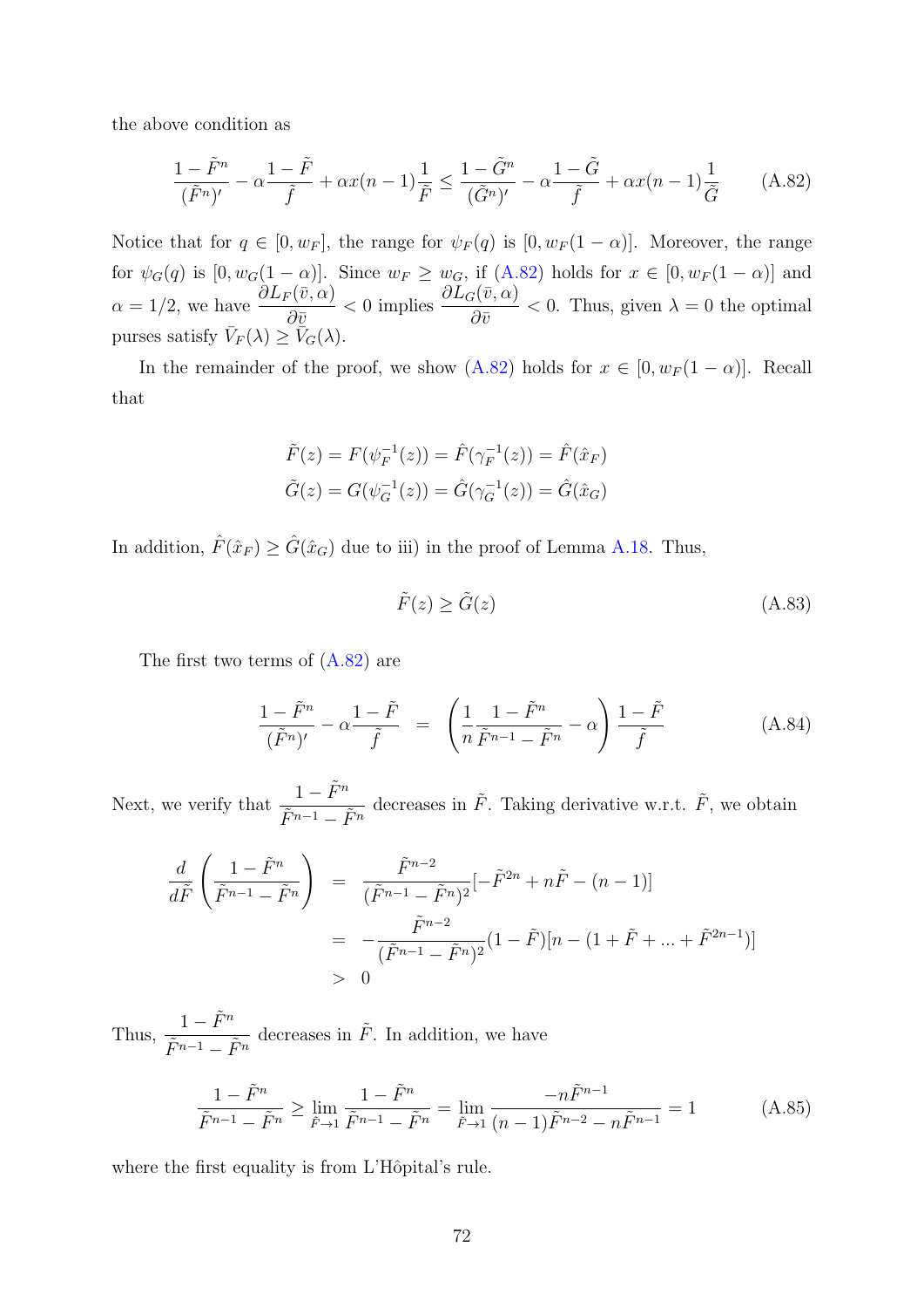the above condition as

$$\frac{1-\tilde{F}^n}{(\tilde{F}^n)'} - \alpha\frac{1-\tilde{F}}{\tilde{f}} + \alpha x(n-1)\frac{1}{\tilde{F}} \leq \frac{1-\tilde{G}^n}{(\tilde{G}^n)'} - \alpha\frac{1-\tilde{G}}{\tilde{f}} + \alpha x(n-1)\frac{1}{\tilde{G}} \tag{A.82}$$

Notice that for $q \in [0, w_F]$, the range for $\psi_F(q)$ is $[0, w_F(1-\alpha)]$. Moreover, the range for $\psi_G(q)$ is $[0, w_G(1-\alpha)]$. Since $w_F \geq w_G$, if (A.82) holds for $x \in [0, w_F(1-\alpha)]$ and $\alpha = 1/2$, we have $\dfrac{\partial L_F(\bar{v}, \alpha)}{\partial \bar{v}} < 0$ implies $\dfrac{\partial L_G(\bar{v}, \alpha)}{\partial \bar{v}} < 0$. Thus, given $\lambda = 0$ the optimal purses satisfy $\bar{V}_F(\lambda) \geq \bar{V}_G(\lambda)$.

In the remainder of the proof, we show (A.82) holds for $x \in [0, w_F(1-\alpha)]$. Recall that

$$\tilde{F}(z) = F(\psi_F^{-1}(z)) = \hat{F}(\gamma_F^{-1}(z)) = \hat{F}(\hat{x}_F)$$
$$\tilde{G}(z) = G(\psi_G^{-1}(z)) = \hat{G}(\gamma_G^{-1}(z)) = \hat{G}(\hat{x}_G)$$

In addition, $\hat{F}(\hat{x}_F) \geq \hat{G}(\hat{x}_G)$ due to iii) in the proof of Lemma A.18. Thus,

$$\tilde{F}(z) \geq \tilde{G}(z) \tag{A.83}$$

The first two terms of (A.82) are

$$\frac{1-\tilde{F}^n}{(\tilde{F}^n)'} - \alpha\frac{1-\tilde{F}}{\tilde{f}} = \left(\frac{1}{n}\frac{1-\tilde{F}^n}{\tilde{F}^{n-1}-\tilde{F}^n} - \alpha\right)\frac{1-\tilde{F}}{\tilde{f}} \tag{A.84}$$

Next, we verify that $\dfrac{1-\tilde{F}^n}{\tilde{F}^{n-1}-\tilde{F}^n}$ decreases in $\tilde{F}$. Taking derivative w.r.t. $\tilde{F}$, we obtain

$$\begin{aligned}
\frac{d}{d\tilde{F}}\left(\frac{1-\tilde{F}^n}{\tilde{F}^{n-1}-\tilde{F}^n}\right) &= \frac{\tilde{F}^{n-2}}{(\tilde{F}^{n-1}-\tilde{F}^n)^2}[-\tilde{F}^{2n} + n\tilde{F} - (n-1)] \\
&= -\frac{\tilde{F}^{n-2}}{(\tilde{F}^{n-1}-\tilde{F}^n)^2}(1-\tilde{F})[n - (1 + \tilde{F} + ... + \tilde{F}^{2n-1})] \\
&> 0
\end{aligned}$$

Thus, $\dfrac{1-\tilde{F}^n}{\tilde{F}^{n-1}-\tilde{F}^n}$ decreases in $\tilde{F}$. In addition, we have

$$\frac{1-\tilde{F}^n}{\tilde{F}^{n-1}-\tilde{F}^n} \geq \lim_{\tilde{F}\to 1}\frac{1-\tilde{F}^n}{\tilde{F}^{n-1}-\tilde{F}^n} = \lim_{\tilde{F}\to 1}\frac{-n\tilde{F}^{n-1}}{(n-1)\tilde{F}^{n-2} - n\tilde{F}^{n-1}} = 1 \tag{A.85}$$

where the first equality is from L'Hôpital's rule.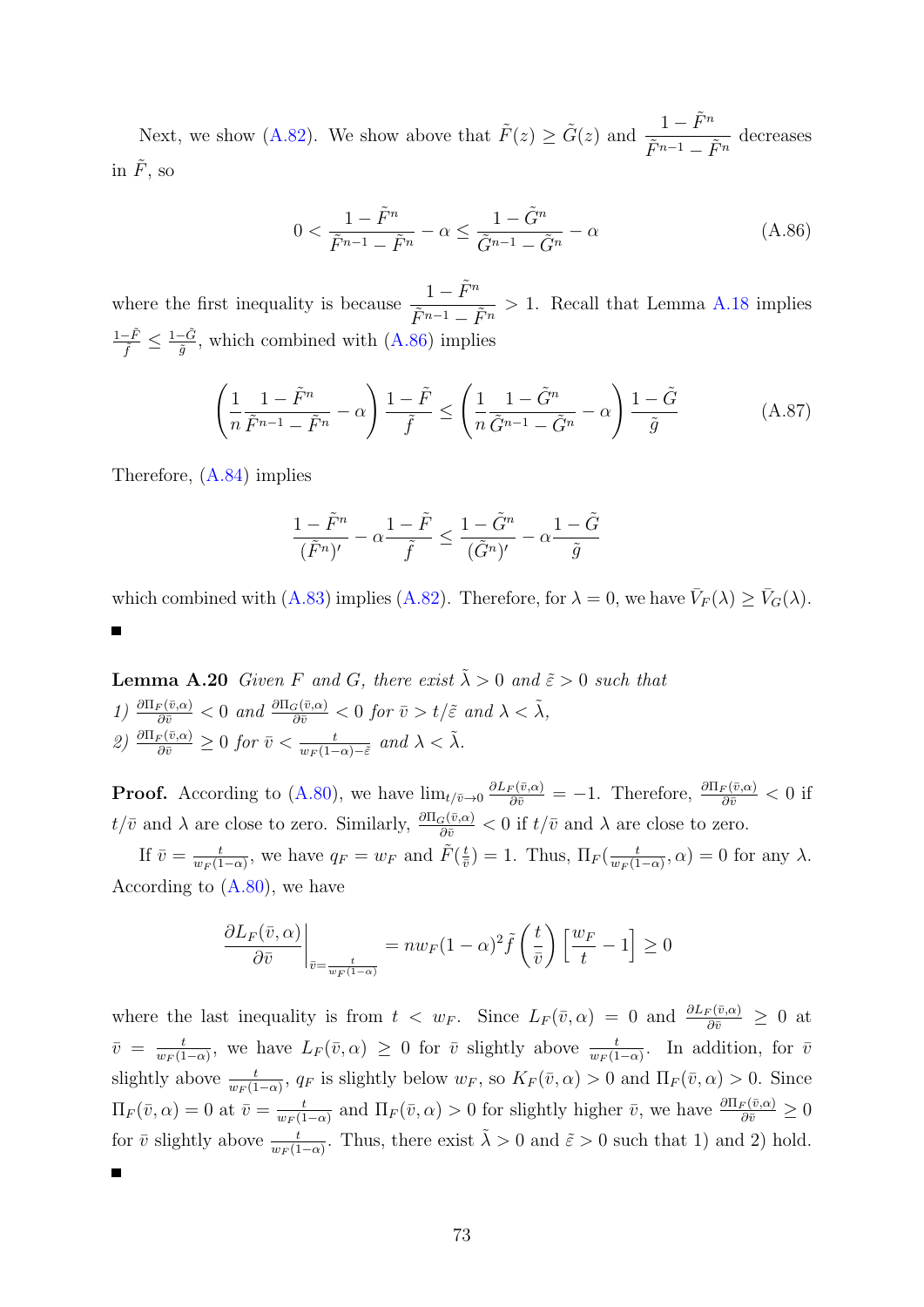Next, we show (A.82). We show above that $\tilde{F}(z) \geq \tilde{G}(z)$ and $\dfrac{1-\tilde{F}^n}{\tilde{F}^{n-1}-\tilde{F}^n}$ decreases in $\tilde{F}$, so

$$0 < \frac{1-\tilde{F}^n}{\tilde{F}^{n-1}-\tilde{F}^n} - \alpha \leq \frac{1-\tilde{G}^n}{\tilde{G}^{n-1}-\tilde{G}^n} - \alpha \tag{A.86}$$

where the first inequality is because $\dfrac{1-\tilde{F}^n}{\tilde{F}^{n-1}-\tilde{F}^n} > 1$. Recall that Lemma A.18 implies $\frac{1-\tilde{F}}{\tilde{f}} \leq \frac{1-\tilde{G}}{\tilde{g}}$, which combined with (A.86) implies

$$\left(\frac{1}{n}\frac{1-\tilde{F}^n}{\tilde{F}^{n-1}-\tilde{F}^n} - \alpha\right)\frac{1-\tilde{F}}{\tilde{f}} \leq \left(\frac{1}{n}\frac{1-\tilde{G}^n}{\tilde{G}^{n-1}-\tilde{G}^n} - \alpha\right)\frac{1-\tilde{G}}{\tilde{g}} \tag{A.87}$$

Therefore, (A.84) implies

$$\frac{1-\tilde{F}^n}{(\tilde{F}^n)'} - \alpha\frac{1-\tilde{F}}{\tilde{f}} \leq \frac{1-\tilde{G}^n}{(\tilde{G}^n)'} - \alpha\frac{1-\tilde{G}}{\tilde{g}}$$

which combined with (A.83) implies (A.82). Therefore, for $\lambda = 0$, we have $\bar{V}_F(\lambda) \geq \bar{V}_G(\lambda)$. ■

**Lemma A.20** *Given $F$ and $G$, there exist $\tilde{\lambda} > 0$ and $\tilde{\varepsilon} > 0$ such that*
*1) $\frac{\partial \Pi_F(\bar{v},\alpha)}{\partial \bar{v}} < 0$ and $\frac{\partial \Pi_G(\bar{v},\alpha)}{\partial \bar{v}} < 0$ for $\bar{v} > t/\tilde{\varepsilon}$ and $\lambda < \tilde{\lambda}$,*
*2) $\frac{\partial \Pi_F(\bar{v},\alpha)}{\partial \bar{v}} \geq 0$ for $\bar{v} < \frac{t}{w_F(1-\alpha)-\tilde{\varepsilon}}$ and $\lambda < \tilde{\lambda}$.*

**Proof.** According to (A.80), we have $\lim_{t/\bar{v}\to 0} \frac{\partial L_F(\bar{v},\alpha)}{\partial \bar{v}} = -1$. Therefore, $\frac{\partial \Pi_F(\bar{v},\alpha)}{\partial \bar{v}} < 0$ if $t/\bar{v}$ and $\lambda$ are close to zero. Similarly, $\frac{\partial \Pi_G(\bar{v},\alpha)}{\partial \bar{v}} < 0$ if $t/\bar{v}$ and $\lambda$ are close to zero.

If $\bar{v} = \frac{t}{w_F(1-\alpha)}$, we have $q_F = w_F$ and $\tilde{F}(\frac{t}{\bar{v}}) = 1$. Thus, $\Pi_F(\frac{t}{w_F(1-\alpha)}, \alpha) = 0$ for any $\lambda$. According to (A.80), we have

$$\left.\frac{\partial L_F(\bar{v},\alpha)}{\partial \bar{v}}\right|_{\bar{v}=\frac{t}{w_F(1-\alpha)}} = n w_F(1-\alpha)^2 \tilde{f}\left(\frac{t}{\bar{v}}\right)\left[\frac{w_F}{t} - 1\right] \geq 0$$

where the last inequality is from $t < w_F$. Since $L_F(\bar{v},\alpha) = 0$ and $\frac{\partial L_F(\bar{v},\alpha)}{\partial \bar{v}} \geq 0$ at $\bar{v} = \frac{t}{w_F(1-\alpha)}$, we have $L_F(\bar{v},\alpha) \geq 0$ for $\bar{v}$ slightly above $\frac{t}{w_F(1-\alpha)}$. In addition, for $\bar{v}$ slightly above $\frac{t}{w_F(1-\alpha)}$, $q_F$ is slightly below $w_F$, so $K_F(\bar{v},\alpha) > 0$ and $\Pi_F(\bar{v},\alpha) > 0$. Since $\Pi_F(\bar{v},\alpha) = 0$ at $\bar{v} = \frac{t}{w_F(1-\alpha)}$ and $\Pi_F(\bar{v},\alpha) > 0$ for slightly higher $\bar{v}$, we have $\frac{\partial \Pi_F(\bar{v},\alpha)}{\partial \bar{v}} \geq 0$ for $\bar{v}$ slightly above $\frac{t}{w_F(1-\alpha)}$. Thus, there exist $\tilde{\lambda} > 0$ and $\tilde{\varepsilon} > 0$ such that 1) and 2) hold. ■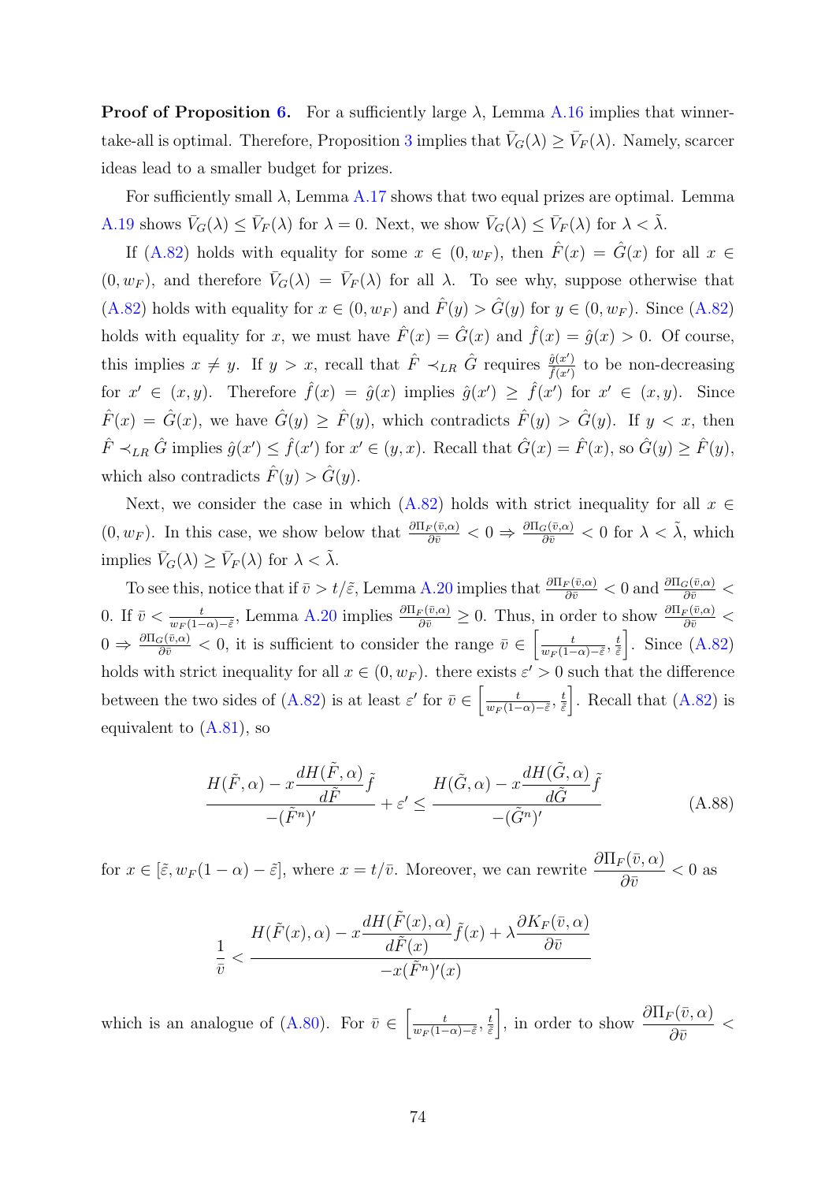**Proof of Proposition 6.** For a sufficiently large $\lambda$, Lemma A.16 implies that winner-take-all is optimal. Therefore, Proposition 3 implies that $\bar{V}_G(\lambda) \geq \bar{V}_F(\lambda)$. Namely, scarcer ideas lead to a smaller budget for prizes.

For sufficiently small $\lambda$, Lemma A.17 shows that two equal prizes are optimal. Lemma A.19 shows $\bar{V}_G(\lambda) \leq \bar{V}_F(\lambda)$ for $\lambda = 0$. Next, we show $\bar{V}_G(\lambda) \leq \bar{V}_F(\lambda)$ for $\lambda < \tilde{\lambda}$.

If (A.82) holds with equality for some $x \in (0, w_F)$, then $\hat{F}(x) = \hat{G}(x)$ for all $x \in (0, w_F)$, and therefore $\bar{V}_G(\lambda) = \bar{V}_F(\lambda)$ for all $\lambda$. To see why, suppose otherwise that (A.82) holds with equality for $x \in (0, w_F)$ and $\hat{F}(y) > \hat{G}(y)$ for $y \in (0, w_F)$. Since (A.82) holds with equality for $x$, we must have $\hat{F}(x) = \hat{G}(x)$ and $\hat{f}(x) = \hat{g}(x) > 0$. Of course, this implies $x \neq y$. If $y > x$, recall that $\hat{F} \prec_{LR} \hat{G}$ requires $\frac{\hat{g}(x')}{\hat{f}(x')}$ to be non-decreasing for $x' \in (x, y)$. Therefore $\hat{f}(x) = \hat{g}(x)$ implies $\hat{g}(x') \geq \hat{f}(x')$ for $x' \in (x, y)$. Since $\hat{F}(x) = \hat{G}(x)$, we have $\hat{G}(y) \geq \hat{F}(y)$, which contradicts $\hat{F}(y) > \hat{G}(y)$. If $y < x$, then $\hat{F} \prec_{LR} \hat{G}$ implies $\hat{g}(x') \leq \hat{f}(x')$ for $x' \in (y, x)$. Recall that $\hat{G}(x) = \hat{F}(x)$, so $\hat{G}(y) \geq \hat{F}(y)$, which also contradicts $\hat{F}(y) > \hat{G}(y)$.

Next, we consider the case in which (A.82) holds with strict inequality for all $x \in (0, w_F)$. In this case, we show below that $\frac{\partial \Pi_F(\bar{v},\alpha)}{\partial \bar{v}} < 0 \Rightarrow \frac{\partial \Pi_G(\bar{v},\alpha)}{\partial \bar{v}} < 0$ for $\lambda < \tilde{\lambda}$, which implies $\bar{V}_G(\lambda) \geq \bar{V}_F(\lambda)$ for $\lambda < \tilde{\lambda}$.

To see this, notice that if $\bar{v} > t/\tilde{\varepsilon}$, Lemma A.20 implies that $\frac{\partial \Pi_F(\bar{v},\alpha)}{\partial \bar{v}} < 0$ and $\frac{\partial \Pi_G(\bar{v},\alpha)}{\partial \bar{v}} < 0$. If $\bar{v} < \frac{t}{w_F(1-\alpha)-\tilde{\varepsilon}}$, Lemma A.20 implies $\frac{\partial \Pi_F(\bar{v},\alpha)}{\partial \bar{v}} \geq 0$. Thus, in order to show $\frac{\partial \Pi_F(\bar{v},\alpha)}{\partial \bar{v}} < 0 \Rightarrow \frac{\partial \Pi_G(\bar{v},\alpha)}{\partial \bar{v}} < 0$, it is sufficient to consider the range $\bar{v} \in \left[\frac{t}{w_F(1-\alpha)-\tilde{\varepsilon}}, \frac{t}{\tilde{\varepsilon}}\right]$. Since (A.82) holds with strict inequality for all $x \in (0, w_F)$. there exists $\varepsilon' > 0$ such that the difference between the two sides of (A.82) is at least $\varepsilon'$ for $\bar{v} \in \left[\frac{t}{w_F(1-\alpha)-\tilde{\varepsilon}}, \frac{t}{\tilde{\varepsilon}}\right]$. Recall that (A.82) is equivalent to (A.81), so

$$\frac{H(\tilde{F}, \alpha) - x\dfrac{dH(\tilde{F}, \alpha)}{d\tilde{F}}\tilde{f}}{-(\tilde{F}^n)'} + \varepsilon' \leq \frac{H(\tilde{G}, \alpha) - x\dfrac{dH(\tilde{G}, \alpha)}{d\tilde{G}}\tilde{f}}{-(\tilde{G}^n)'} \tag{A.88}$$

for $x \in [\tilde{\varepsilon}, w_F(1-\alpha) - \tilde{\varepsilon}]$, where $x = t/\bar{v}$. Moreover, we can rewrite $\dfrac{\partial \Pi_F(\bar{v}, \alpha)}{\partial \bar{v}} < 0$ as

$$\frac{1}{\bar{v}} < \frac{H(\tilde{F}(x), \alpha) - x\dfrac{dH(\tilde{F}(x), \alpha)}{d\tilde{F}(x)}\tilde{f}(x) + \lambda\dfrac{\partial K_F(\bar{v}, \alpha)}{\partial \bar{v}}}{-x(\tilde{F}^n)'(x)}$$

which is an analogue of (A.80). For $\bar{v} \in \left[\frac{t}{w_F(1-\alpha)-\tilde{\varepsilon}}, \frac{t}{\tilde{\varepsilon}}\right]$, in order to show $\dfrac{\partial \Pi_F(\bar{v}, \alpha)}{\partial \bar{v}} <$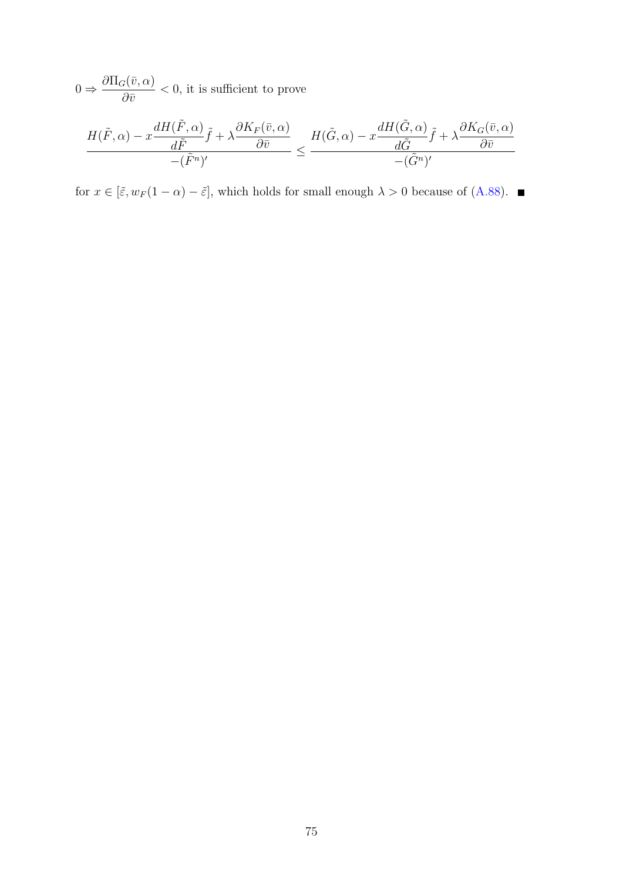$0 \Rightarrow \dfrac{\partial \Pi_G(\bar{v}, \alpha)}{\partial \bar{v}} < 0$, it is sufficient to prove

$$\frac{H(\tilde{F}, \alpha) - x\dfrac{dH(\tilde{F}, \alpha)}{d\tilde{F}}\tilde{f} + \lambda\dfrac{\partial K_F(\bar{v}, \alpha)}{\partial \bar{v}}}{-(\tilde{F}^n)'} \leq \frac{H(\tilde{G}, \alpha) - x\dfrac{dH(\tilde{G}, \alpha)}{d\tilde{G}}\tilde{f} + \lambda\dfrac{\partial K_G(\bar{v}, \alpha)}{\partial \bar{v}}}{-(\tilde{G}^n)'}$$

for $x \in [\tilde{\varepsilon}, w_F(1-\alpha) - \tilde{\varepsilon}]$, which holds for small enough $\lambda > 0$ because of (A.88). ■